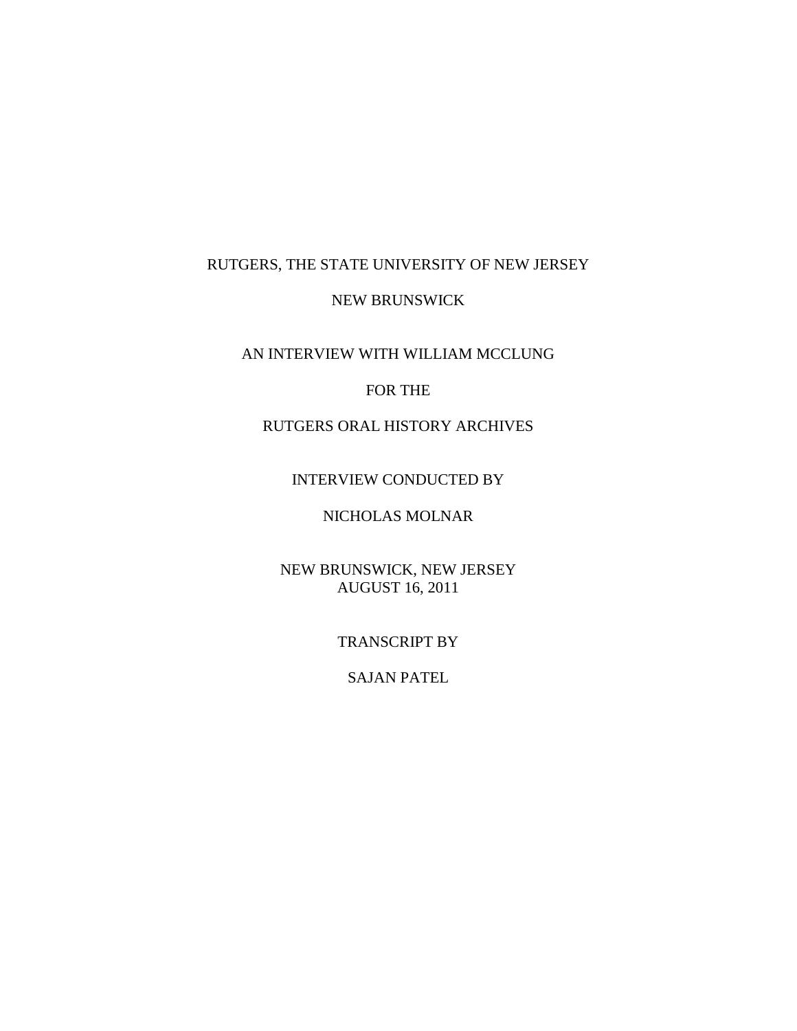RUTGERS, THE STATE UNIVERSITY OF NEW JERSEY

NEW BRUNSWICK

AN INTERVIEW WITH WILLIAM MCCLUNG

FOR THE

RUTGERS ORAL HISTORY ARCHIVES

INTERVIEW CONDUCTED BY

NICHOLAS MOLNAR

NEW BRUNSWICK, NEW JERSEY
AUGUST 16, 2011

TRANSCRIPT BY

SAJAN PATEL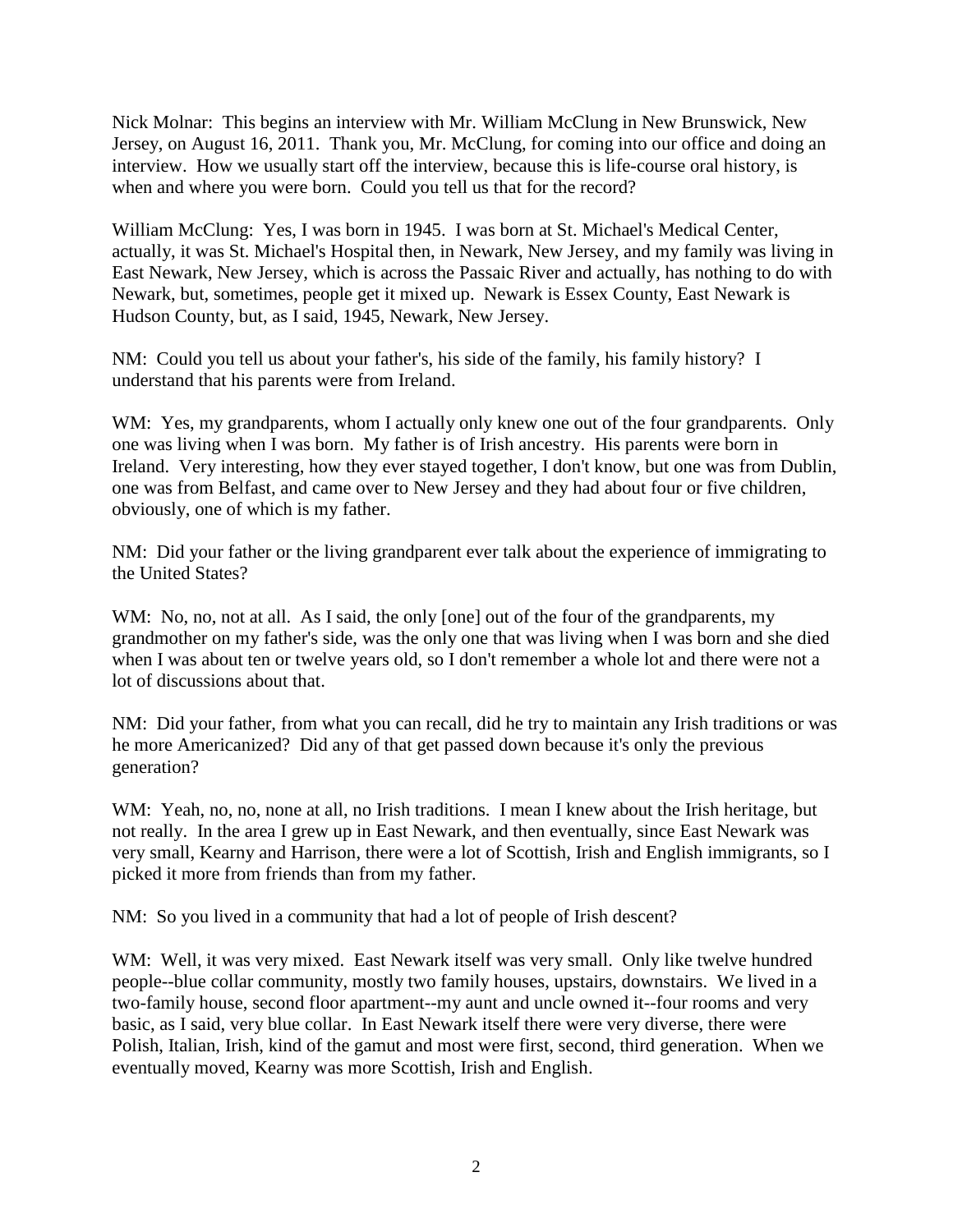Nick Molnar: This begins an interview with Mr. William McClung in New Brunswick, New Jersey, on August 16, 2011. Thank you, Mr. McClung, for coming into our office and doing an interview. How we usually start off the interview, because this is life-course oral history, is when and where you were born. Could you tell us that for the record?

William McClung: Yes, I was born in 1945. I was born at St. Michael's Medical Center, actually, it was St. Michael's Hospital then, in Newark, New Jersey, and my family was living in East Newark, New Jersey, which is across the Passaic River and actually, has nothing to do with Newark, but, sometimes, people get it mixed up. Newark is Essex County, East Newark is Hudson County, but, as I said, 1945, Newark, New Jersey.

NM: Could you tell us about your father's, his side of the family, his family history? I understand that his parents were from Ireland.

WM: Yes, my grandparents, whom I actually only knew one out of the four grandparents. Only one was living when I was born. My father is of Irish ancestry. His parents were born in Ireland. Very interesting, how they ever stayed together, I don't know, but one was from Dublin, one was from Belfast, and came over to New Jersey and they had about four or five children, obviously, one of which is my father.

NM: Did your father or the living grandparent ever talk about the experience of immigrating to the United States?

WM: No, no, not at all. As I said, the only [one] out of the four of the grandparents, my grandmother on my father's side, was the only one that was living when I was born and she died when I was about ten or twelve years old, so I don't remember a whole lot and there were not a lot of discussions about that.

NM: Did your father, from what you can recall, did he try to maintain any Irish traditions or was he more Americanized? Did any of that get passed down because it's only the previous generation?

WM: Yeah, no, no, none at all, no Irish traditions. I mean I knew about the Irish heritage, but not really. In the area I grew up in East Newark, and then eventually, since East Newark was very small, Kearny and Harrison, there were a lot of Scottish, Irish and English immigrants, so I picked it more from friends than from my father.

NM: So you lived in a community that had a lot of people of Irish descent?

WM: Well, it was very mixed. East Newark itself was very small. Only like twelve hundred people--blue collar community, mostly two family houses, upstairs, downstairs. We lived in a two-family house, second floor apartment--my aunt and uncle owned it--four rooms and very basic, as I said, very blue collar. In East Newark itself there were very diverse, there were Polish, Italian, Irish, kind of the gamut and most were first, second, third generation. When we eventually moved, Kearny was more Scottish, Irish and English.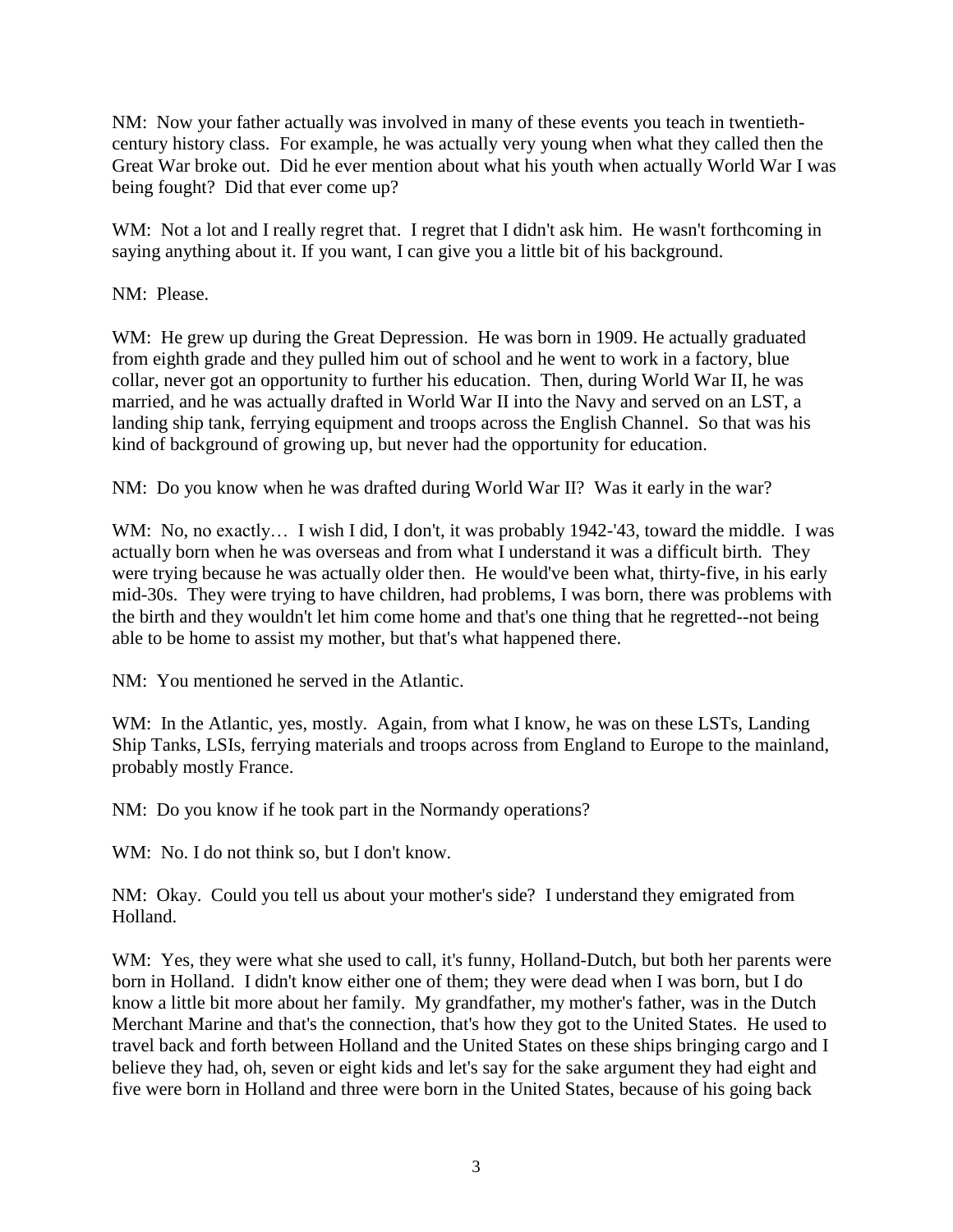NM: Now your father actually was involved in many of these events you teach in twentieth-century history class. For example, he was actually very young when what they called then the Great War broke out. Did he ever mention about what his youth when actually World War I was being fought? Did that ever come up?

WM: Not a lot and I really regret that. I regret that I didn't ask him. He wasn't forthcoming in saying anything about it. If you want, I can give you a little bit of his background.

NM: Please.

WM: He grew up during the Great Depression. He was born in 1909. He actually graduated from eighth grade and they pulled him out of school and he went to work in a factory, blue collar, never got an opportunity to further his education. Then, during World War II, he was married, and he was actually drafted in World War II into the Navy and served on an LST, a landing ship tank, ferrying equipment and troops across the English Channel. So that was his kind of background of growing up, but never had the opportunity for education.

NM: Do you know when he was drafted during World War II? Was it early in the war?

WM: No, no exactly… I wish I did, I don't, it was probably 1942-'43, toward the middle. I was actually born when he was overseas and from what I understand it was a difficult birth. They were trying because he was actually older then. He would've been what, thirty-five, in his early mid-30s. They were trying to have children, had problems, I was born, there was problems with the birth and they wouldn't let him come home and that's one thing that he regretted--not being able to be home to assist my mother, but that's what happened there.

NM: You mentioned he served in the Atlantic.

WM: In the Atlantic, yes, mostly. Again, from what I know, he was on these LSTs, Landing Ship Tanks, LSIs, ferrying materials and troops across from England to Europe to the mainland, probably mostly France.

NM: Do you know if he took part in the Normandy operations?

WM: No. I do not think so, but I don't know.

NM: Okay. Could you tell us about your mother's side? I understand they emigrated from Holland.

WM: Yes, they were what she used to call, it's funny, Holland-Dutch, but both her parents were born in Holland. I didn't know either one of them; they were dead when I was born, but I do know a little bit more about her family. My grandfather, my mother's father, was in the Dutch Merchant Marine and that's the connection, that's how they got to the United States. He used to travel back and forth between Holland and the United States on these ships bringing cargo and I believe they had, oh, seven or eight kids and let's say for the sake argument they had eight and five were born in Holland and three were born in the United States, because of his going back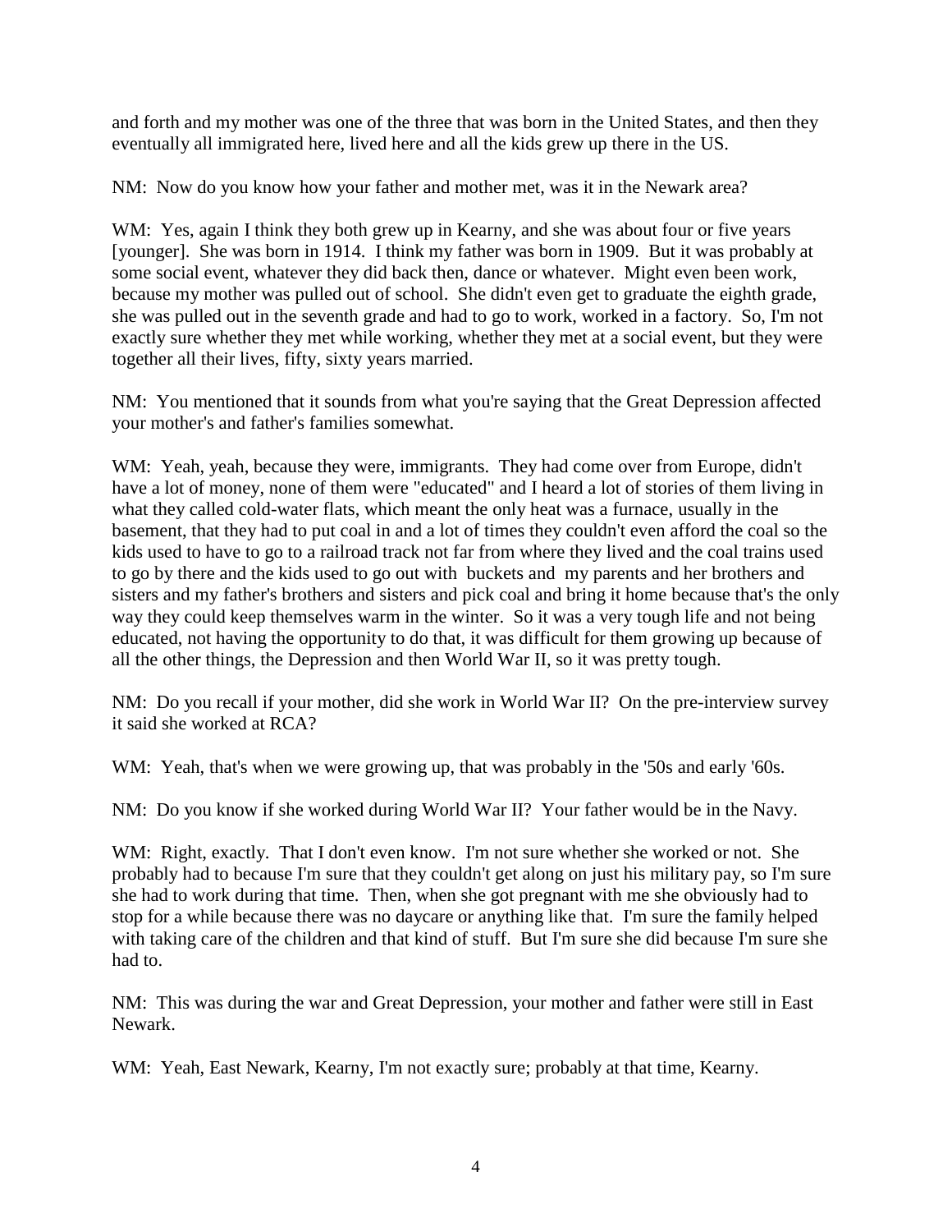and forth and my mother was one of the three that was born in the United States, and then they eventually all immigrated here, lived here and all the kids grew up there in the US.

NM: Now do you know how your father and mother met, was it in the Newark area?

WM: Yes, again I think they both grew up in Kearny, and she was about four or five years [younger]. She was born in 1914. I think my father was born in 1909. But it was probably at some social event, whatever they did back then, dance or whatever. Might even been work, because my mother was pulled out of school. She didn't even get to graduate the eighth grade, she was pulled out in the seventh grade and had to go to work, worked in a factory. So, I'm not exactly sure whether they met while working, whether they met at a social event, but they were together all their lives, fifty, sixty years married.

NM: You mentioned that it sounds from what you're saying that the Great Depression affected your mother's and father's families somewhat.

WM: Yeah, yeah, because they were, immigrants. They had come over from Europe, didn't have a lot of money, none of them were "educated" and I heard a lot of stories of them living in what they called cold-water flats, which meant the only heat was a furnace, usually in the basement, that they had to put coal in and a lot of times they couldn't even afford the coal so the kids used to have to go to a railroad track not far from where they lived and the coal trains used to go by there and the kids used to go out with buckets and my parents and her brothers and sisters and my father's brothers and sisters and pick coal and bring it home because that's the only way they could keep themselves warm in the winter. So it was a very tough life and not being educated, not having the opportunity to do that, it was difficult for them growing up because of all the other things, the Depression and then World War II, so it was pretty tough.

NM: Do you recall if your mother, did she work in World War II? On the pre-interview survey it said she worked at RCA?

WM: Yeah, that's when we were growing up, that was probably in the '50s and early '60s.

NM: Do you know if she worked during World War II? Your father would be in the Navy.

WM: Right, exactly. That I don't even know. I'm not sure whether she worked or not. She probably had to because I'm sure that they couldn't get along on just his military pay, so I'm sure she had to work during that time. Then, when she got pregnant with me she obviously had to stop for a while because there was no daycare or anything like that. I'm sure the family helped with taking care of the children and that kind of stuff. But I'm sure she did because I'm sure she had to.

NM: This was during the war and Great Depression, your mother and father were still in East Newark.

WM: Yeah, East Newark, Kearny, I'm not exactly sure; probably at that time, Kearny.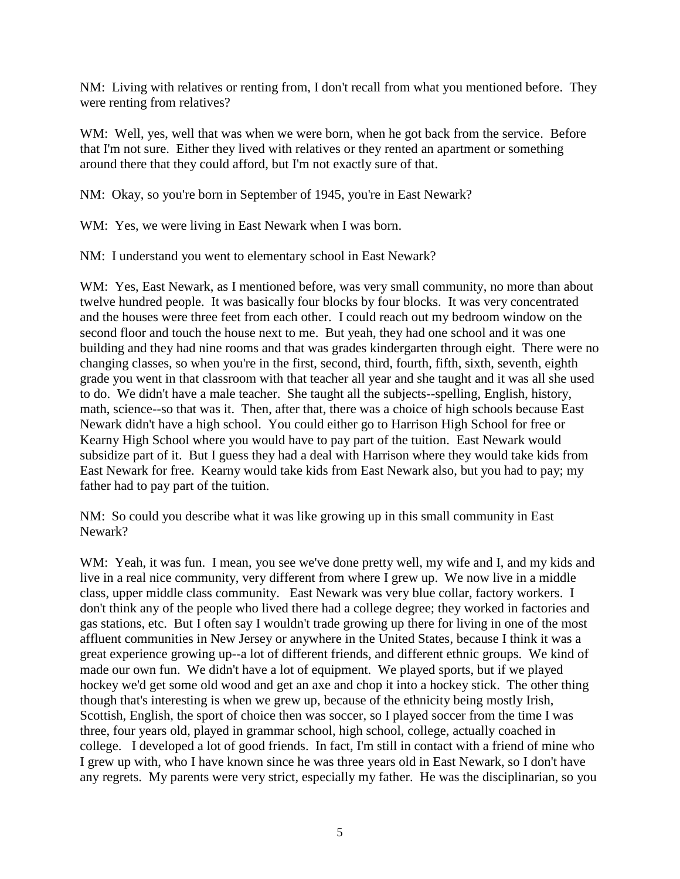NM: Living with relatives or renting from, I don't recall from what you mentioned before. They were renting from relatives?

WM: Well, yes, well that was when we were born, when he got back from the service. Before that I'm not sure. Either they lived with relatives or they rented an apartment or something around there that they could afford, but I'm not exactly sure of that.

NM: Okay, so you're born in September of 1945, you're in East Newark?

WM: Yes, we were living in East Newark when I was born.

NM: I understand you went to elementary school in East Newark?

WM: Yes, East Newark, as I mentioned before, was very small community, no more than about twelve hundred people. It was basically four blocks by four blocks. It was very concentrated and the houses were three feet from each other. I could reach out my bedroom window on the second floor and touch the house next to me. But yeah, they had one school and it was one building and they had nine rooms and that was grades kindergarten through eight. There were no changing classes, so when you're in the first, second, third, fourth, fifth, sixth, seventh, eighth grade you went in that classroom with that teacher all year and she taught and it was all she used to do. We didn't have a male teacher. She taught all the subjects--spelling, English, history, math, science--so that was it. Then, after that, there was a choice of high schools because East Newark didn't have a high school. You could either go to Harrison High School for free or Kearny High School where you would have to pay part of the tuition. East Newark would subsidize part of it. But I guess they had a deal with Harrison where they would take kids from East Newark for free. Kearny would take kids from East Newark also, but you had to pay; my father had to pay part of the tuition.

NM: So could you describe what it was like growing up in this small community in East Newark?

WM: Yeah, it was fun. I mean, you see we've done pretty well, my wife and I, and my kids and live in a real nice community, very different from where I grew up. We now live in a middle class, upper middle class community. East Newark was very blue collar, factory workers. I don't think any of the people who lived there had a college degree; they worked in factories and gas stations, etc. But I often say I wouldn't trade growing up there for living in one of the most affluent communities in New Jersey or anywhere in the United States, because I think it was a great experience growing up--a lot of different friends, and different ethnic groups. We kind of made our own fun. We didn't have a lot of equipment. We played sports, but if we played hockey we'd get some old wood and get an axe and chop it into a hockey stick. The other thing though that's interesting is when we grew up, because of the ethnicity being mostly Irish, Scottish, English, the sport of choice then was soccer, so I played soccer from the time I was three, four years old, played in grammar school, high school, college, actually coached in college. I developed a lot of good friends. In fact, I'm still in contact with a friend of mine who I grew up with, who I have known since he was three years old in East Newark, so I don't have any regrets. My parents were very strict, especially my father. He was the disciplinarian, so you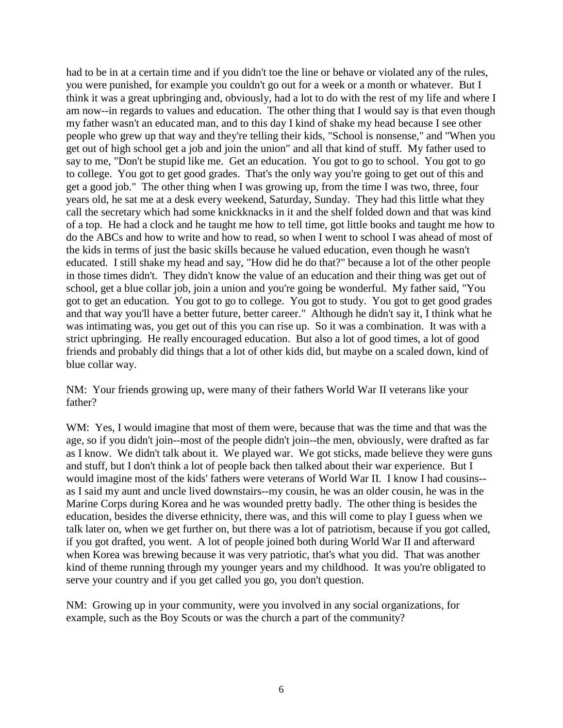had to be in at a certain time and if you didn't toe the line or behave or violated any of the rules, you were punished, for example you couldn't go out for a week or a month or whatever. But I think it was a great upbringing and, obviously, had a lot to do with the rest of my life and where I am now--in regards to values and education. The other thing that I would say is that even though my father wasn't an educated man, and to this day I kind of shake my head because I see other people who grew up that way and they're telling their kids, "School is nonsense," and "When you get out of high school get a job and join the union" and all that kind of stuff. My father used to say to me, "Don't be stupid like me. Get an education. You got to go to school. You got to go to college. You got to get good grades. That's the only way you're going to get out of this and get a good job." The other thing when I was growing up, from the time I was two, three, four years old, he sat me at a desk every weekend, Saturday, Sunday. They had this little what they call the secretary which had some knickknacks in it and the shelf folded down and that was kind of a top. He had a clock and he taught me how to tell time, got little books and taught me how to do the ABCs and how to write and how to read, so when I went to school I was ahead of most of the kids in terms of just the basic skills because he valued education, even though he wasn't educated. I still shake my head and say, "How did he do that?" because a lot of the other people in those times didn't. They didn't know the value of an education and their thing was get out of school, get a blue collar job, join a union and you're going be wonderful. My father said, "You got to get an education. You got to go to college. You got to study. You got to get good grades and that way you'll have a better future, better career." Although he didn't say it, I think what he was intimating was, you get out of this you can rise up. So it was a combination. It was with a strict upbringing. He really encouraged education. But also a lot of good times, a lot of good friends and probably did things that a lot of other kids did, but maybe on a scaled down, kind of blue collar way.

NM: Your friends growing up, were many of their fathers World War II veterans like your father?

WM: Yes, I would imagine that most of them were, because that was the time and that was the age, so if you didn't join--most of the people didn't join--the men, obviously, were drafted as far as I know. We didn't talk about it. We played war. We got sticks, made believe they were guns and stuff, but I don't think a lot of people back then talked about their war experience. But I would imagine most of the kids' fathers were veterans of World War II. I know I had cousins--as I said my aunt and uncle lived downstairs--my cousin, he was an older cousin, he was in the Marine Corps during Korea and he was wounded pretty badly. The other thing is besides the education, besides the diverse ethnicity, there was, and this will come to play I guess when we talk later on, when we get further on, but there was a lot of patriotism, because if you got called, if you got drafted, you went. A lot of people joined both during World War II and afterward when Korea was brewing because it was very patriotic, that's what you did. That was another kind of theme running through my younger years and my childhood. It was you're obligated to serve your country and if you get called you go, you don't question.

NM: Growing up in your community, were you involved in any social organizations, for example, such as the Boy Scouts or was the church a part of the community?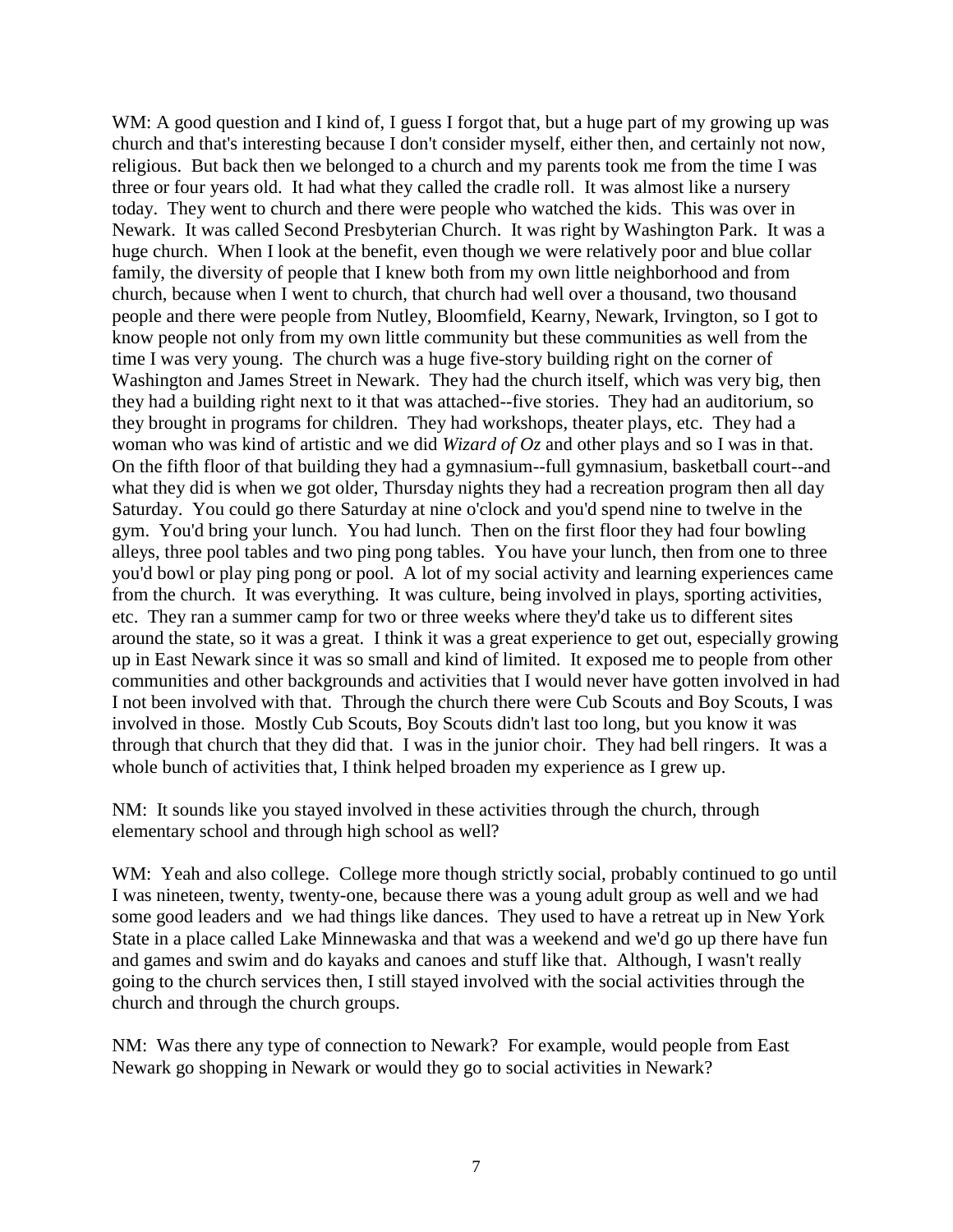WM: A good question and I kind of, I guess I forgot that, but a huge part of my growing up was church and that's interesting because I don't consider myself, either then, and certainly not now, religious. But back then we belonged to a church and my parents took me from the time I was three or four years old. It had what they called the cradle roll. It was almost like a nursery today. They went to church and there were people who watched the kids. This was over in Newark. It was called Second Presbyterian Church. It was right by Washington Park. It was a huge church. When I look at the benefit, even though we were relatively poor and blue collar family, the diversity of people that I knew both from my own little neighborhood and from church, because when I went to church, that church had well over a thousand, two thousand people and there were people from Nutley, Bloomfield, Kearny, Newark, Irvington, so I got to know people not only from my own little community but these communities as well from the time I was very young. The church was a huge five-story building right on the corner of Washington and James Street in Newark. They had the church itself, which was very big, then they had a building right next to it that was attached--five stories. They had an auditorium, so they brought in programs for children. They had workshops, theater plays, etc. They had a woman who was kind of artistic and we did *Wizard of Oz* and other plays and so I was in that. On the fifth floor of that building they had a gymnasium--full gymnasium, basketball court--and what they did is when we got older, Thursday nights they had a recreation program then all day Saturday. You could go there Saturday at nine o'clock and you'd spend nine to twelve in the gym. You'd bring your lunch. You had lunch. Then on the first floor they had four bowling alleys, three pool tables and two ping pong tables. You have your lunch, then from one to three you'd bowl or play ping pong or pool. A lot of my social activity and learning experiences came from the church. It was everything. It was culture, being involved in plays, sporting activities, etc. They ran a summer camp for two or three weeks where they'd take us to different sites around the state, so it was a great. I think it was a great experience to get out, especially growing up in East Newark since it was so small and kind of limited. It exposed me to people from other communities and other backgrounds and activities that I would never have gotten involved in had I not been involved with that. Through the church there were Cub Scouts and Boy Scouts, I was involved in those. Mostly Cub Scouts, Boy Scouts didn't last too long, but you know it was through that church that they did that. I was in the junior choir. They had bell ringers. It was a whole bunch of activities that, I think helped broaden my experience as I grew up.

NM: It sounds like you stayed involved in these activities through the church, through elementary school and through high school as well?

WM: Yeah and also college. College more though strictly social, probably continued to go until I was nineteen, twenty, twenty-one, because there was a young adult group as well and we had some good leaders and we had things like dances. They used to have a retreat up in New York State in a place called Lake Minnewaska and that was a weekend and we'd go up there have fun and games and swim and do kayaks and canoes and stuff like that. Although, I wasn't really going to the church services then, I still stayed involved with the social activities through the church and through the church groups.

NM: Was there any type of connection to Newark? For example, would people from East Newark go shopping in Newark or would they go to social activities in Newark?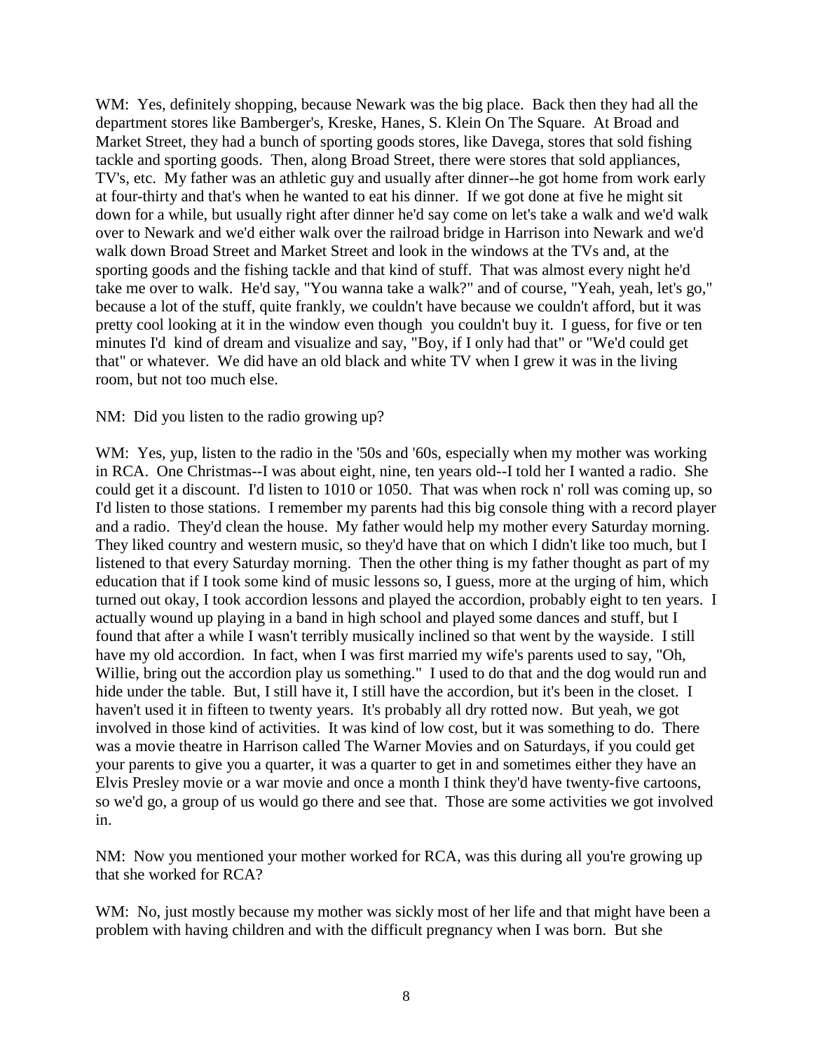WM: Yes, definitely shopping, because Newark was the big place. Back then they had all the department stores like Bamberger's, Kreske, Hanes, S. Klein On The Square. At Broad and Market Street, they had a bunch of sporting goods stores, like Davega, stores that sold fishing tackle and sporting goods. Then, along Broad Street, there were stores that sold appliances, TV's, etc. My father was an athletic guy and usually after dinner--he got home from work early at four-thirty and that's when he wanted to eat his dinner. If we got done at five he might sit down for a while, but usually right after dinner he'd say come on let's take a walk and we'd walk over to Newark and we'd either walk over the railroad bridge in Harrison into Newark and we'd walk down Broad Street and Market Street and look in the windows at the TVs and, at the sporting goods and the fishing tackle and that kind of stuff. That was almost every night he'd take me over to walk. He'd say, "You wanna take a walk?" and of course, "Yeah, yeah, let's go," because a lot of the stuff, quite frankly, we couldn't have because we couldn't afford, but it was pretty cool looking at it in the window even though you couldn't buy it. I guess, for five or ten minutes I'd kind of dream and visualize and say, "Boy, if I only had that" or "We'd could get that" or whatever. We did have an old black and white TV when I grew it was in the living room, but not too much else.

NM: Did you listen to the radio growing up?

WM: Yes, yup, listen to the radio in the '50s and '60s, especially when my mother was working in RCA. One Christmas--I was about eight, nine, ten years old--I told her I wanted a radio. She could get it a discount. I'd listen to 1010 or 1050. That was when rock n' roll was coming up, so I'd listen to those stations. I remember my parents had this big console thing with a record player and a radio. They'd clean the house. My father would help my mother every Saturday morning. They liked country and western music, so they'd have that on which I didn't like too much, but I listened to that every Saturday morning. Then the other thing is my father thought as part of my education that if I took some kind of music lessons so, I guess, more at the urging of him, which turned out okay, I took accordion lessons and played the accordion, probably eight to ten years. I actually wound up playing in a band in high school and played some dances and stuff, but I found that after a while I wasn't terribly musically inclined so that went by the wayside. I still have my old accordion. In fact, when I was first married my wife's parents used to say, "Oh, Willie, bring out the accordion play us something." I used to do that and the dog would run and hide under the table. But, I still have it, I still have the accordion, but it's been in the closet. I haven't used it in fifteen to twenty years. It's probably all dry rotted now. But yeah, we got involved in those kind of activities. It was kind of low cost, but it was something to do. There was a movie theatre in Harrison called The Warner Movies and on Saturdays, if you could get your parents to give you a quarter, it was a quarter to get in and sometimes either they have an Elvis Presley movie or a war movie and once a month I think they'd have twenty-five cartoons, so we'd go, a group of us would go there and see that. Those are some activities we got involved in.

NM: Now you mentioned your mother worked for RCA, was this during all you're growing up that she worked for RCA?

WM: No, just mostly because my mother was sickly most of her life and that might have been a problem with having children and with the difficult pregnancy when I was born. But she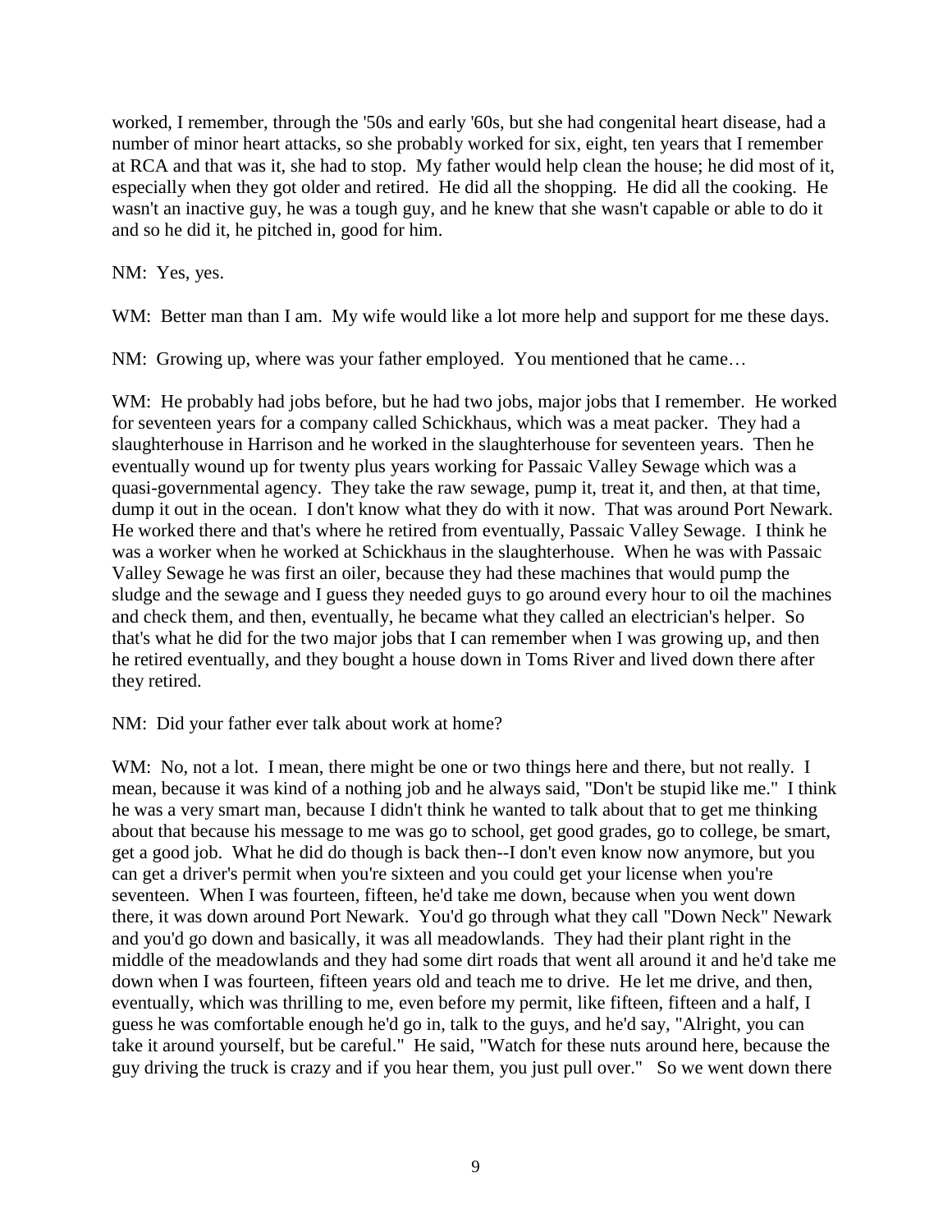worked, I remember, through the '50s and early '60s, but she had congenital heart disease, had a number of minor heart attacks, so she probably worked for six, eight, ten years that I remember at RCA and that was it, she had to stop. My father would help clean the house; he did most of it, especially when they got older and retired. He did all the shopping. He did all the cooking. He wasn't an inactive guy, he was a tough guy, and he knew that she wasn't capable or able to do it and so he did it, he pitched in, good for him.

NM: Yes, yes.

WM: Better man than I am. My wife would like a lot more help and support for me these days.

NM: Growing up, where was your father employed. You mentioned that he came…

WM: He probably had jobs before, but he had two jobs, major jobs that I remember. He worked for seventeen years for a company called Schickhaus, which was a meat packer. They had a slaughterhouse in Harrison and he worked in the slaughterhouse for seventeen years. Then he eventually wound up for twenty plus years working for Passaic Valley Sewage which was a quasi-governmental agency. They take the raw sewage, pump it, treat it, and then, at that time, dump it out in the ocean. I don't know what they do with it now. That was around Port Newark. He worked there and that's where he retired from eventually, Passaic Valley Sewage. I think he was a worker when he worked at Schickhaus in the slaughterhouse. When he was with Passaic Valley Sewage he was first an oiler, because they had these machines that would pump the sludge and the sewage and I guess they needed guys to go around every hour to oil the machines and check them, and then, eventually, he became what they called an electrician's helper. So that's what he did for the two major jobs that I can remember when I was growing up, and then he retired eventually, and they bought a house down in Toms River and lived down there after they retired.

NM: Did your father ever talk about work at home?

WM: No, not a lot. I mean, there might be one or two things here and there, but not really. I mean, because it was kind of a nothing job and he always said, "Don't be stupid like me." I think he was a very smart man, because I didn't think he wanted to talk about that to get me thinking about that because his message to me was go to school, get good grades, go to college, be smart, get a good job. What he did do though is back then--I don't even know now anymore, but you can get a driver's permit when you're sixteen and you could get your license when you're seventeen. When I was fourteen, fifteen, he'd take me down, because when you went down there, it was down around Port Newark. You'd go through what they call "Down Neck" Newark and you'd go down and basically, it was all meadowlands. They had their plant right in the middle of the meadowlands and they had some dirt roads that went all around it and he'd take me down when I was fourteen, fifteen years old and teach me to drive. He let me drive, and then, eventually, which was thrilling to me, even before my permit, like fifteen, fifteen and a half, I guess he was comfortable enough he'd go in, talk to the guys, and he'd say, "Alright, you can take it around yourself, but be careful." He said, "Watch for these nuts around here, because the guy driving the truck is crazy and if you hear them, you just pull over." So we went down there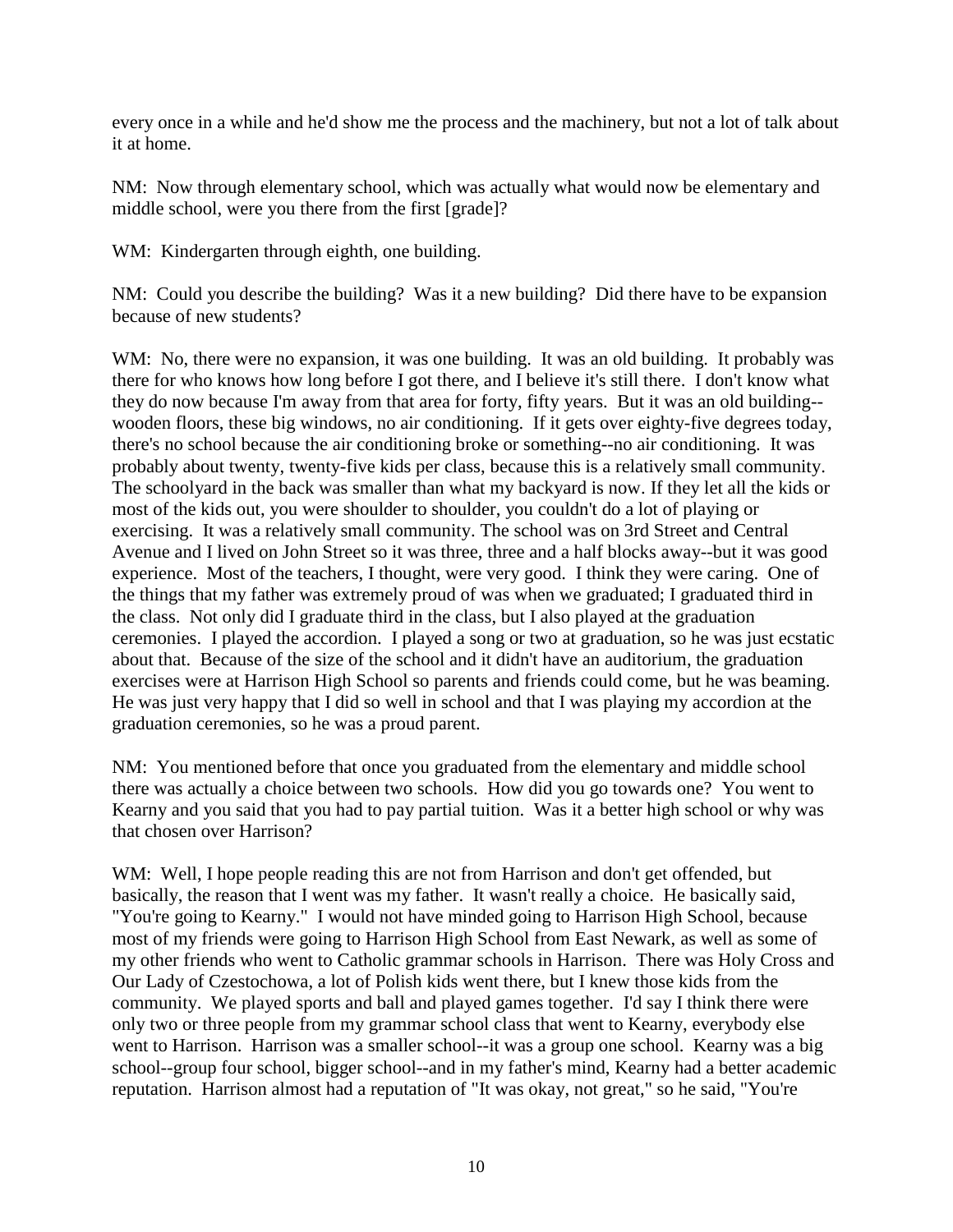every once in a while and he'd show me the process and the machinery, but not a lot of talk about it at home.

NM: Now through elementary school, which was actually what would now be elementary and middle school, were you there from the first [grade]?

WM: Kindergarten through eighth, one building.

NM: Could you describe the building? Was it a new building? Did there have to be expansion because of new students?

WM: No, there were no expansion, it was one building. It was an old building. It probably was there for who knows how long before I got there, and I believe it's still there. I don't know what they do now because I'm away from that area for forty, fifty years. But it was an old building--wooden floors, these big windows, no air conditioning. If it gets over eighty-five degrees today, there's no school because the air conditioning broke or something--no air conditioning. It was probably about twenty, twenty-five kids per class, because this is a relatively small community. The schoolyard in the back was smaller than what my backyard is now. If they let all the kids or most of the kids out, you were shoulder to shoulder, you couldn't do a lot of playing or exercising. It was a relatively small community. The school was on 3rd Street and Central Avenue and I lived on John Street so it was three, three and a half blocks away--but it was good experience. Most of the teachers, I thought, were very good. I think they were caring. One of the things that my father was extremely proud of was when we graduated; I graduated third in the class. Not only did I graduate third in the class, but I also played at the graduation ceremonies. I played the accordion. I played a song or two at graduation, so he was just ecstatic about that. Because of the size of the school and it didn't have an auditorium, the graduation exercises were at Harrison High School so parents and friends could come, but he was beaming. He was just very happy that I did so well in school and that I was playing my accordion at the graduation ceremonies, so he was a proud parent.

NM: You mentioned before that once you graduated from the elementary and middle school there was actually a choice between two schools. How did you go towards one? You went to Kearny and you said that you had to pay partial tuition. Was it a better high school or why was that chosen over Harrison?

WM: Well, I hope people reading this are not from Harrison and don't get offended, but basically, the reason that I went was my father. It wasn't really a choice. He basically said, "You're going to Kearny." I would not have minded going to Harrison High School, because most of my friends were going to Harrison High School from East Newark, as well as some of my other friends who went to Catholic grammar schools in Harrison. There was Holy Cross and Our Lady of Czestochowa, a lot of Polish kids went there, but I knew those kids from the community. We played sports and ball and played games together. I'd say I think there were only two or three people from my grammar school class that went to Kearny, everybody else went to Harrison. Harrison was a smaller school--it was a group one school. Kearny was a big school--group four school, bigger school--and in my father's mind, Kearny had a better academic reputation. Harrison almost had a reputation of "It was okay, not great," so he said, "You're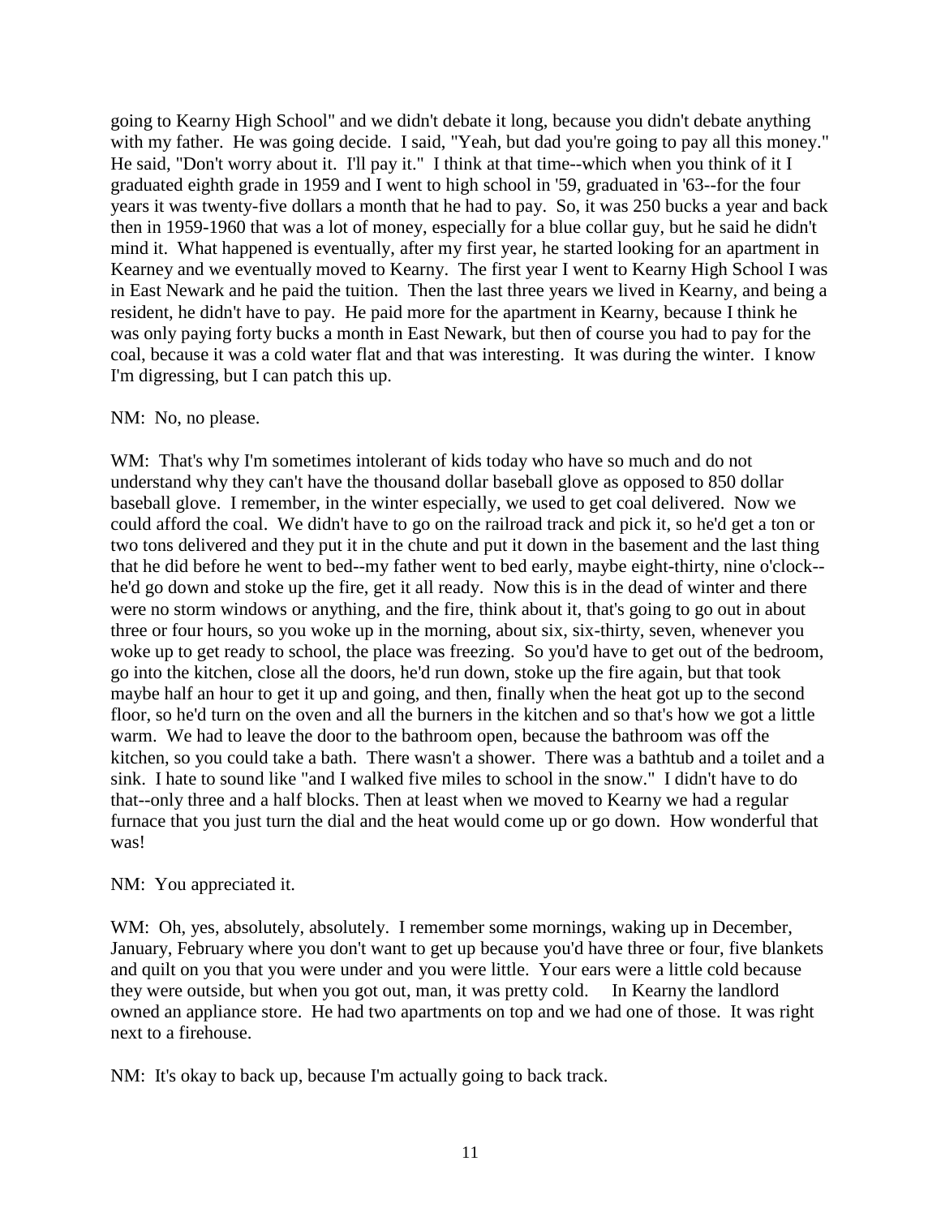going to Kearny High School" and we didn't debate it long, because you didn't debate anything with my father. He was going decide. I said, "Yeah, but dad you're going to pay all this money." He said, "Don't worry about it. I'll pay it." I think at that time--which when you think of it I graduated eighth grade in 1959 and I went to high school in '59, graduated in '63--for the four years it was twenty-five dollars a month that he had to pay. So, it was 250 bucks a year and back then in 1959-1960 that was a lot of money, especially for a blue collar guy, but he said he didn't mind it. What happened is eventually, after my first year, he started looking for an apartment in Kearney and we eventually moved to Kearny. The first year I went to Kearny High School I was in East Newark and he paid the tuition. Then the last three years we lived in Kearny, and being a resident, he didn't have to pay. He paid more for the apartment in Kearny, because I think he was only paying forty bucks a month in East Newark, but then of course you had to pay for the coal, because it was a cold water flat and that was interesting. It was during the winter. I know I'm digressing, but I can patch this up.

NM: No, no please.

WM: That's why I'm sometimes intolerant of kids today who have so much and do not understand why they can't have the thousand dollar baseball glove as opposed to 850 dollar baseball glove. I remember, in the winter especially, we used to get coal delivered. Now we could afford the coal. We didn't have to go on the railroad track and pick it, so he'd get a ton or two tons delivered and they put it in the chute and put it down in the basement and the last thing that he did before he went to bed--my father went to bed early, maybe eight-thirty, nine o'clock--he'd go down and stoke up the fire, get it all ready. Now this is in the dead of winter and there were no storm windows or anything, and the fire, think about it, that's going to go out in about three or four hours, so you woke up in the morning, about six, six-thirty, seven, whenever you woke up to get ready to school, the place was freezing. So you'd have to get out of the bedroom, go into the kitchen, close all the doors, he'd run down, stoke up the fire again, but that took maybe half an hour to get it up and going, and then, finally when the heat got up to the second floor, so he'd turn on the oven and all the burners in the kitchen and so that's how we got a little warm. We had to leave the door to the bathroom open, because the bathroom was off the kitchen, so you could take a bath. There wasn't a shower. There was a bathtub and a toilet and a sink. I hate to sound like "and I walked five miles to school in the snow." I didn't have to do that--only three and a half blocks. Then at least when we moved to Kearny we had a regular furnace that you just turn the dial and the heat would come up or go down. How wonderful that was!

NM: You appreciated it.

WM: Oh, yes, absolutely, absolutely. I remember some mornings, waking up in December, January, February where you don't want to get up because you'd have three or four, five blankets and quilt on you that you were under and you were little. Your ears were a little cold because they were outside, but when you got out, man, it was pretty cold. In Kearny the landlord owned an appliance store. He had two apartments on top and we had one of those. It was right next to a firehouse.

NM: It's okay to back up, because I'm actually going to back track.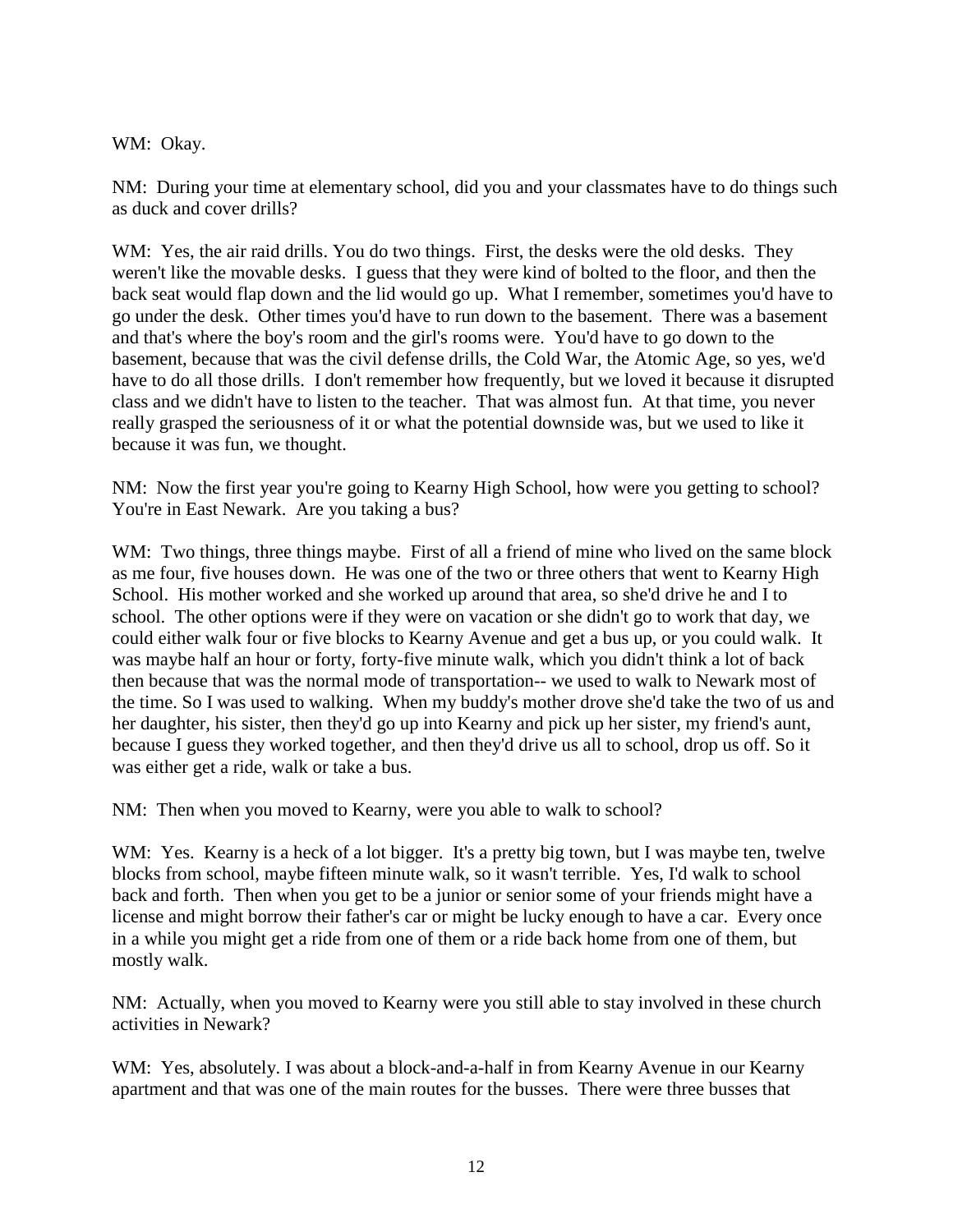WM: Okay.

NM: During your time at elementary school, did you and your classmates have to do things such as duck and cover drills?

WM: Yes, the air raid drills. You do two things. First, the desks were the old desks. They weren't like the movable desks. I guess that they were kind of bolted to the floor, and then the back seat would flap down and the lid would go up. What I remember, sometimes you'd have to go under the desk. Other times you'd have to run down to the basement. There was a basement and that's where the boy's room and the girl's rooms were. You'd have to go down to the basement, because that was the civil defense drills, the Cold War, the Atomic Age, so yes, we'd have to do all those drills. I don't remember how frequently, but we loved it because it disrupted class and we didn't have to listen to the teacher. That was almost fun. At that time, you never really grasped the seriousness of it or what the potential downside was, but we used to like it because it was fun, we thought.

NM: Now the first year you're going to Kearny High School, how were you getting to school? You're in East Newark. Are you taking a bus?

WM: Two things, three things maybe. First of all a friend of mine who lived on the same block as me four, five houses down. He was one of the two or three others that went to Kearny High School. His mother worked and she worked up around that area, so she'd drive he and I to school. The other options were if they were on vacation or she didn't go to work that day, we could either walk four or five blocks to Kearny Avenue and get a bus up, or you could walk. It was maybe half an hour or forty, forty-five minute walk, which you didn't think a lot of back then because that was the normal mode of transportation-- we used to walk to Newark most of the time. So I was used to walking. When my buddy's mother drove she'd take the two of us and her daughter, his sister, then they'd go up into Kearny and pick up her sister, my friend's aunt, because I guess they worked together, and then they'd drive us all to school, drop us off. So it was either get a ride, walk or take a bus.

NM: Then when you moved to Kearny, were you able to walk to school?

WM: Yes. Kearny is a heck of a lot bigger. It's a pretty big town, but I was maybe ten, twelve blocks from school, maybe fifteen minute walk, so it wasn't terrible. Yes, I'd walk to school back and forth. Then when you get to be a junior or senior some of your friends might have a license and might borrow their father's car or might be lucky enough to have a car. Every once in a while you might get a ride from one of them or a ride back home from one of them, but mostly walk.

NM: Actually, when you moved to Kearny were you still able to stay involved in these church activities in Newark?

WM: Yes, absolutely. I was about a block-and-a-half in from Kearny Avenue in our Kearny apartment and that was one of the main routes for the busses. There were three busses that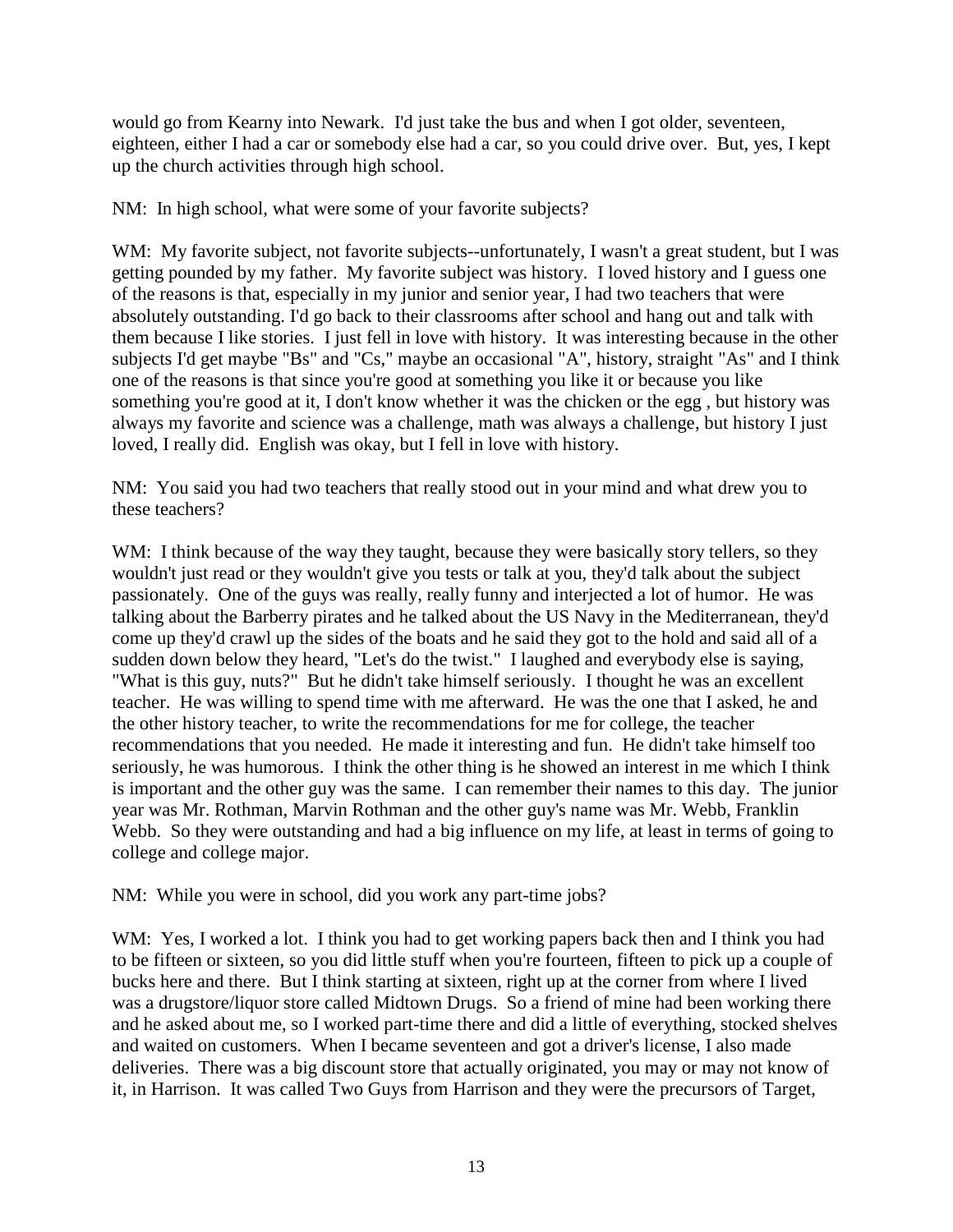would go from Kearny into Newark. I'd just take the bus and when I got older, seventeen, eighteen, either I had a car or somebody else had a car, so you could drive over. But, yes, I kept up the church activities through high school.

NM: In high school, what were some of your favorite subjects?

WM: My favorite subject, not favorite subjects--unfortunately, I wasn't a great student, but I was getting pounded by my father. My favorite subject was history. I loved history and I guess one of the reasons is that, especially in my junior and senior year, I had two teachers that were absolutely outstanding. I'd go back to their classrooms after school and hang out and talk with them because I like stories. I just fell in love with history. It was interesting because in the other subjects I'd get maybe "Bs" and "Cs," maybe an occasional "A", history, straight "As" and I think one of the reasons is that since you're good at something you like it or because you like something you're good at it, I don't know whether it was the chicken or the egg , but history was always my favorite and science was a challenge, math was always a challenge, but history I just loved, I really did. English was okay, but I fell in love with history.

NM: You said you had two teachers that really stood out in your mind and what drew you to these teachers?

WM: I think because of the way they taught, because they were basically story tellers, so they wouldn't just read or they wouldn't give you tests or talk at you, they'd talk about the subject passionately. One of the guys was really, really funny and interjected a lot of humor. He was talking about the Barberry pirates and he talked about the US Navy in the Mediterranean, they'd come up they'd crawl up the sides of the boats and he said they got to the hold and said all of a sudden down below they heard, "Let's do the twist." I laughed and everybody else is saying, "What is this guy, nuts?" But he didn't take himself seriously. I thought he was an excellent teacher. He was willing to spend time with me afterward. He was the one that I asked, he and the other history teacher, to write the recommendations for me for college, the teacher recommendations that you needed. He made it interesting and fun. He didn't take himself too seriously, he was humorous. I think the other thing is he showed an interest in me which I think is important and the other guy was the same. I can remember their names to this day. The junior year was Mr. Rothman, Marvin Rothman and the other guy's name was Mr. Webb, Franklin Webb. So they were outstanding and had a big influence on my life, at least in terms of going to college and college major.

NM: While you were in school, did you work any part-time jobs?

WM: Yes, I worked a lot. I think you had to get working papers back then and I think you had to be fifteen or sixteen, so you did little stuff when you're fourteen, fifteen to pick up a couple of bucks here and there. But I think starting at sixteen, right up at the corner from where I lived was a drugstore/liquor store called Midtown Drugs. So a friend of mine had been working there and he asked about me, so I worked part-time there and did a little of everything, stocked shelves and waited on customers. When I became seventeen and got a driver's license, I also made deliveries. There was a big discount store that actually originated, you may or may not know of it, in Harrison. It was called Two Guys from Harrison and they were the precursors of Target,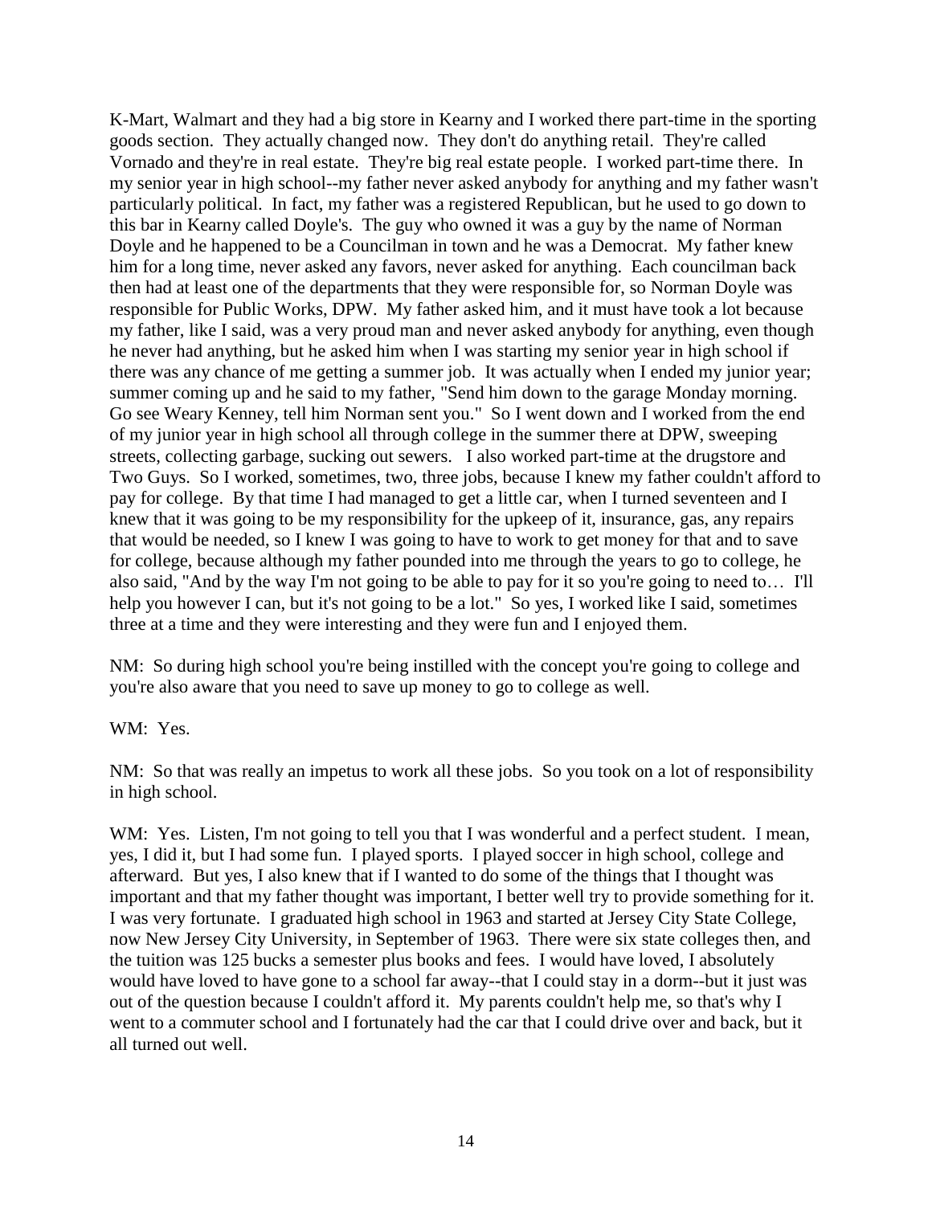K-Mart, Walmart and they had a big store in Kearny and I worked there part-time in the sporting goods section. They actually changed now. They don't do anything retail. They're called Vornado and they're in real estate. They're big real estate people. I worked part-time there. In my senior year in high school--my father never asked anybody for anything and my father wasn't particularly political. In fact, my father was a registered Republican, but he used to go down to this bar in Kearny called Doyle's. The guy who owned it was a guy by the name of Norman Doyle and he happened to be a Councilman in town and he was a Democrat. My father knew him for a long time, never asked any favors, never asked for anything. Each councilman back then had at least one of the departments that they were responsible for, so Norman Doyle was responsible for Public Works, DPW. My father asked him, and it must have took a lot because my father, like I said, was a very proud man and never asked anybody for anything, even though he never had anything, but he asked him when I was starting my senior year in high school if there was any chance of me getting a summer job. It was actually when I ended my junior year; summer coming up and he said to my father, "Send him down to the garage Monday morning. Go see Weary Kenney, tell him Norman sent you." So I went down and I worked from the end of my junior year in high school all through college in the summer there at DPW, sweeping streets, collecting garbage, sucking out sewers. I also worked part-time at the drugstore and Two Guys. So I worked, sometimes, two, three jobs, because I knew my father couldn't afford to pay for college. By that time I had managed to get a little car, when I turned seventeen and I knew that it was going to be my responsibility for the upkeep of it, insurance, gas, any repairs that would be needed, so I knew I was going to have to work to get money for that and to save for college, because although my father pounded into me through the years to go to college, he also said, "And by the way I'm not going to be able to pay for it so you're going to need to… I'll help you however I can, but it's not going to be a lot." So yes, I worked like I said, sometimes three at a time and they were interesting and they were fun and I enjoyed them.

NM: So during high school you're being instilled with the concept you're going to college and you're also aware that you need to save up money to go to college as well.

WM: Yes.

NM: So that was really an impetus to work all these jobs. So you took on a lot of responsibility in high school.

WM: Yes. Listen, I'm not going to tell you that I was wonderful and a perfect student. I mean, yes, I did it, but I had some fun. I played sports. I played soccer in high school, college and afterward. But yes, I also knew that if I wanted to do some of the things that I thought was important and that my father thought was important, I better well try to provide something for it. I was very fortunate. I graduated high school in 1963 and started at Jersey City State College, now New Jersey City University, in September of 1963. There were six state colleges then, and the tuition was 125 bucks a semester plus books and fees. I would have loved, I absolutely would have loved to have gone to a school far away--that I could stay in a dorm--but it just was out of the question because I couldn't afford it. My parents couldn't help me, so that's why I went to a commuter school and I fortunately had the car that I could drive over and back, but it all turned out well.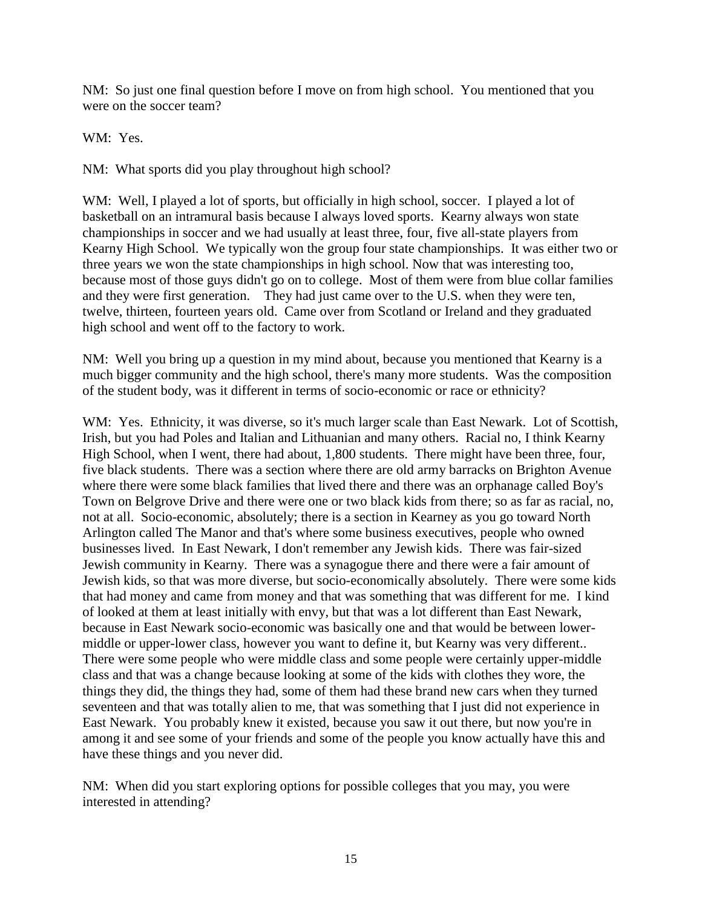NM: So just one final question before I move on from high school. You mentioned that you were on the soccer team?

WM: Yes.

NM: What sports did you play throughout high school?

WM: Well, I played a lot of sports, but officially in high school, soccer. I played a lot of basketball on an intramural basis because I always loved sports. Kearny always won state championships in soccer and we had usually at least three, four, five all-state players from Kearny High School. We typically won the group four state championships. It was either two or three years we won the state championships in high school. Now that was interesting too, because most of those guys didn't go on to college. Most of them were from blue collar families and they were first generation. They had just came over to the U.S. when they were ten, twelve, thirteen, fourteen years old. Came over from Scotland or Ireland and they graduated high school and went off to the factory to work.

NM: Well you bring up a question in my mind about, because you mentioned that Kearny is a much bigger community and the high school, there's many more students. Was the composition of the student body, was it different in terms of socio-economic or race or ethnicity?

WM: Yes. Ethnicity, it was diverse, so it's much larger scale than East Newark. Lot of Scottish, Irish, but you had Poles and Italian and Lithuanian and many others. Racial no, I think Kearny High School, when I went, there had about, 1,800 students. There might have been three, four, five black students. There was a section where there are old army barracks on Brighton Avenue where there were some black families that lived there and there was an orphanage called Boy's Town on Belgrove Drive and there were one or two black kids from there; so as far as racial, no, not at all. Socio-economic, absolutely; there is a section in Kearney as you go toward North Arlington called The Manor and that's where some business executives, people who owned businesses lived. In East Newark, I don't remember any Jewish kids. There was fair-sized Jewish community in Kearny. There was a synagogue there and there were a fair amount of Jewish kids, so that was more diverse, but socio-economically absolutely. There were some kids that had money and came from money and that was something that was different for me. I kind of looked at them at least initially with envy, but that was a lot different than East Newark, because in East Newark socio-economic was basically one and that would be between lower-middle or upper-lower class, however you want to define it, but Kearny was very different.. There were some people who were middle class and some people were certainly upper-middle class and that was a change because looking at some of the kids with clothes they wore, the things they did, the things they had, some of them had these brand new cars when they turned seventeen and that was totally alien to me, that was something that I just did not experience in East Newark. You probably knew it existed, because you saw it out there, but now you're in among it and see some of your friends and some of the people you know actually have this and have these things and you never did.

NM: When did you start exploring options for possible colleges that you may, you were interested in attending?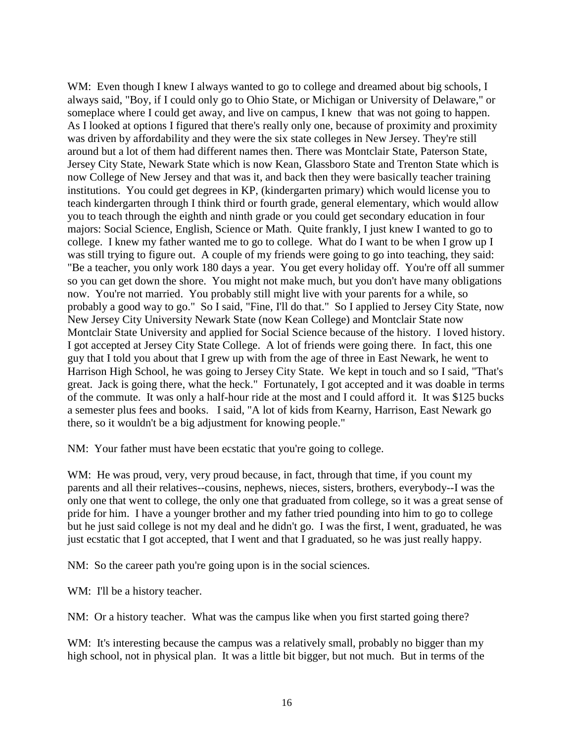WM: Even though I knew I always wanted to go to college and dreamed about big schools, I always said, "Boy, if I could only go to Ohio State, or Michigan or University of Delaware," or someplace where I could get away, and live on campus, I knew that was not going to happen. As I looked at options I figured that there's really only one, because of proximity and proximity was driven by affordability and they were the six state colleges in New Jersey. They're still around but a lot of them had different names then. There was Montclair State, Paterson State, Jersey City State, Newark State which is now Kean, Glassboro State and Trenton State which is now College of New Jersey and that was it, and back then they were basically teacher training institutions. You could get degrees in KP, (kindergarten primary) which would license you to teach kindergarten through I think third or fourth grade, general elementary, which would allow you to teach through the eighth and ninth grade or you could get secondary education in four majors: Social Science, English, Science or Math. Quite frankly, I just knew I wanted to go to college. I knew my father wanted me to go to college. What do I want to be when I grow up I was still trying to figure out. A couple of my friends were going to go into teaching, they said: "Be a teacher, you only work 180 days a year. You get every holiday off. You're off all summer so you can get down the shore. You might not make much, but you don't have many obligations now. You're not married. You probably still might live with your parents for a while, so probably a good way to go." So I said, "Fine, I'll do that." So I applied to Jersey City State, now New Jersey City University Newark State (now Kean College) and Montclair State now Montclair State University and applied for Social Science because of the history. I loved history. I got accepted at Jersey City State College. A lot of friends were going there. In fact, this one guy that I told you about that I grew up with from the age of three in East Newark, he went to Harrison High School, he was going to Jersey City State. We kept in touch and so I said, "That's great. Jack is going there, what the heck." Fortunately, I got accepted and it was doable in terms of the commute. It was only a half-hour ride at the most and I could afford it. It was $125 bucks a semester plus fees and books. I said, "A lot of kids from Kearny, Harrison, East Newark go there, so it wouldn't be a big adjustment for knowing people."

NM: Your father must have been ecstatic that you're going to college.

WM: He was proud, very, very proud because, in fact, through that time, if you count my parents and all their relatives--cousins, nephews, nieces, sisters, brothers, everybody--I was the only one that went to college, the only one that graduated from college, so it was a great sense of pride for him. I have a younger brother and my father tried pounding into him to go to college but he just said college is not my deal and he didn't go. I was the first, I went, graduated, he was just ecstatic that I got accepted, that I went and that I graduated, so he was just really happy.

NM: So the career path you're going upon is in the social sciences.

WM: I'll be a history teacher.

NM: Or a history teacher. What was the campus like when you first started going there?

WM: It's interesting because the campus was a relatively small, probably no bigger than my high school, not in physical plan. It was a little bit bigger, but not much. But in terms of the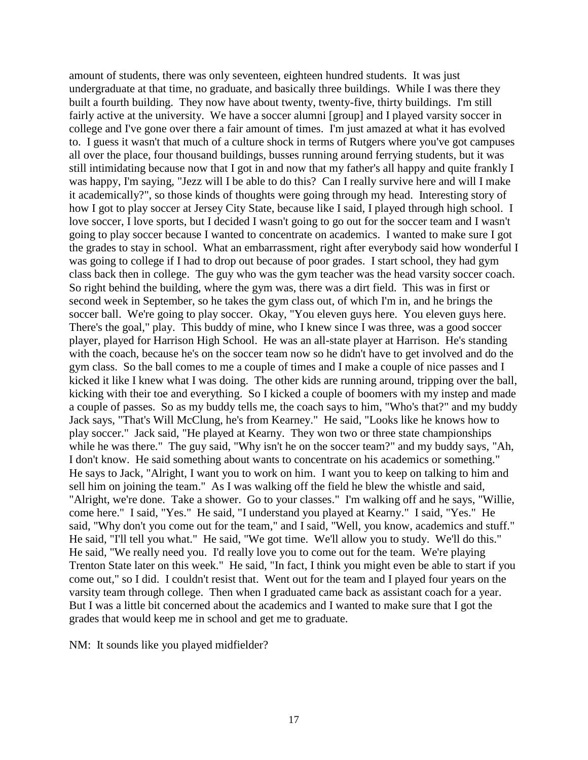amount of students, there was only seventeen, eighteen hundred students. It was just undergraduate at that time, no graduate, and basically three buildings. While I was there they built a fourth building. They now have about twenty, twenty-five, thirty buildings. I'm still fairly active at the university. We have a soccer alumni [group] and I played varsity soccer in college and I've gone over there a fair amount of times. I'm just amazed at what it has evolved to. I guess it wasn't that much of a culture shock in terms of Rutgers where you've got campuses all over the place, four thousand buildings, busses running around ferrying students, but it was still intimidating because now that I got in and now that my father's all happy and quite frankly I was happy, I'm saying, "Jezz will I be able to do this? Can I really survive here and will I make it academically?", so those kinds of thoughts were going through my head. Interesting story of how I got to play soccer at Jersey City State, because like I said, I played through high school. I love soccer, I love sports, but I decided I wasn't going to go out for the soccer team and I wasn't going to play soccer because I wanted to concentrate on academics. I wanted to make sure I got the grades to stay in school. What an embarrassment, right after everybody said how wonderful I was going to college if I had to drop out because of poor grades. I start school, they had gym class back then in college. The guy who was the gym teacher was the head varsity soccer coach. So right behind the building, where the gym was, there was a dirt field. This was in first or second week in September, so he takes the gym class out, of which I'm in, and he brings the soccer ball. We're going to play soccer. Okay, "You eleven guys here. You eleven guys here. There's the goal," play. This buddy of mine, who I knew since I was three, was a good soccer player, played for Harrison High School. He was an all-state player at Harrison. He's standing with the coach, because he's on the soccer team now so he didn't have to get involved and do the gym class. So the ball comes to me a couple of times and I make a couple of nice passes and I kicked it like I knew what I was doing. The other kids are running around, tripping over the ball, kicking with their toe and everything. So I kicked a couple of boomers with my instep and made a couple of passes. So as my buddy tells me, the coach says to him, "Who's that?" and my buddy Jack says, "That's Will McClung, he's from Kearney." He said, "Looks like he knows how to play soccer." Jack said, "He played at Kearny. They won two or three state championships while he was there." The guy said, "Why isn't he on the soccer team?" and my buddy says, "Ah, I don't know. He said something about wants to concentrate on his academics or something." He says to Jack, "Alright, I want you to work on him. I want you to keep on talking to him and sell him on joining the team." As I was walking off the field he blew the whistle and said, "Alright, we're done. Take a shower. Go to your classes." I'm walking off and he says, "Willie, come here." I said, "Yes." He said, "I understand you played at Kearny." I said, "Yes." He said, "Why don't you come out for the team," and I said, "Well, you know, academics and stuff." He said, "I'll tell you what." He said, "We got time. We'll allow you to study. We'll do this." He said, "We really need you. I'd really love you to come out for the team. We're playing Trenton State later on this week." He said, "In fact, I think you might even be able to start if you come out," so I did. I couldn't resist that. Went out for the team and I played four years on the varsity team through college. Then when I graduated came back as assistant coach for a year. But I was a little bit concerned about the academics and I wanted to make sure that I got the grades that would keep me in school and get me to graduate.

NM: It sounds like you played midfielder?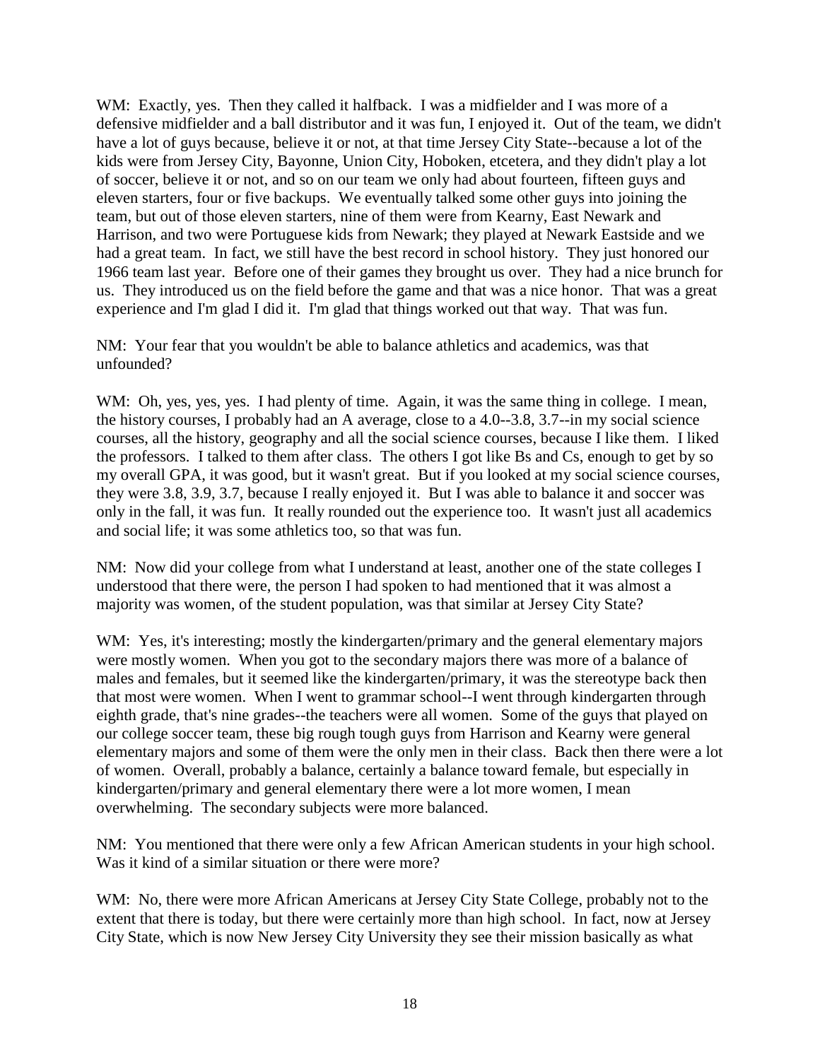WM: Exactly, yes. Then they called it halfback. I was a midfielder and I was more of a defensive midfielder and a ball distributor and it was fun, I enjoyed it. Out of the team, we didn't have a lot of guys because, believe it or not, at that time Jersey City State--because a lot of the kids were from Jersey City, Bayonne, Union City, Hoboken, etcetera, and they didn't play a lot of soccer, believe it or not, and so on our team we only had about fourteen, fifteen guys and eleven starters, four or five backups. We eventually talked some other guys into joining the team, but out of those eleven starters, nine of them were from Kearny, East Newark and Harrison, and two were Portuguese kids from Newark; they played at Newark Eastside and we had a great team. In fact, we still have the best record in school history. They just honored our 1966 team last year. Before one of their games they brought us over. They had a nice brunch for us. They introduced us on the field before the game and that was a nice honor. That was a great experience and I'm glad I did it. I'm glad that things worked out that way. That was fun.

NM: Your fear that you wouldn't be able to balance athletics and academics, was that unfounded?

WM: Oh, yes, yes, yes. I had plenty of time. Again, it was the same thing in college. I mean, the history courses, I probably had an A average, close to a 4.0--3.8, 3.7--in my social science courses, all the history, geography and all the social science courses, because I like them. I liked the professors. I talked to them after class. The others I got like Bs and Cs, enough to get by so my overall GPA, it was good, but it wasn't great. But if you looked at my social science courses, they were 3.8, 3.9, 3.7, because I really enjoyed it. But I was able to balance it and soccer was only in the fall, it was fun. It really rounded out the experience too. It wasn't just all academics and social life; it was some athletics too, so that was fun.

NM: Now did your college from what I understand at least, another one of the state colleges I understood that there were, the person I had spoken to had mentioned that it was almost a majority was women, of the student population, was that similar at Jersey City State?

WM: Yes, it's interesting; mostly the kindergarten/primary and the general elementary majors were mostly women. When you got to the secondary majors there was more of a balance of males and females, but it seemed like the kindergarten/primary, it was the stereotype back then that most were women. When I went to grammar school--I went through kindergarten through eighth grade, that's nine grades--the teachers were all women. Some of the guys that played on our college soccer team, these big rough tough guys from Harrison and Kearny were general elementary majors and some of them were the only men in their class. Back then there were a lot of women. Overall, probably a balance, certainly a balance toward female, but especially in kindergarten/primary and general elementary there were a lot more women, I mean overwhelming. The secondary subjects were more balanced.

NM: You mentioned that there were only a few African American students in your high school. Was it kind of a similar situation or there were more?

WM: No, there were more African Americans at Jersey City State College, probably not to the extent that there is today, but there were certainly more than high school. In fact, now at Jersey City State, which is now New Jersey City University they see their mission basically as what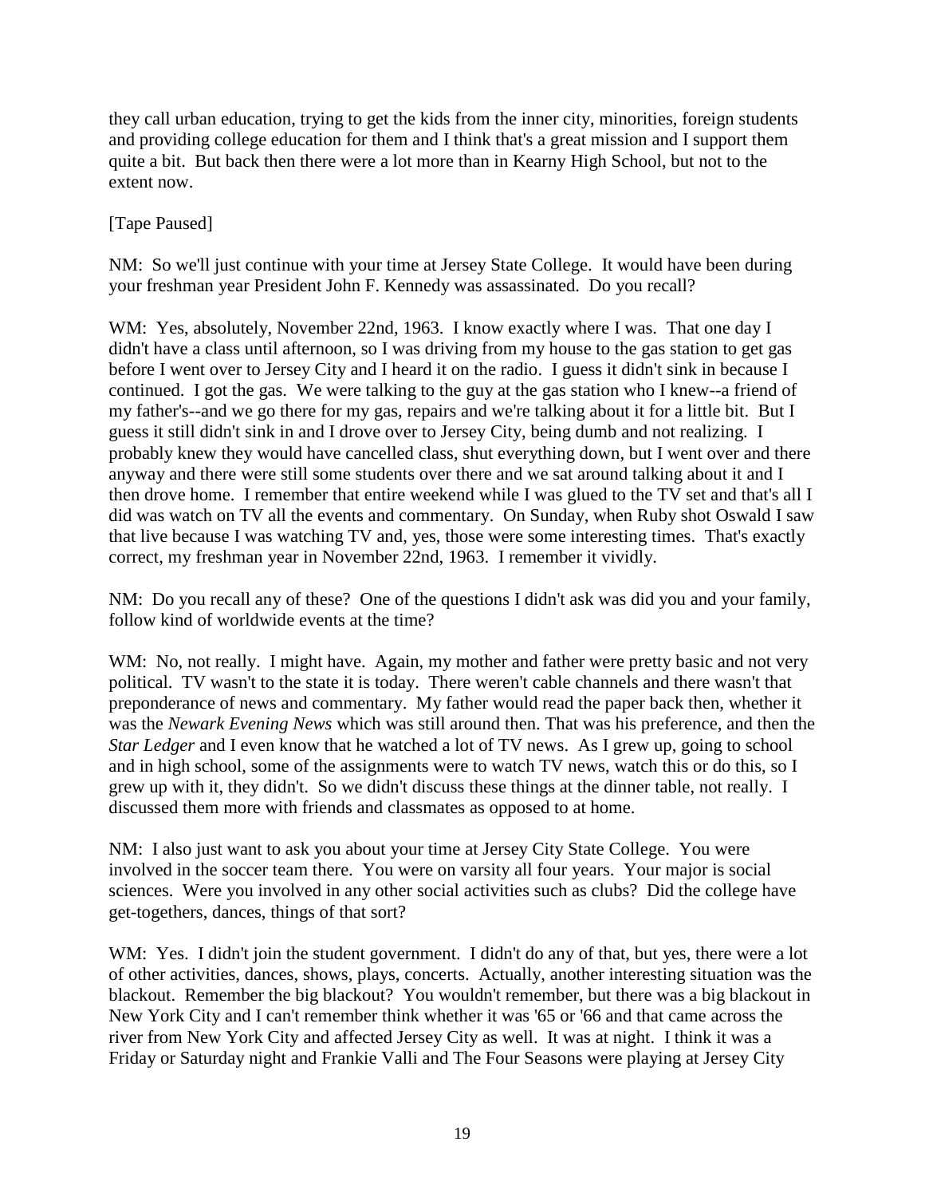they call urban education, trying to get the kids from the inner city, minorities, foreign students and providing college education for them and I think that's a great mission and I support them quite a bit. But back then there were a lot more than in Kearny High School, but not to the extent now.

[Tape Paused]

NM: So we'll just continue with your time at Jersey State College. It would have been during your freshman year President John F. Kennedy was assassinated. Do you recall?

WM: Yes, absolutely, November 22nd, 1963. I know exactly where I was. That one day I didn't have a class until afternoon, so I was driving from my house to the gas station to get gas before I went over to Jersey City and I heard it on the radio. I guess it didn't sink in because I continued. I got the gas. We were talking to the guy at the gas station who I knew--a friend of my father's--and we go there for my gas, repairs and we're talking about it for a little bit. But I guess it still didn't sink in and I drove over to Jersey City, being dumb and not realizing. I probably knew they would have cancelled class, shut everything down, but I went over and there anyway and there were still some students over there and we sat around talking about it and I then drove home. I remember that entire weekend while I was glued to the TV set and that's all I did was watch on TV all the events and commentary. On Sunday, when Ruby shot Oswald I saw that live because I was watching TV and, yes, those were some interesting times. That's exactly correct, my freshman year in November 22nd, 1963. I remember it vividly.

NM: Do you recall any of these? One of the questions I didn't ask was did you and your family, follow kind of worldwide events at the time?

WM: No, not really. I might have. Again, my mother and father were pretty basic and not very political. TV wasn't to the state it is today. There weren't cable channels and there wasn't that preponderance of news and commentary. My father would read the paper back then, whether it was the *Newark Evening News* which was still around then. That was his preference, and then the *Star Ledger* and I even know that he watched a lot of TV news. As I grew up, going to school and in high school, some of the assignments were to watch TV news, watch this or do this, so I grew up with it, they didn't. So we didn't discuss these things at the dinner table, not really. I discussed them more with friends and classmates as opposed to at home.

NM: I also just want to ask you about your time at Jersey City State College. You were involved in the soccer team there. You were on varsity all four years. Your major is social sciences. Were you involved in any other social activities such as clubs? Did the college have get-togethers, dances, things of that sort?

WM: Yes. I didn't join the student government. I didn't do any of that, but yes, there were a lot of other activities, dances, shows, plays, concerts. Actually, another interesting situation was the blackout. Remember the big blackout? You wouldn't remember, but there was a big blackout in New York City and I can't remember think whether it was '65 or '66 and that came across the river from New York City and affected Jersey City as well. It was at night. I think it was a Friday or Saturday night and Frankie Valli and The Four Seasons were playing at Jersey City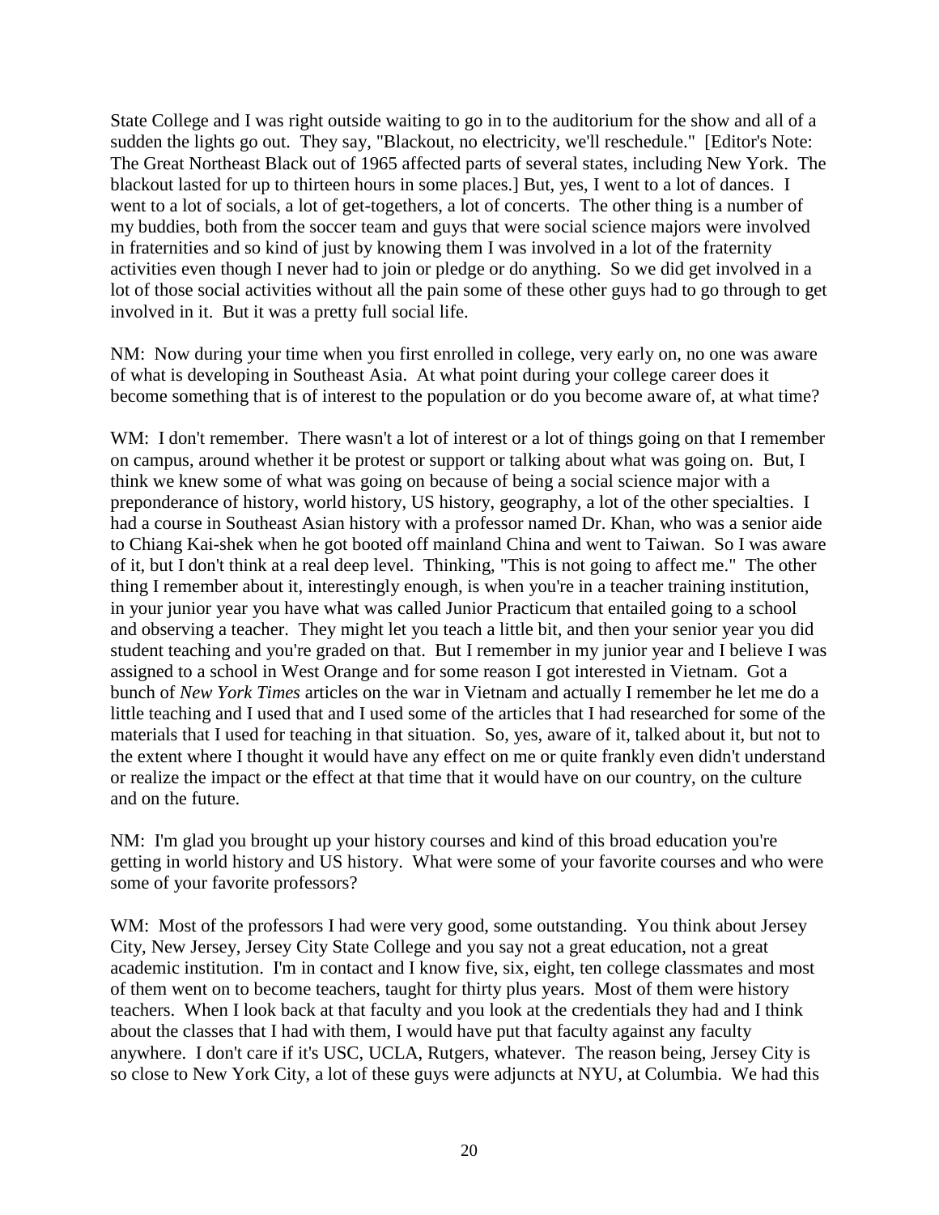State College and I was right outside waiting to go in to the auditorium for the show and all of a sudden the lights go out. They say, "Blackout, no electricity, we'll reschedule." [Editor's Note: The Great Northeast Black out of 1965 affected parts of several states, including New York. The blackout lasted for up to thirteen hours in some places.] But, yes, I went to a lot of dances. I went to a lot of socials, a lot of get-togethers, a lot of concerts. The other thing is a number of my buddies, both from the soccer team and guys that were social science majors were involved in fraternities and so kind of just by knowing them I was involved in a lot of the fraternity activities even though I never had to join or pledge or do anything. So we did get involved in a lot of those social activities without all the pain some of these other guys had to go through to get involved in it. But it was a pretty full social life.

NM: Now during your time when you first enrolled in college, very early on, no one was aware of what is developing in Southeast Asia. At what point during your college career does it become something that is of interest to the population or do you become aware of, at what time?

WM: I don't remember. There wasn't a lot of interest or a lot of things going on that I remember on campus, around whether it be protest or support or talking about what was going on. But, I think we knew some of what was going on because of being a social science major with a preponderance of history, world history, US history, geography, a lot of the other specialties. I had a course in Southeast Asian history with a professor named Dr. Khan, who was a senior aide to Chiang Kai-shek when he got booted off mainland China and went to Taiwan. So I was aware of it, but I don't think at a real deep level. Thinking, "This is not going to affect me." The other thing I remember about it, interestingly enough, is when you're in a teacher training institution, in your junior year you have what was called Junior Practicum that entailed going to a school and observing a teacher. They might let you teach a little bit, and then your senior year you did student teaching and you're graded on that. But I remember in my junior year and I believe I was assigned to a school in West Orange and for some reason I got interested in Vietnam. Got a bunch of *New York Times* articles on the war in Vietnam and actually I remember he let me do a little teaching and I used that and I used some of the articles that I had researched for some of the materials that I used for teaching in that situation. So, yes, aware of it, talked about it, but not to the extent where I thought it would have any effect on me or quite frankly even didn't understand or realize the impact or the effect at that time that it would have on our country, on the culture and on the future.

NM: I'm glad you brought up your history courses and kind of this broad education you're getting in world history and US history. What were some of your favorite courses and who were some of your favorite professors?

WM: Most of the professors I had were very good, some outstanding. You think about Jersey City, New Jersey, Jersey City State College and you say not a great education, not a great academic institution. I'm in contact and I know five, six, eight, ten college classmates and most of them went on to become teachers, taught for thirty plus years. Most of them were history teachers. When I look back at that faculty and you look at the credentials they had and I think about the classes that I had with them, I would have put that faculty against any faculty anywhere. I don't care if it's USC, UCLA, Rutgers, whatever. The reason being, Jersey City is so close to New York City, a lot of these guys were adjuncts at NYU, at Columbia. We had this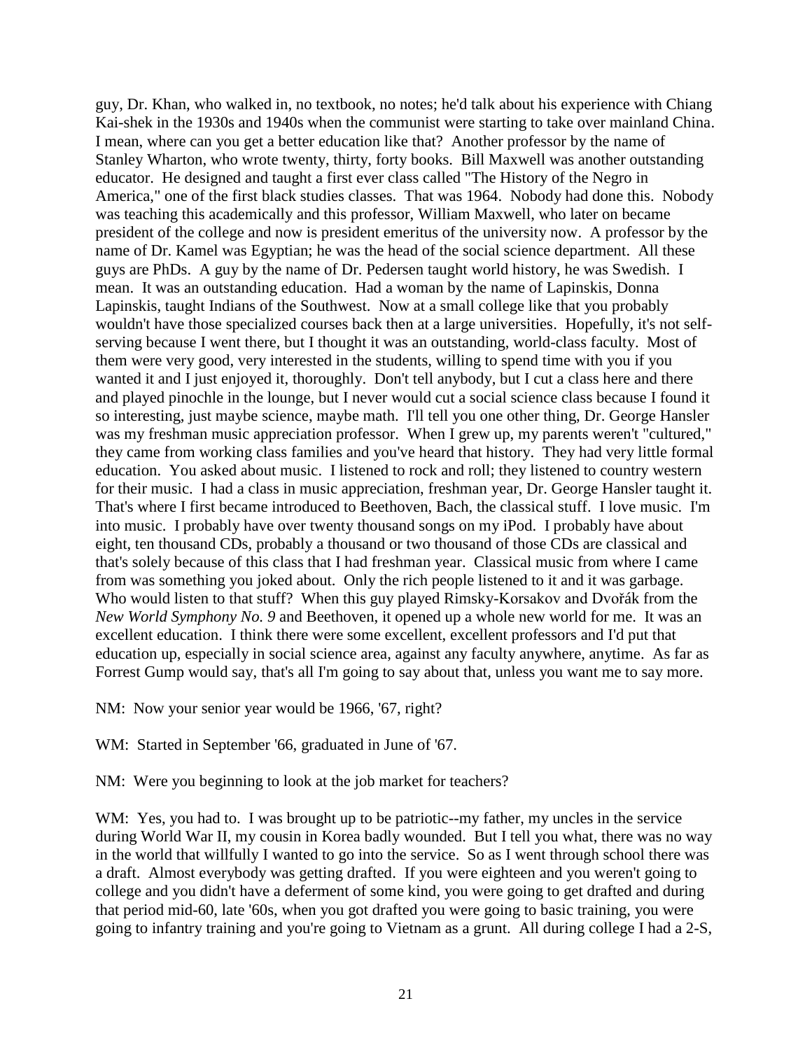guy, Dr. Khan, who walked in, no textbook, no notes; he'd talk about his experience with Chiang Kai-shek in the 1930s and 1940s when the communist were starting to take over mainland China. I mean, where can you get a better education like that? Another professor by the name of Stanley Wharton, who wrote twenty, thirty, forty books. Bill Maxwell was another outstanding educator. He designed and taught a first ever class called "The History of the Negro in America," one of the first black studies classes. That was 1964. Nobody had done this. Nobody was teaching this academically and this professor, William Maxwell, who later on became president of the college and now is president emeritus of the university now. A professor by the name of Dr. Kamel was Egyptian; he was the head of the social science department. All these guys are PhDs. A guy by the name of Dr. Pedersen taught world history, he was Swedish. I mean. It was an outstanding education. Had a woman by the name of Lapinskis, Donna Lapinskis, taught Indians of the Southwest. Now at a small college like that you probably wouldn't have those specialized courses back then at a large universities. Hopefully, it's not self-serving because I went there, but I thought it was an outstanding, world-class faculty. Most of them were very good, very interested in the students, willing to spend time with you if you wanted it and I just enjoyed it, thoroughly. Don't tell anybody, but I cut a class here and there and played pinochle in the lounge, but I never would cut a social science class because I found it so interesting, just maybe science, maybe math. I'll tell you one other thing, Dr. George Hansler was my freshman music appreciation professor. When I grew up, my parents weren't "cultured," they came from working class families and you've heard that history. They had very little formal education. You asked about music. I listened to rock and roll; they listened to country western for their music. I had a class in music appreciation, freshman year, Dr. George Hansler taught it. That's where I first became introduced to Beethoven, Bach, the classical stuff. I love music. I'm into music. I probably have over twenty thousand songs on my iPod. I probably have about eight, ten thousand CDs, probably a thousand or two thousand of those CDs are classical and that's solely because of this class that I had freshman year. Classical music from where I came from was something you joked about. Only the rich people listened to it and it was garbage. Who would listen to that stuff? When this guy played Rimsky-Korsakov and Dvořák from the *New World Symphony No. 9* and Beethoven, it opened up a whole new world for me. It was an excellent education. I think there were some excellent, excellent professors and I'd put that education up, especially in social science area, against any faculty anywhere, anytime. As far as Forrest Gump would say, that's all I'm going to say about that, unless you want me to say more.

NM: Now your senior year would be 1966, '67, right?

WM: Started in September '66, graduated in June of '67.

NM: Were you beginning to look at the job market for teachers?

WM: Yes, you had to. I was brought up to be patriotic--my father, my uncles in the service during World War II, my cousin in Korea badly wounded. But I tell you what, there was no way in the world that willfully I wanted to go into the service. So as I went through school there was a draft. Almost everybody was getting drafted. If you were eighteen and you weren't going to college and you didn't have a deferment of some kind, you were going to get drafted and during that period mid-60, late '60s, when you got drafted you were going to basic training, you were going to infantry training and you're going to Vietnam as a grunt. All during college I had a 2-S,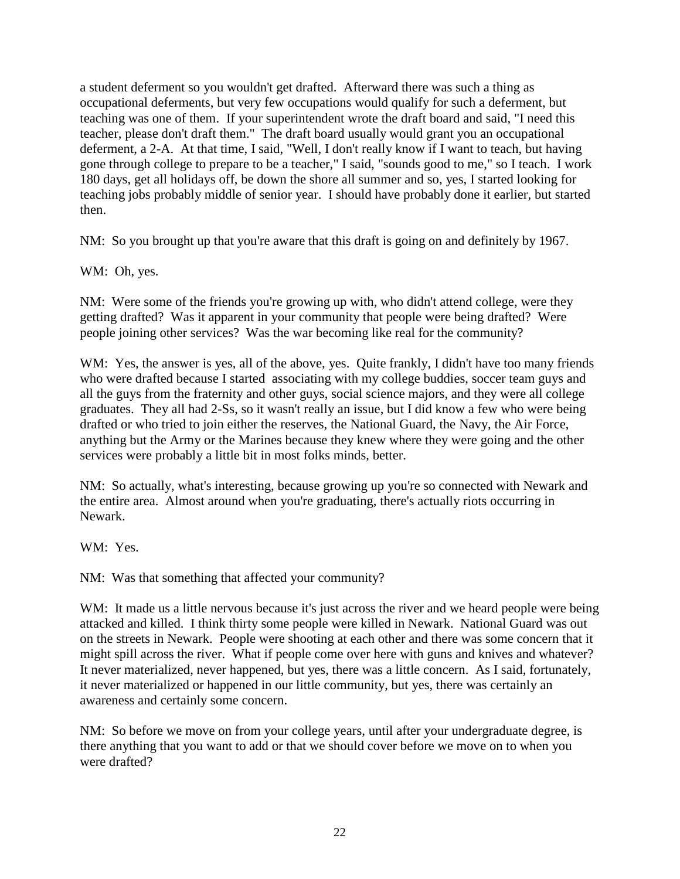a student deferment so you wouldn't get drafted. Afterward there was such a thing as occupational deferments, but very few occupations would qualify for such a deferment, but teaching was one of them. If your superintendent wrote the draft board and said, "I need this teacher, please don't draft them." The draft board usually would grant you an occupational deferment, a 2-A. At that time, I said, "Well, I don't really know if I want to teach, but having gone through college to prepare to be a teacher," I said, "sounds good to me," so I teach. I work 180 days, get all holidays off, be down the shore all summer and so, yes, I started looking for teaching jobs probably middle of senior year. I should have probably done it earlier, but started then.

NM: So you brought up that you're aware that this draft is going on and definitely by 1967.

WM: Oh, yes.

NM: Were some of the friends you're growing up with, who didn't attend college, were they getting drafted? Was it apparent in your community that people were being drafted? Were people joining other services? Was the war becoming like real for the community?

WM: Yes, the answer is yes, all of the above, yes. Quite frankly, I didn't have too many friends who were drafted because I started associating with my college buddies, soccer team guys and all the guys from the fraternity and other guys, social science majors, and they were all college graduates. They all had 2-Ss, so it wasn't really an issue, but I did know a few who were being drafted or who tried to join either the reserves, the National Guard, the Navy, the Air Force, anything but the Army or the Marines because they knew where they were going and the other services were probably a little bit in most folks minds, better.

NM: So actually, what's interesting, because growing up you're so connected with Newark and the entire area. Almost around when you're graduating, there's actually riots occurring in Newark.

WM: Yes.

NM: Was that something that affected your community?

WM: It made us a little nervous because it's just across the river and we heard people were being attacked and killed. I think thirty some people were killed in Newark. National Guard was out on the streets in Newark. People were shooting at each other and there was some concern that it might spill across the river. What if people come over here with guns and knives and whatever? It never materialized, never happened, but yes, there was a little concern. As I said, fortunately, it never materialized or happened in our little community, but yes, there was certainly an awareness and certainly some concern.

NM: So before we move on from your college years, until after your undergraduate degree, is there anything that you want to add or that we should cover before we move on to when you were drafted?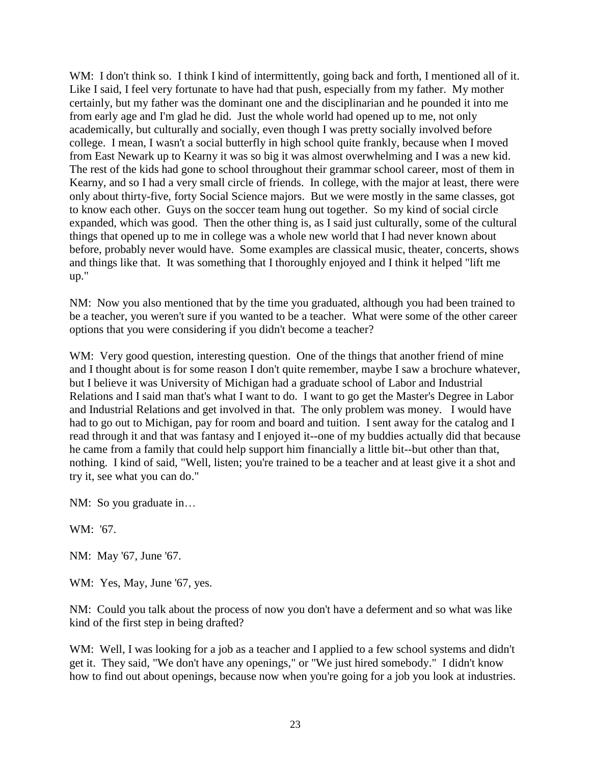WM: I don't think so. I think I kind of intermittently, going back and forth, I mentioned all of it. Like I said, I feel very fortunate to have had that push, especially from my father. My mother certainly, but my father was the dominant one and the disciplinarian and he pounded it into me from early age and I'm glad he did. Just the whole world had opened up to me, not only academically, but culturally and socially, even though I was pretty socially involved before college. I mean, I wasn't a social butterfly in high school quite frankly, because when I moved from East Newark up to Kearny it was so big it was almost overwhelming and I was a new kid. The rest of the kids had gone to school throughout their grammar school career, most of them in Kearny, and so I had a very small circle of friends. In college, with the major at least, there were only about thirty-five, forty Social Science majors. But we were mostly in the same classes, got to know each other. Guys on the soccer team hung out together. So my kind of social circle expanded, which was good. Then the other thing is, as I said just culturally, some of the cultural things that opened up to me in college was a whole new world that I had never known about before, probably never would have. Some examples are classical music, theater, concerts, shows and things like that. It was something that I thoroughly enjoyed and I think it helped "lift me up."

NM: Now you also mentioned that by the time you graduated, although you had been trained to be a teacher, you weren't sure if you wanted to be a teacher. What were some of the other career options that you were considering if you didn't become a teacher?

WM: Very good question, interesting question. One of the things that another friend of mine and I thought about is for some reason I don't quite remember, maybe I saw a brochure whatever, but I believe it was University of Michigan had a graduate school of Labor and Industrial Relations and I said man that's what I want to do. I want to go get the Master's Degree in Labor and Industrial Relations and get involved in that. The only problem was money. I would have had to go out to Michigan, pay for room and board and tuition. I sent away for the catalog and I read through it and that was fantasy and I enjoyed it--one of my buddies actually did that because he came from a family that could help support him financially a little bit--but other than that, nothing. I kind of said, "Well, listen; you're trained to be a teacher and at least give it a shot and try it, see what you can do."

NM: So you graduate in…

WM: '67.

NM: May '67, June '67.

WM: Yes, May, June '67, yes.

NM: Could you talk about the process of now you don't have a deferment and so what was like kind of the first step in being drafted?

WM: Well, I was looking for a job as a teacher and I applied to a few school systems and didn't get it. They said, "We don't have any openings," or "We just hired somebody." I didn't know how to find out about openings, because now when you're going for a job you look at industries.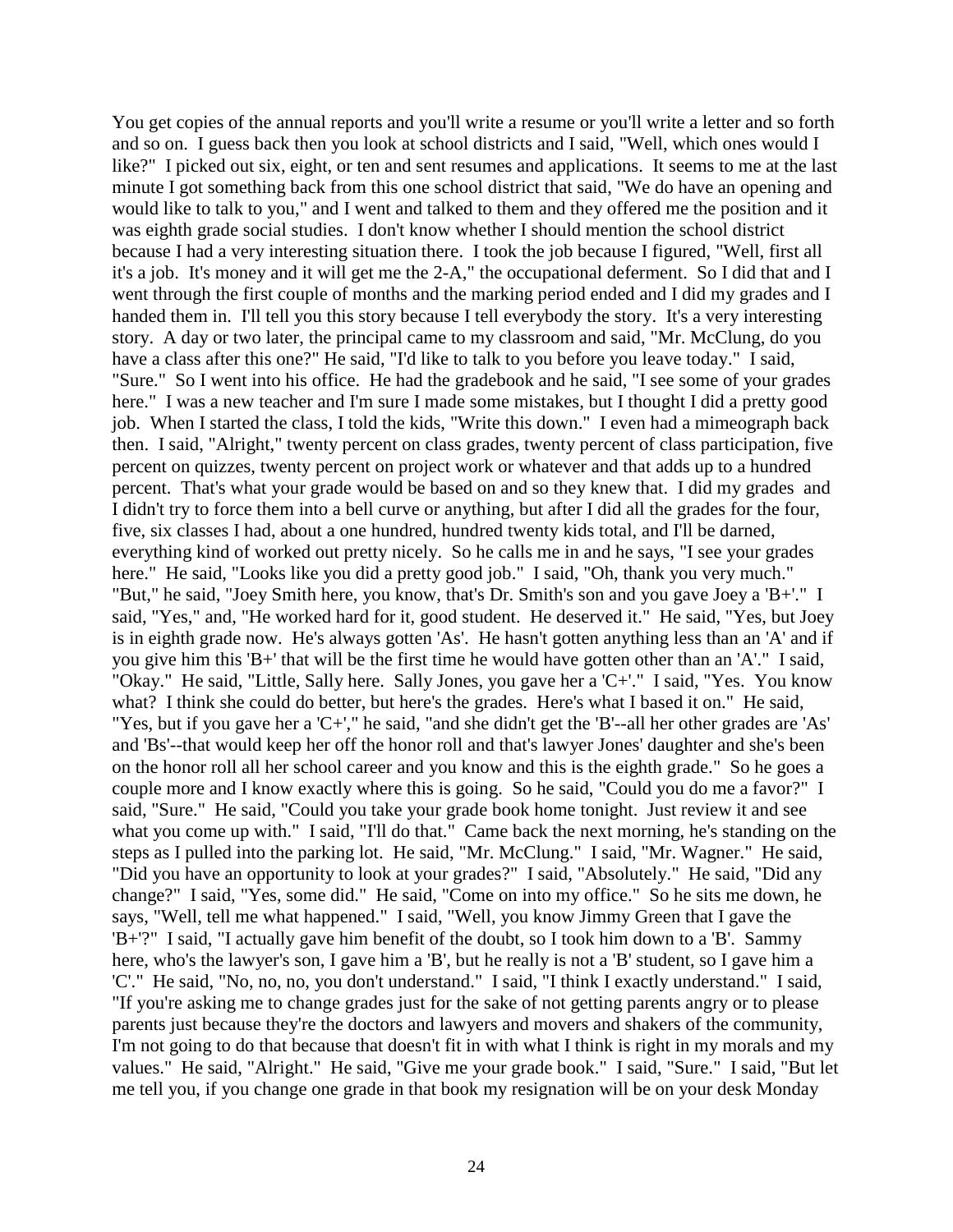You get copies of the annual reports and you'll write a resume or you'll write a letter and so forth and so on. I guess back then you look at school districts and I said, "Well, which ones would I like?" I picked out six, eight, or ten and sent resumes and applications. It seems to me at the last minute I got something back from this one school district that said, "We do have an opening and would like to talk to you," and I went and talked to them and they offered me the position and it was eighth grade social studies. I don't know whether I should mention the school district because I had a very interesting situation there. I took the job because I figured, "Well, first all it's a job. It's money and it will get me the 2-A," the occupational deferment. So I did that and I went through the first couple of months and the marking period ended and I did my grades and I handed them in. I'll tell you this story because I tell everybody the story. It's a very interesting story. A day or two later, the principal came to my classroom and said, "Mr. McClung, do you have a class after this one?" He said, "I'd like to talk to you before you leave today." I said, "Sure." So I went into his office. He had the gradebook and he said, "I see some of your grades here." I was a new teacher and I'm sure I made some mistakes, but I thought I did a pretty good job. When I started the class, I told the kids, "Write this down." I even had a mimeograph back then. I said, "Alright," twenty percent on class grades, twenty percent of class participation, five percent on quizzes, twenty percent on project work or whatever and that adds up to a hundred percent. That's what your grade would be based on and so they knew that. I did my grades and I didn't try to force them into a bell curve or anything, but after I did all the grades for the four, five, six classes I had, about a one hundred, hundred twenty kids total, and I'll be darned, everything kind of worked out pretty nicely. So he calls me in and he says, "I see your grades here." He said, "Looks like you did a pretty good job." I said, "Oh, thank you very much." "But," he said, "Joey Smith here, you know, that's Dr. Smith's son and you gave Joey a 'B+'." I said, "Yes," and, "He worked hard for it, good student. He deserved it." He said, "Yes, but Joey is in eighth grade now. He's always gotten 'As'. He hasn't gotten anything less than an 'A' and if you give him this 'B+' that will be the first time he would have gotten other than an 'A'." I said, "Okay." He said, "Little, Sally here. Sally Jones, you gave her a 'C+'." I said, "Yes. You know what? I think she could do better, but here's the grades. Here's what I based it on." He said, "Yes, but if you gave her a 'C+'," he said, "and she didn't get the 'B'--all her other grades are 'As' and 'Bs'--that would keep her off the honor roll and that's lawyer Jones' daughter and she's been on the honor roll all her school career and you know and this is the eighth grade." So he goes a couple more and I know exactly where this is going. So he said, "Could you do me a favor?" I said, "Sure." He said, "Could you take your grade book home tonight. Just review it and see what you come up with." I said, "I'll do that." Came back the next morning, he's standing on the steps as I pulled into the parking lot. He said, "Mr. McClung." I said, "Mr. Wagner." He said, "Did you have an opportunity to look at your grades?" I said, "Absolutely." He said, "Did any change?" I said, "Yes, some did." He said, "Come on into my office." So he sits me down, he says, "Well, tell me what happened." I said, "Well, you know Jimmy Green that I gave the 'B+'?" I said, "I actually gave him benefit of the doubt, so I took him down to a 'B'. Sammy here, who's the lawyer's son, I gave him a 'B', but he really is not a 'B' student, so I gave him a 'C'." He said, "No, no, no, you don't understand." I said, "I think I exactly understand." I said, "If you're asking me to change grades just for the sake of not getting parents angry or to please parents just because they're the doctors and lawyers and movers and shakers of the community, I'm not going to do that because that doesn't fit in with what I think is right in my morals and my values." He said, "Alright." He said, "Give me your grade book." I said, "Sure." I said, "But let me tell you, if you change one grade in that book my resignation will be on your desk Monday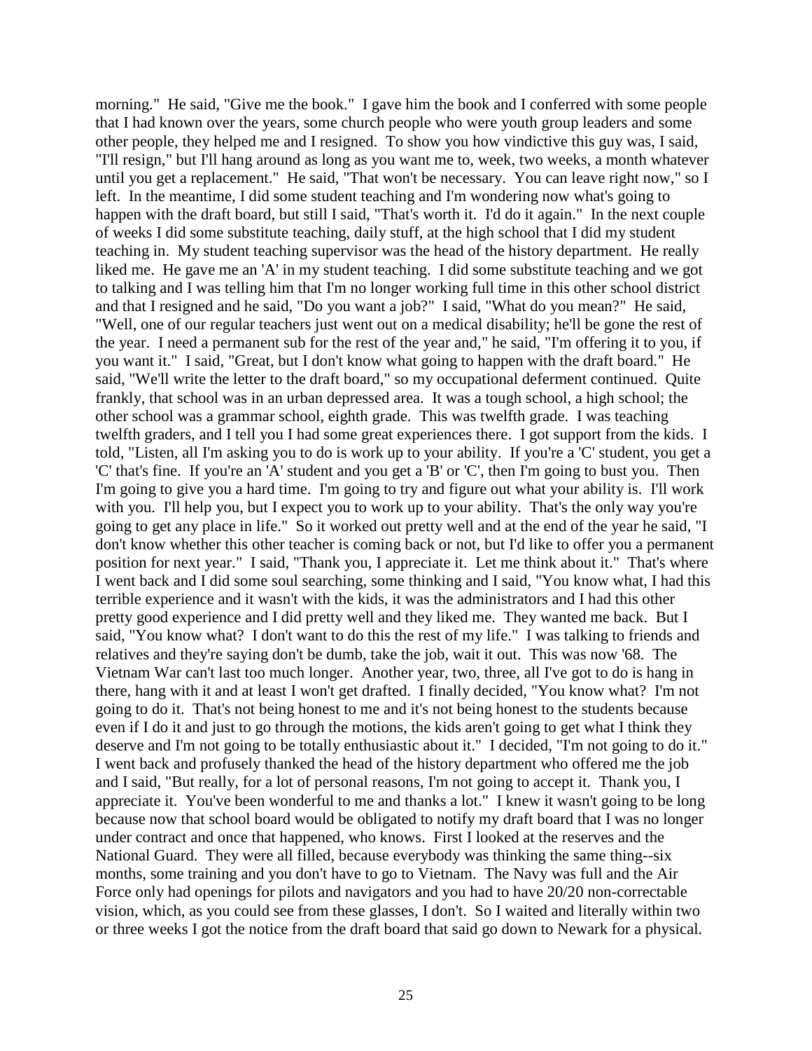morning." He said, "Give me the book." I gave him the book and I conferred with some people that I had known over the years, some church people who were youth group leaders and some other people, they helped me and I resigned. To show you how vindictive this guy was, I said, "I'll resign," but I'll hang around as long as you want me to, week, two weeks, a month whatever until you get a replacement." He said, "That won't be necessary. You can leave right now," so I left. In the meantime, I did some student teaching and I'm wondering now what's going to happen with the draft board, but still I said, "That's worth it. I'd do it again." In the next couple of weeks I did some substitute teaching, daily stuff, at the high school that I did my student teaching in. My student teaching supervisor was the head of the history department. He really liked me. He gave me an 'A' in my student teaching. I did some substitute teaching and we got to talking and I was telling him that I'm no longer working full time in this other school district and that I resigned and he said, "Do you want a job?" I said, "What do you mean?" He said, "Well, one of our regular teachers just went out on a medical disability; he'll be gone the rest of the year. I need a permanent sub for the rest of the year and," he said, "I'm offering it to you, if you want it." I said, "Great, but I don't know what going to happen with the draft board." He said, "We'll write the letter to the draft board," so my occupational deferment continued. Quite frankly, that school was in an urban depressed area. It was a tough school, a high school; the other school was a grammar school, eighth grade. This was twelfth grade. I was teaching twelfth graders, and I tell you I had some great experiences there. I got support from the kids. I told, "Listen, all I'm asking you to do is work up to your ability. If you're a 'C' student, you get a 'C' that's fine. If you're an 'A' student and you get a 'B' or 'C', then I'm going to bust you. Then I'm going to give you a hard time. I'm going to try and figure out what your ability is. I'll work with you. I'll help you, but I expect you to work up to your ability. That's the only way you're going to get any place in life." So it worked out pretty well and at the end of the year he said, "I don't know whether this other teacher is coming back or not, but I'd like to offer you a permanent position for next year." I said, "Thank you, I appreciate it. Let me think about it." That's where I went back and I did some soul searching, some thinking and I said, "You know what, I had this terrible experience and it wasn't with the kids, it was the administrators and I had this other pretty good experience and I did pretty well and they liked me. They wanted me back. But I said, "You know what? I don't want to do this the rest of my life." I was talking to friends and relatives and they're saying don't be dumb, take the job, wait it out. This was now '68. The Vietnam War can't last too much longer. Another year, two, three, all I've got to do is hang in there, hang with it and at least I won't get drafted. I finally decided, "You know what? I'm not going to do it. That's not being honest to me and it's not being honest to the students because even if I do it and just to go through the motions, the kids aren't going to get what I think they deserve and I'm not going to be totally enthusiastic about it." I decided, "I'm not going to do it." I went back and profusely thanked the head of the history department who offered me the job and I said, "But really, for a lot of personal reasons, I'm not going to accept it. Thank you, I appreciate it. You've been wonderful to me and thanks a lot." I knew it wasn't going to be long because now that school board would be obligated to notify my draft board that I was no longer under contract and once that happened, who knows. First I looked at the reserves and the National Guard. They were all filled, because everybody was thinking the same thing--six months, some training and you don't have to go to Vietnam. The Navy was full and the Air Force only had openings for pilots and navigators and you had to have 20/20 non-correctable vision, which, as you could see from these glasses, I don't. So I waited and literally within two or three weeks I got the notice from the draft board that said go down to Newark for a physical.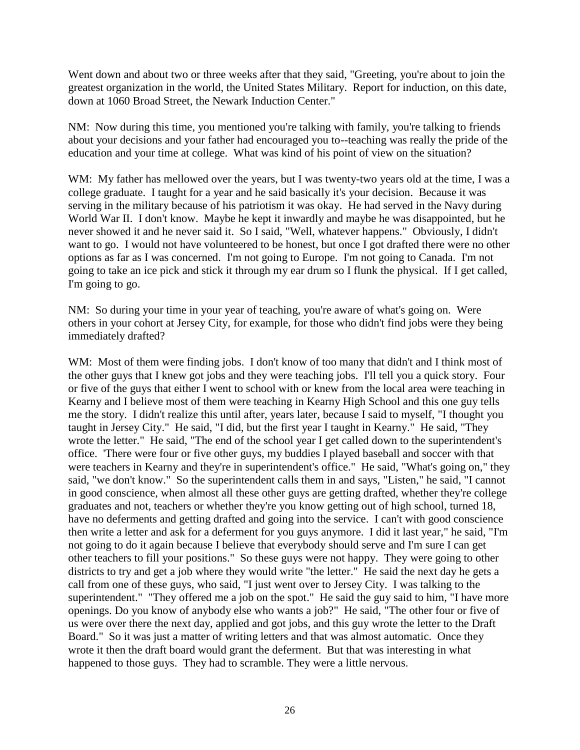Went down and about two or three weeks after that they said, "Greeting, you're about to join the greatest organization in the world, the United States Military. Report for induction, on this date, down at 1060 Broad Street, the Newark Induction Center."

NM: Now during this time, you mentioned you're talking with family, you're talking to friends about your decisions and your father had encouraged you to--teaching was really the pride of the education and your time at college. What was kind of his point of view on the situation?

WM: My father has mellowed over the years, but I was twenty-two years old at the time, I was a college graduate. I taught for a year and he said basically it's your decision. Because it was serving in the military because of his patriotism it was okay. He had served in the Navy during World War II. I don't know. Maybe he kept it inwardly and maybe he was disappointed, but he never showed it and he never said it. So I said, "Well, whatever happens." Obviously, I didn't want to go. I would not have volunteered to be honest, but once I got drafted there were no other options as far as I was concerned. I'm not going to Europe. I'm not going to Canada. I'm not going to take an ice pick and stick it through my ear drum so I flunk the physical. If I get called, I'm going to go.

NM: So during your time in your year of teaching, you're aware of what's going on. Were others in your cohort at Jersey City, for example, for those who didn't find jobs were they being immediately drafted?

WM: Most of them were finding jobs. I don't know of too many that didn't and I think most of the other guys that I knew got jobs and they were teaching jobs. I'll tell you a quick story. Four or five of the guys that either I went to school with or knew from the local area were teaching in Kearny and I believe most of them were teaching in Kearny High School and this one guy tells me the story. I didn't realize this until after, years later, because I said to myself, "I thought you taught in Jersey City." He said, "I did, but the first year I taught in Kearny." He said, "They wrote the letter." He said, "The end of the school year I get called down to the superintendent's office. 'There were four or five other guys, my buddies I played baseball and soccer with that were teachers in Kearny and they're in superintendent's office." He said, "What's going on," they said, "we don't know." So the superintendent calls them in and says, "Listen," he said, "I cannot in good conscience, when almost all these other guys are getting drafted, whether they're college graduates and not, teachers or whether they're you know getting out of high school, turned 18, have no deferments and getting drafted and going into the service. I can't with good conscience then write a letter and ask for a deferment for you guys anymore. I did it last year," he said, "I'm not going to do it again because I believe that everybody should serve and I'm sure I can get other teachers to fill your positions." So these guys were not happy. They were going to other districts to try and get a job where they would write "the letter." He said the next day he gets a call from one of these guys, who said, "I just went over to Jersey City. I was talking to the superintendent." "They offered me a job on the spot." He said the guy said to him, "I have more openings. Do you know of anybody else who wants a job?" He said, "The other four or five of us were over there the next day, applied and got jobs, and this guy wrote the letter to the Draft Board." So it was just a matter of writing letters and that was almost automatic. Once they wrote it then the draft board would grant the deferment. But that was interesting in what happened to those guys. They had to scramble. They were a little nervous.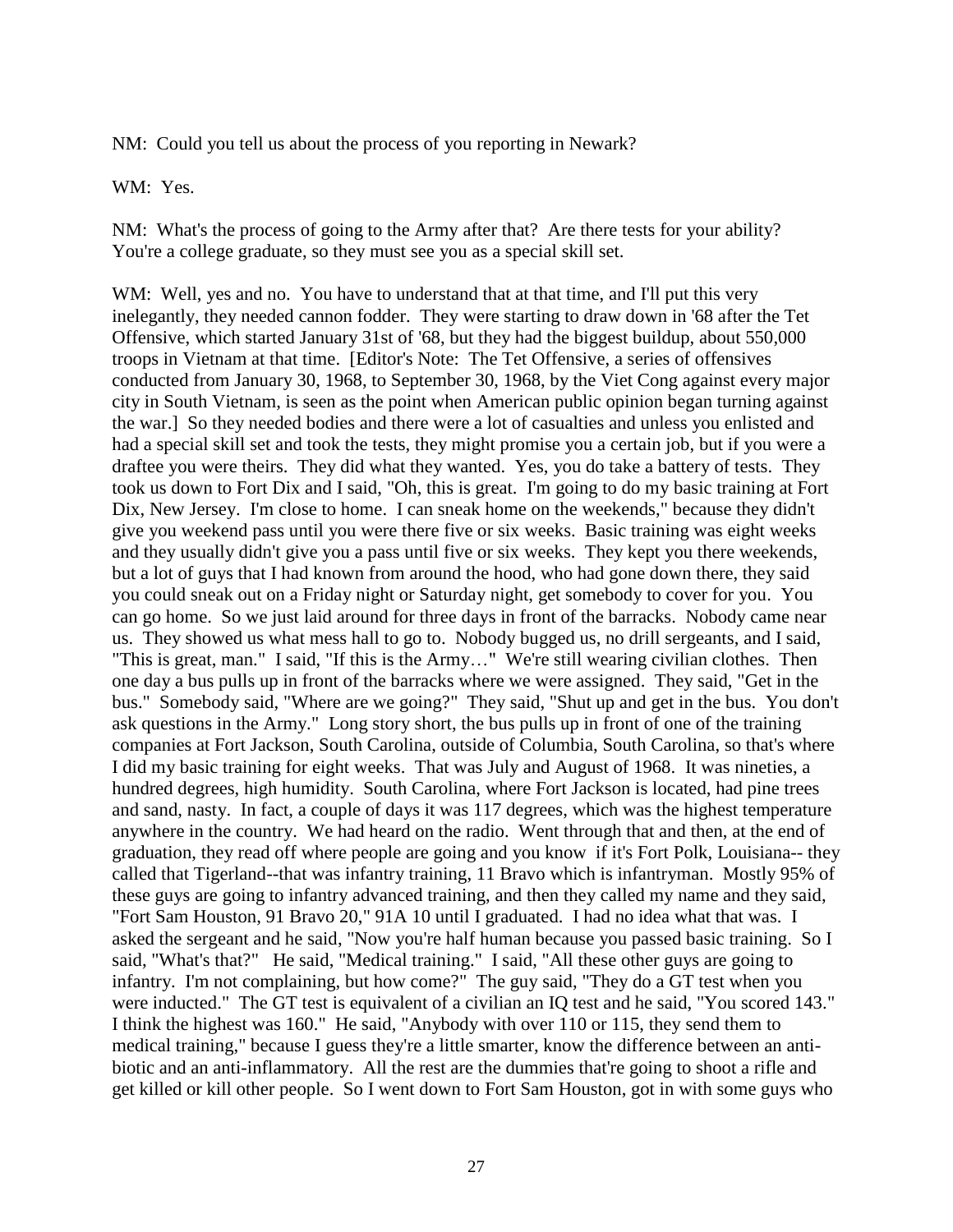NM: Could you tell us about the process of you reporting in Newark?

WM: Yes.

NM: What's the process of going to the Army after that? Are there tests for your ability? You're a college graduate, so they must see you as a special skill set.

WM: Well, yes and no. You have to understand that at that time, and I'll put this very inelegantly, they needed cannon fodder. They were starting to draw down in '68 after the Tet Offensive, which started January 31st of '68, but they had the biggest buildup, about 550,000 troops in Vietnam at that time. [Editor's Note: The Tet Offensive, a series of offensives conducted from January 30, 1968, to September 30, 1968, by the Viet Cong against every major city in South Vietnam, is seen as the point when American public opinion began turning against the war.] So they needed bodies and there were a lot of casualties and unless you enlisted and had a special skill set and took the tests, they might promise you a certain job, but if you were a draftee you were theirs. They did what they wanted. Yes, you do take a battery of tests. They took us down to Fort Dix and I said, "Oh, this is great. I'm going to do my basic training at Fort Dix, New Jersey. I'm close to home. I can sneak home on the weekends," because they didn't give you weekend pass until you were there five or six weeks. Basic training was eight weeks and they usually didn't give you a pass until five or six weeks. They kept you there weekends, but a lot of guys that I had known from around the hood, who had gone down there, they said you could sneak out on a Friday night or Saturday night, get somebody to cover for you. You can go home. So we just laid around for three days in front of the barracks. Nobody came near us. They showed us what mess hall to go to. Nobody bugged us, no drill sergeants, and I said, "This is great, man." I said, "If this is the Army…" We're still wearing civilian clothes. Then one day a bus pulls up in front of the barracks where we were assigned. They said, "Get in the bus." Somebody said, "Where are we going?" They said, "Shut up and get in the bus. You don't ask questions in the Army." Long story short, the bus pulls up in front of one of the training companies at Fort Jackson, South Carolina, outside of Columbia, South Carolina, so that's where I did my basic training for eight weeks. That was July and August of 1968. It was nineties, a hundred degrees, high humidity. South Carolina, where Fort Jackson is located, had pine trees and sand, nasty. In fact, a couple of days it was 117 degrees, which was the highest temperature anywhere in the country. We had heard on the radio. Went through that and then, at the end of graduation, they read off where people are going and you know if it's Fort Polk, Louisiana-- they called that Tigerland--that was infantry training, 11 Bravo which is infantryman. Mostly 95% of these guys are going to infantry advanced training, and then they called my name and they said, "Fort Sam Houston, 91 Bravo 20," 91A 10 until I graduated. I had no idea what that was. I asked the sergeant and he said, "Now you're half human because you passed basic training. So I said, "What's that?" He said, "Medical training." I said, "All these other guys are going to infantry. I'm not complaining, but how come?" The guy said, "They do a GT test when you were inducted." The GT test is equivalent of a civilian an IQ test and he said, "You scored 143." I think the highest was 160." He said, "Anybody with over 110 or 115, they send them to medical training," because I guess they're a little smarter, know the difference between an anti-biotic and an anti-inflammatory. All the rest are the dummies that're going to shoot a rifle and get killed or kill other people. So I went down to Fort Sam Houston, got in with some guys who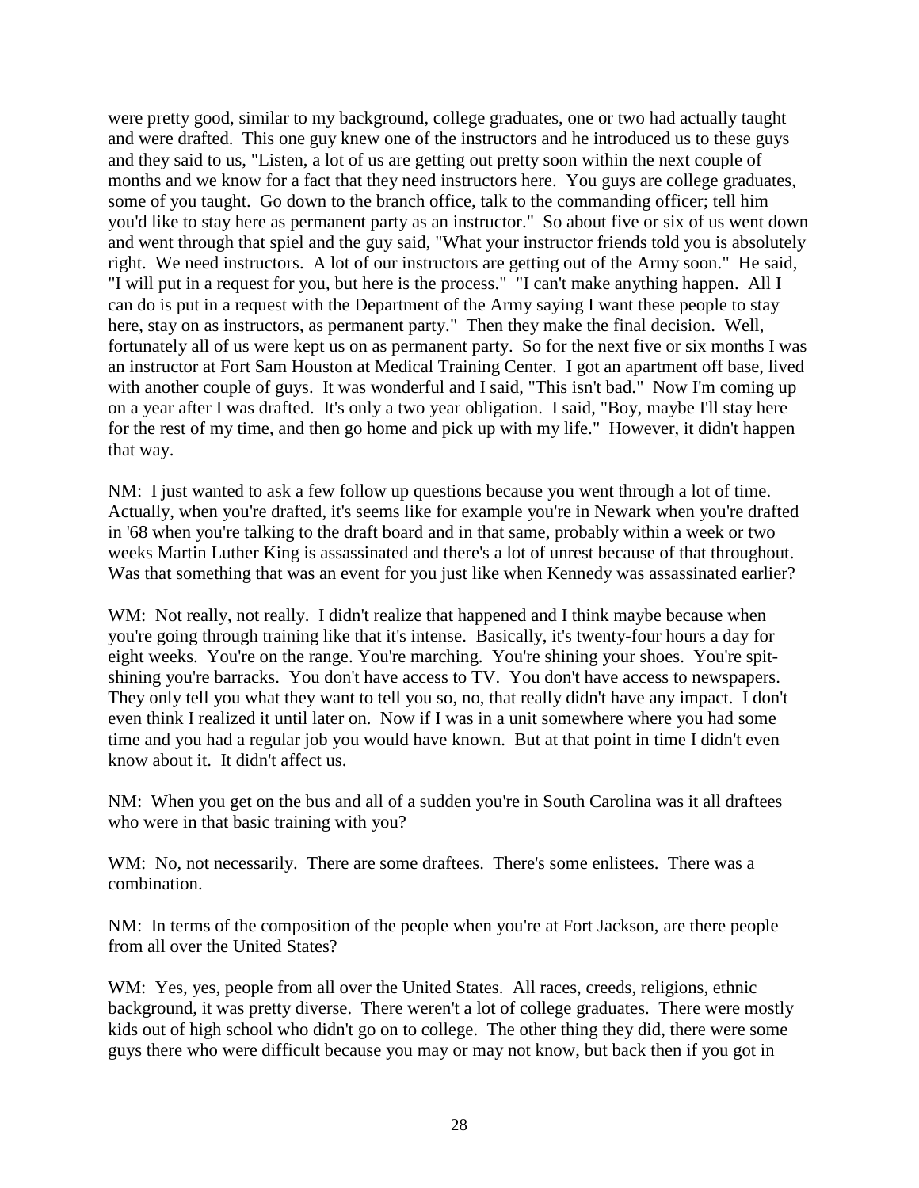were pretty good, similar to my background, college graduates, one or two had actually taught and were drafted. This one guy knew one of the instructors and he introduced us to these guys and they said to us, "Listen, a lot of us are getting out pretty soon within the next couple of months and we know for a fact that they need instructors here. You guys are college graduates, some of you taught. Go down to the branch office, talk to the commanding officer; tell him you'd like to stay here as permanent party as an instructor." So about five or six of us went down and went through that spiel and the guy said, "What your instructor friends told you is absolutely right. We need instructors. A lot of our instructors are getting out of the Army soon." He said, "I will put in a request for you, but here is the process." "I can't make anything happen. All I can do is put in a request with the Department of the Army saying I want these people to stay here, stay on as instructors, as permanent party." Then they make the final decision. Well, fortunately all of us were kept us on as permanent party. So for the next five or six months I was an instructor at Fort Sam Houston at Medical Training Center. I got an apartment off base, lived with another couple of guys. It was wonderful and I said, "This isn't bad." Now I'm coming up on a year after I was drafted. It's only a two year obligation. I said, "Boy, maybe I'll stay here for the rest of my time, and then go home and pick up with my life." However, it didn't happen that way.

NM: I just wanted to ask a few follow up questions because you went through a lot of time. Actually, when you're drafted, it's seems like for example you're in Newark when you're drafted in '68 when you're talking to the draft board and in that same, probably within a week or two weeks Martin Luther King is assassinated and there's a lot of unrest because of that throughout. Was that something that was an event for you just like when Kennedy was assassinated earlier?

WM: Not really, not really. I didn't realize that happened and I think maybe because when you're going through training like that it's intense. Basically, it's twenty-four hours a day for eight weeks. You're on the range. You're marching. You're shining your shoes. You're spit-shining you're barracks. You don't have access to TV. You don't have access to newspapers. They only tell you what they want to tell you so, no, that really didn't have any impact. I don't even think I realized it until later on. Now if I was in a unit somewhere where you had some time and you had a regular job you would have known. But at that point in time I didn't even know about it. It didn't affect us.

NM: When you get on the bus and all of a sudden you're in South Carolina was it all draftees who were in that basic training with you?

WM: No, not necessarily. There are some draftees. There's some enlistees. There was a combination.

NM: In terms of the composition of the people when you're at Fort Jackson, are there people from all over the United States?

WM: Yes, yes, people from all over the United States. All races, creeds, religions, ethnic background, it was pretty diverse. There weren't a lot of college graduates. There were mostly kids out of high school who didn't go on to college. The other thing they did, there were some guys there who were difficult because you may or may not know, but back then if you got in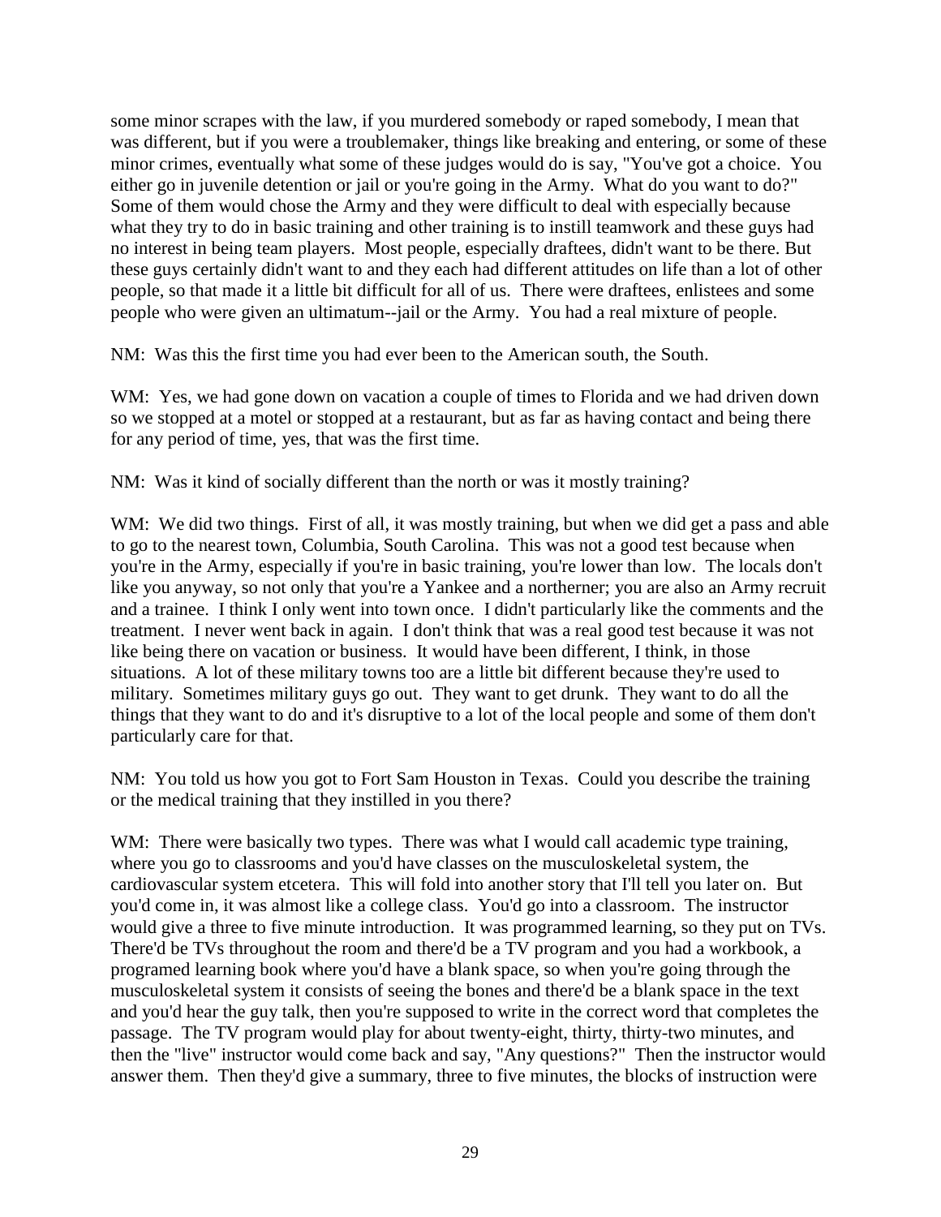some minor scrapes with the law, if you murdered somebody or raped somebody, I mean that was different, but if you were a troublemaker, things like breaking and entering, or some of these minor crimes, eventually what some of these judges would do is say, "You've got a choice. You either go in juvenile detention or jail or you're going in the Army. What do you want to do?" Some of them would chose the Army and they were difficult to deal with especially because what they try to do in basic training and other training is to instill teamwork and these guys had no interest in being team players. Most people, especially draftees, didn't want to be there. But these guys certainly didn't want to and they each had different attitudes on life than a lot of other people, so that made it a little bit difficult for all of us. There were draftees, enlistees and some people who were given an ultimatum--jail or the Army. You had a real mixture of people.

NM: Was this the first time you had ever been to the American south, the South.

WM: Yes, we had gone down on vacation a couple of times to Florida and we had driven down so we stopped at a motel or stopped at a restaurant, but as far as having contact and being there for any period of time, yes, that was the first time.

NM: Was it kind of socially different than the north or was it mostly training?

WM: We did two things. First of all, it was mostly training, but when we did get a pass and able to go to the nearest town, Columbia, South Carolina. This was not a good test because when you're in the Army, especially if you're in basic training, you're lower than low. The locals don't like you anyway, so not only that you're a Yankee and a northerner; you are also an Army recruit and a trainee. I think I only went into town once. I didn't particularly like the comments and the treatment. I never went back in again. I don't think that was a real good test because it was not like being there on vacation or business. It would have been different, I think, in those situations. A lot of these military towns too are a little bit different because they're used to military. Sometimes military guys go out. They want to get drunk. They want to do all the things that they want to do and it's disruptive to a lot of the local people and some of them don't particularly care for that.

NM: You told us how you got to Fort Sam Houston in Texas. Could you describe the training or the medical training that they instilled in you there?

WM: There were basically two types. There was what I would call academic type training, where you go to classrooms and you'd have classes on the musculoskeletal system, the cardiovascular system etcetera. This will fold into another story that I'll tell you later on. But you'd come in, it was almost like a college class. You'd go into a classroom. The instructor would give a three to five minute introduction. It was programmed learning, so they put on TVs. There'd be TVs throughout the room and there'd be a TV program and you had a workbook, a programed learning book where you'd have a blank space, so when you're going through the musculoskeletal system it consists of seeing the bones and there'd be a blank space in the text and you'd hear the guy talk, then you're supposed to write in the correct word that completes the passage. The TV program would play for about twenty-eight, thirty, thirty-two minutes, and then the "live" instructor would come back and say, "Any questions?" Then the instructor would answer them. Then they'd give a summary, three to five minutes, the blocks of instruction were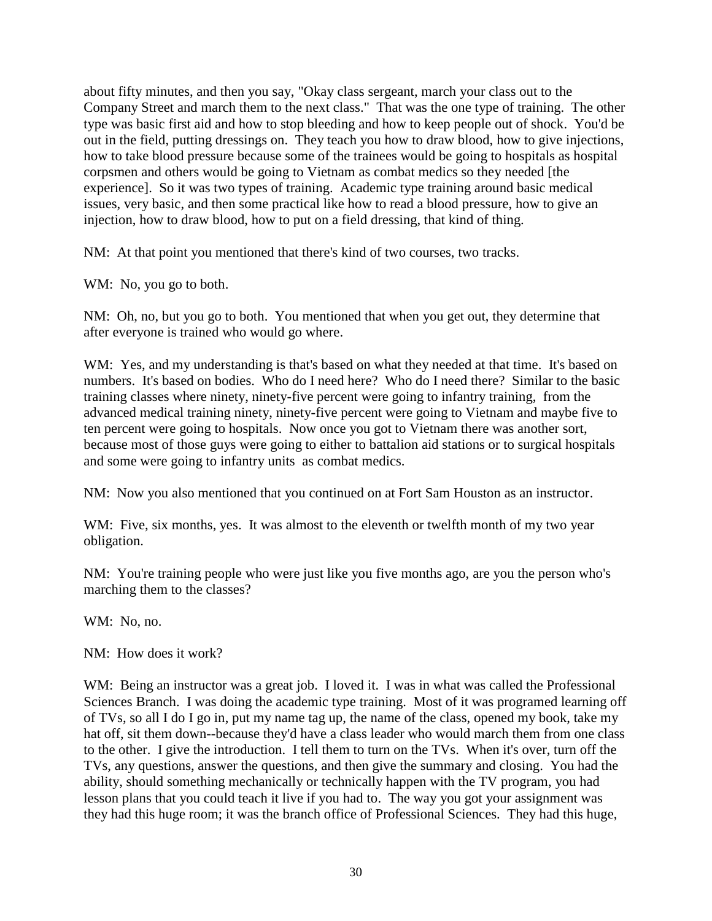about fifty minutes, and then you say, "Okay class sergeant, march your class out to the Company Street and march them to the next class." That was the one type of training. The other type was basic first aid and how to stop bleeding and how to keep people out of shock. You'd be out in the field, putting dressings on. They teach you how to draw blood, how to give injections, how to take blood pressure because some of the trainees would be going to hospitals as hospital corpsmen and others would be going to Vietnam as combat medics so they needed [the experience]. So it was two types of training. Academic type training around basic medical issues, very basic, and then some practical like how to read a blood pressure, how to give an injection, how to draw blood, how to put on a field dressing, that kind of thing.

NM: At that point you mentioned that there's kind of two courses, two tracks.

WM: No, you go to both.

NM: Oh, no, but you go to both. You mentioned that when you get out, they determine that after everyone is trained who would go where.

WM: Yes, and my understanding is that's based on what they needed at that time. It's based on numbers. It's based on bodies. Who do I need here? Who do I need there? Similar to the basic training classes where ninety, ninety-five percent were going to infantry training, from the advanced medical training ninety, ninety-five percent were going to Vietnam and maybe five to ten percent were going to hospitals. Now once you got to Vietnam there was another sort, because most of those guys were going to either to battalion aid stations or to surgical hospitals and some were going to infantry units as combat medics.

NM: Now you also mentioned that you continued on at Fort Sam Houston as an instructor.

WM: Five, six months, yes. It was almost to the eleventh or twelfth month of my two year obligation.

NM: You're training people who were just like you five months ago, are you the person who's marching them to the classes?

WM: No, no.

NM: How does it work?

WM: Being an instructor was a great job. I loved it. I was in what was called the Professional Sciences Branch. I was doing the academic type training. Most of it was programed learning off of TVs, so all I do I go in, put my name tag up, the name of the class, opened my book, take my hat off, sit them down--because they'd have a class leader who would march them from one class to the other. I give the introduction. I tell them to turn on the TVs. When it's over, turn off the TVs, any questions, answer the questions, and then give the summary and closing. You had the ability, should something mechanically or technically happen with the TV program, you had lesson plans that you could teach it live if you had to. The way you got your assignment was they had this huge room; it was the branch office of Professional Sciences. They had this huge,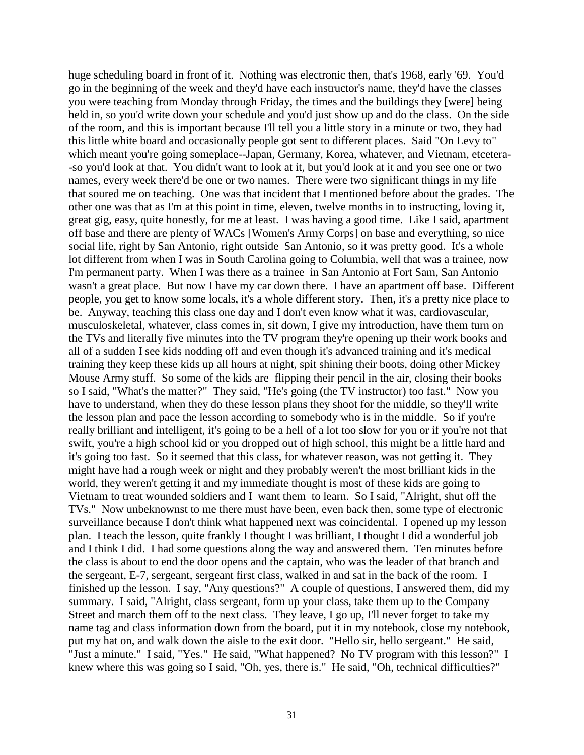huge scheduling board in front of it. Nothing was electronic then, that's 1968, early '69. You'd go in the beginning of the week and they'd have each instructor's name, they'd have the classes you were teaching from Monday through Friday, the times and the buildings they [were] being held in, so you'd write down your schedule and you'd just show up and do the class. On the side of the room, and this is important because I'll tell you a little story in a minute or two, they had this little white board and occasionally people got sent to different places. Said "On Levy to" which meant you're going someplace--Japan, Germany, Korea, whatever, and Vietnam, etcetera--so you'd look at that. You didn't want to look at it, but you'd look at it and you see one or two names, every week there'd be one or two names. There were two significant things in my life that soured me on teaching. One was that incident that I mentioned before about the grades. The other one was that as I'm at this point in time, eleven, twelve months in to instructing, loving it, great gig, easy, quite honestly, for me at least. I was having a good time. Like I said, apartment off base and there are plenty of WACs [Women's Army Corps] on base and everything, so nice social life, right by San Antonio, right outside San Antonio, so it was pretty good. It's a whole lot different from when I was in South Carolina going to Columbia, well that was a trainee, now I'm permanent party. When I was there as a trainee in San Antonio at Fort Sam, San Antonio wasn't a great place. But now I have my car down there. I have an apartment off base. Different people, you get to know some locals, it's a whole different story. Then, it's a pretty nice place to be. Anyway, teaching this class one day and I don't even know what it was, cardiovascular, musculoskeletal, whatever, class comes in, sit down, I give my introduction, have them turn on the TVs and literally five minutes into the TV program they're opening up their work books and all of a sudden I see kids nodding off and even though it's advanced training and it's medical training they keep these kids up all hours at night, spit shining their boots, doing other Mickey Mouse Army stuff. So some of the kids are flipping their pencil in the air, closing their books so I said, "What's the matter?" They said, "He's going (the TV instructor) too fast." Now you have to understand, when they do these lesson plans they shoot for the middle, so they'll write the lesson plan and pace the lesson according to somebody who is in the middle. So if you're really brilliant and intelligent, it's going to be a hell of a lot too slow for you or if you're not that swift, you're a high school kid or you dropped out of high school, this might be a little hard and it's going too fast. So it seemed that this class, for whatever reason, was not getting it. They might have had a rough week or night and they probably weren't the most brilliant kids in the world, they weren't getting it and my immediate thought is most of these kids are going to Vietnam to treat wounded soldiers and I want them to learn. So I said, "Alright, shut off the TVs." Now unbeknownst to me there must have been, even back then, some type of electronic surveillance because I don't think what happened next was coincidental. I opened up my lesson plan. I teach the lesson, quite frankly I thought I was brilliant, I thought I did a wonderful job and I think I did. I had some questions along the way and answered them. Ten minutes before the class is about to end the door opens and the captain, who was the leader of that branch and the sergeant, E-7, sergeant, sergeant first class, walked in and sat in the back of the room. I finished up the lesson. I say, "Any questions?" A couple of questions, I answered them, did my summary. I said, "Alright, class sergeant, form up your class, take them up to the Company Street and march them off to the next class. They leave, I go up, I'll never forget to take my name tag and class information down from the board, put it in my notebook, close my notebook, put my hat on, and walk down the aisle to the exit door. "Hello sir, hello sergeant." He said, "Just a minute." I said, "Yes." He said, "What happened? No TV program with this lesson?" I knew where this was going so I said, "Oh, yes, there is." He said, "Oh, technical difficulties?"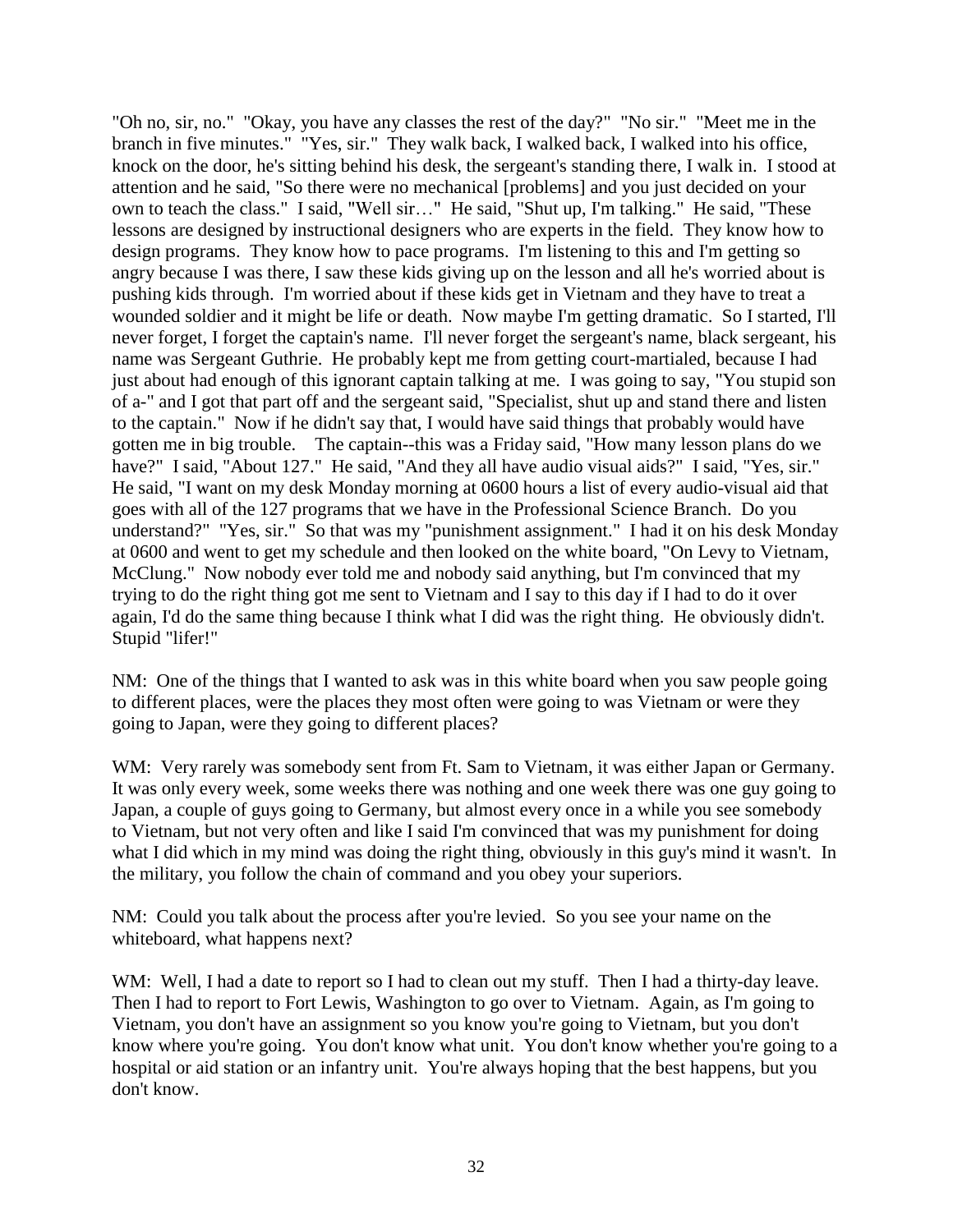"Oh no, sir, no." "Okay, you have any classes the rest of the day?" "No sir." "Meet me in the branch in five minutes." "Yes, sir." They walk back, I walked back, I walked into his office, knock on the door, he's sitting behind his desk, the sergeant's standing there, I walk in. I stood at attention and he said, "So there were no mechanical [problems] and you just decided on your own to teach the class." I said, "Well sir…" He said, "Shut up, I'm talking." He said, "These lessons are designed by instructional designers who are experts in the field. They know how to design programs. They know how to pace programs. I'm listening to this and I'm getting so angry because I was there, I saw these kids giving up on the lesson and all he's worried about is pushing kids through. I'm worried about if these kids get in Vietnam and they have to treat a wounded soldier and it might be life or death. Now maybe I'm getting dramatic. So I started, I'll never forget, I forget the captain's name. I'll never forget the sergeant's name, black sergeant, his name was Sergeant Guthrie. He probably kept me from getting court-martialed, because I had just about had enough of this ignorant captain talking at me. I was going to say, "You stupid son of a-" and I got that part off and the sergeant said, "Specialist, shut up and stand there and listen to the captain." Now if he didn't say that, I would have said things that probably would have gotten me in big trouble. The captain--this was a Friday said, "How many lesson plans do we have?" I said, "About 127." He said, "And they all have audio visual aids?" I said, "Yes, sir." He said, "I want on my desk Monday morning at 0600 hours a list of every audio-visual aid that goes with all of the 127 programs that we have in the Professional Science Branch. Do you understand?" "Yes, sir." So that was my "punishment assignment." I had it on his desk Monday at 0600 and went to get my schedule and then looked on the white board, "On Levy to Vietnam, McClung." Now nobody ever told me and nobody said anything, but I'm convinced that my trying to do the right thing got me sent to Vietnam and I say to this day if I had to do it over again, I'd do the same thing because I think what I did was the right thing. He obviously didn't. Stupid "lifer!"

NM: One of the things that I wanted to ask was in this white board when you saw people going to different places, were the places they most often were going to was Vietnam or were they going to Japan, were they going to different places?

WM: Very rarely was somebody sent from Ft. Sam to Vietnam, it was either Japan or Germany. It was only every week, some weeks there was nothing and one week there was one guy going to Japan, a couple of guys going to Germany, but almost every once in a while you see somebody to Vietnam, but not very often and like I said I'm convinced that was my punishment for doing what I did which in my mind was doing the right thing, obviously in this guy's mind it wasn't. In the military, you follow the chain of command and you obey your superiors.

NM: Could you talk about the process after you're levied. So you see your name on the whiteboard, what happens next?

WM: Well, I had a date to report so I had to clean out my stuff. Then I had a thirty-day leave. Then I had to report to Fort Lewis, Washington to go over to Vietnam. Again, as I'm going to Vietnam, you don't have an assignment so you know you're going to Vietnam, but you don't know where you're going. You don't know what unit. You don't know whether you're going to a hospital or aid station or an infantry unit. You're always hoping that the best happens, but you don't know.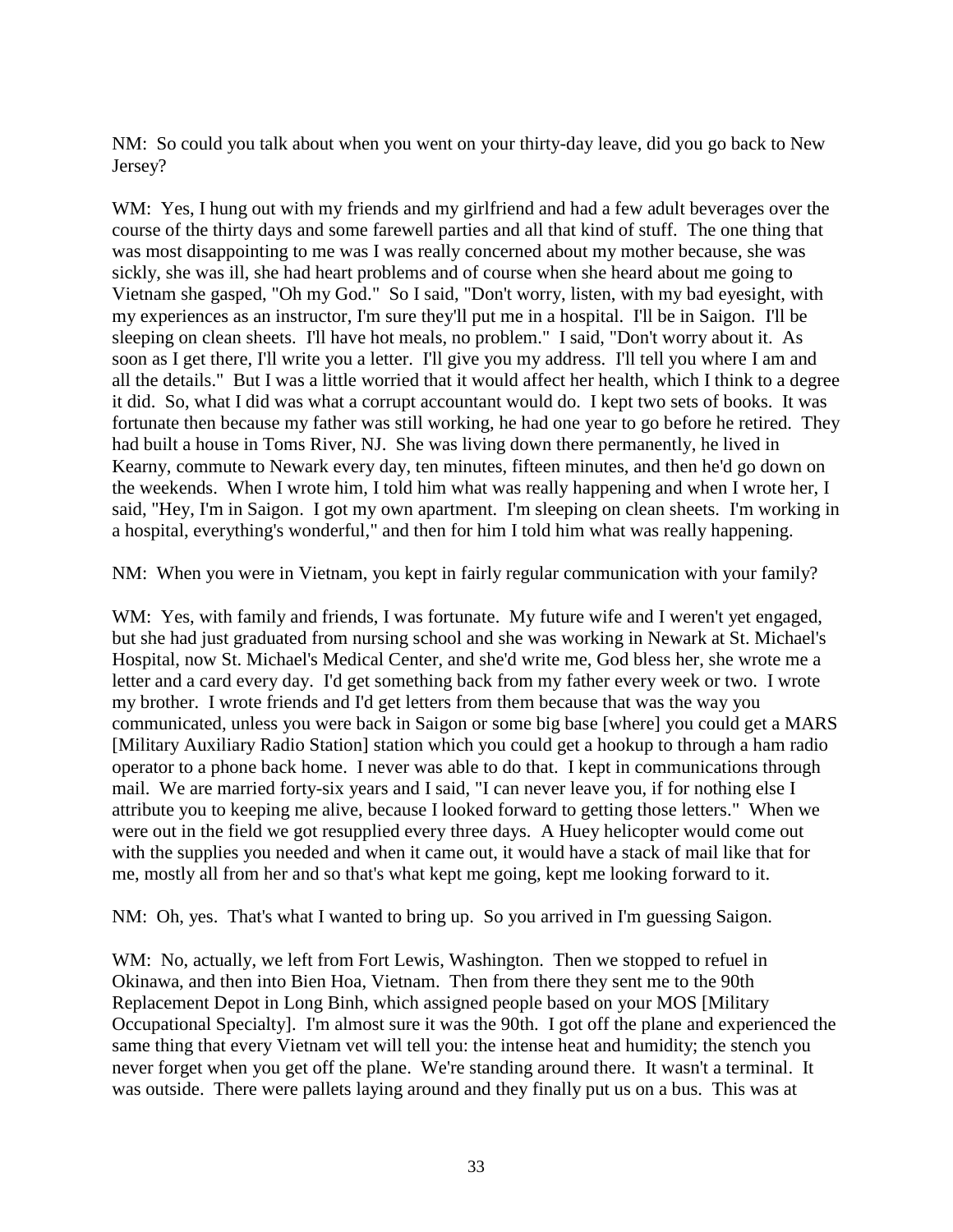NM: So could you talk about when you went on your thirty-day leave, did you go back to New Jersey?

WM: Yes, I hung out with my friends and my girlfriend and had a few adult beverages over the course of the thirty days and some farewell parties and all that kind of stuff. The one thing that was most disappointing to me was I was really concerned about my mother because, she was sickly, she was ill, she had heart problems and of course when she heard about me going to Vietnam she gasped, "Oh my God." So I said, "Don't worry, listen, with my bad eyesight, with my experiences as an instructor, I'm sure they'll put me in a hospital. I'll be in Saigon. I'll be sleeping on clean sheets. I'll have hot meals, no problem." I said, "Don't worry about it. As soon as I get there, I'll write you a letter. I'll give you my address. I'll tell you where I am and all the details." But I was a little worried that it would affect her health, which I think to a degree it did. So, what I did was what a corrupt accountant would do. I kept two sets of books. It was fortunate then because my father was still working, he had one year to go before he retired. They had built a house in Toms River, NJ. She was living down there permanently, he lived in Kearny, commute to Newark every day, ten minutes, fifteen minutes, and then he'd go down on the weekends. When I wrote him, I told him what was really happening and when I wrote her, I said, "Hey, I'm in Saigon. I got my own apartment. I'm sleeping on clean sheets. I'm working in a hospital, everything's wonderful," and then for him I told him what was really happening.

NM: When you were in Vietnam, you kept in fairly regular communication with your family?

WM: Yes, with family and friends, I was fortunate. My future wife and I weren't yet engaged, but she had just graduated from nursing school and she was working in Newark at St. Michael's Hospital, now St. Michael's Medical Center, and she'd write me, God bless her, she wrote me a letter and a card every day. I'd get something back from my father every week or two. I wrote my brother. I wrote friends and I'd get letters from them because that was the way you communicated, unless you were back in Saigon or some big base [where] you could get a MARS [Military Auxiliary Radio Station] station which you could get a hookup to through a ham radio operator to a phone back home. I never was able to do that. I kept in communications through mail. We are married forty-six years and I said, "I can never leave you, if for nothing else I attribute you to keeping me alive, because I looked forward to getting those letters." When we were out in the field we got resupplied every three days. A Huey helicopter would come out with the supplies you needed and when it came out, it would have a stack of mail like that for me, mostly all from her and so that's what kept me going, kept me looking forward to it.

NM: Oh, yes. That's what I wanted to bring up. So you arrived in I'm guessing Saigon.

WM: No, actually, we left from Fort Lewis, Washington. Then we stopped to refuel in Okinawa, and then into Bien Hoa, Vietnam. Then from there they sent me to the 90th Replacement Depot in Long Binh, which assigned people based on your MOS [Military Occupational Specialty]. I'm almost sure it was the 90th. I got off the plane and experienced the same thing that every Vietnam vet will tell you: the intense heat and humidity; the stench you never forget when you get off the plane. We're standing around there. It wasn't a terminal. It was outside. There were pallets laying around and they finally put us on a bus. This was at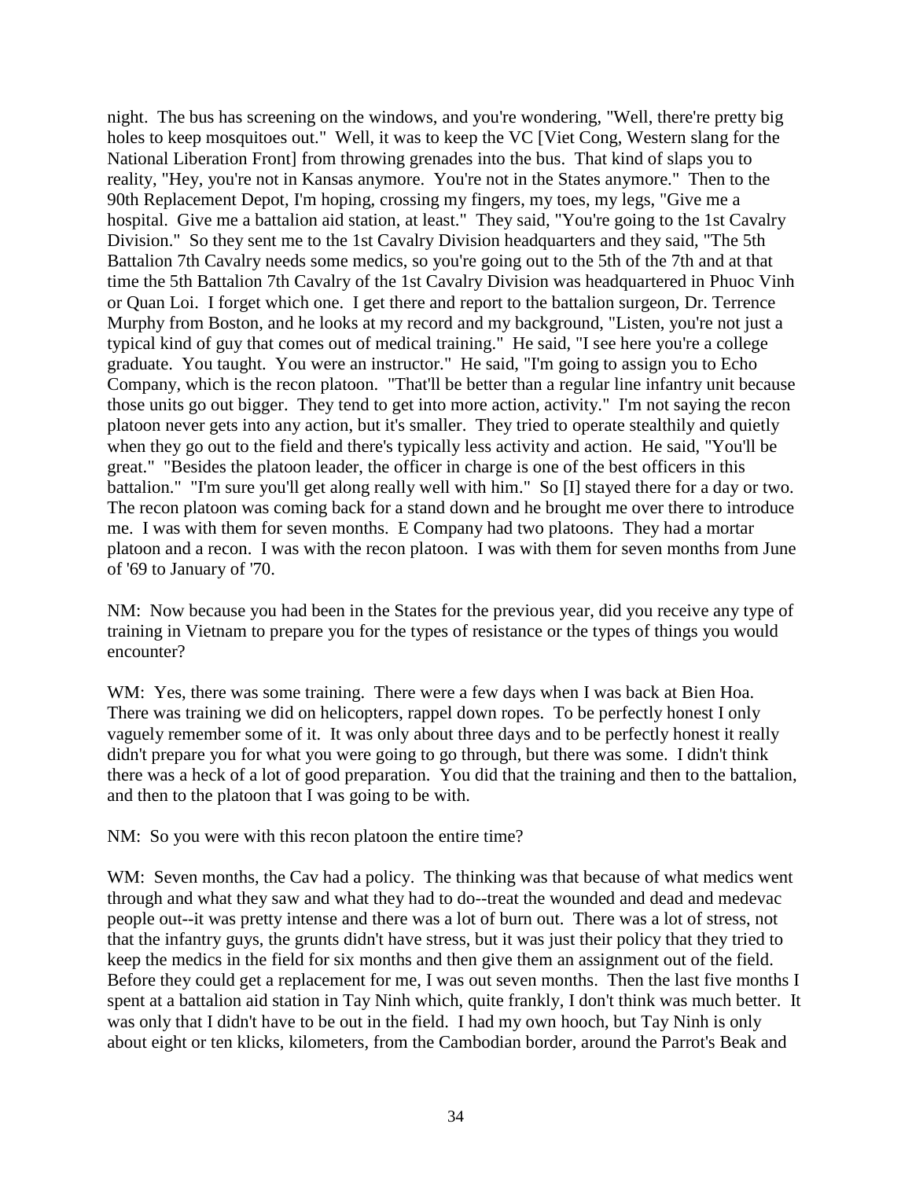night. The bus has screening on the windows, and you're wondering, "Well, there're pretty big holes to keep mosquitoes out." Well, it was to keep the VC [Viet Cong, Western slang for the National Liberation Front] from throwing grenades into the bus. That kind of slaps you to reality, "Hey, you're not in Kansas anymore. You're not in the States anymore." Then to the 90th Replacement Depot, I'm hoping, crossing my fingers, my toes, my legs, "Give me a hospital. Give me a battalion aid station, at least." They said, "You're going to the 1st Cavalry Division." So they sent me to the 1st Cavalry Division headquarters and they said, "The 5th Battalion 7th Cavalry needs some medics, so you're going out to the 5th of the 7th and at that time the 5th Battalion 7th Cavalry of the 1st Cavalry Division was headquartered in Phuoc Vinh or Quan Loi. I forget which one. I get there and report to the battalion surgeon, Dr. Terrence Murphy from Boston, and he looks at my record and my background, "Listen, you're not just a typical kind of guy that comes out of medical training." He said, "I see here you're a college graduate. You taught. You were an instructor." He said, "I'm going to assign you to Echo Company, which is the recon platoon. "That'll be better than a regular line infantry unit because those units go out bigger. They tend to get into more action, activity." I'm not saying the recon platoon never gets into any action, but it's smaller. They tried to operate stealthily and quietly when they go out to the field and there's typically less activity and action. He said, "You'll be great." "Besides the platoon leader, the officer in charge is one of the best officers in this battalion." "I'm sure you'll get along really well with him." So [I] stayed there for a day or two. The recon platoon was coming back for a stand down and he brought me over there to introduce me. I was with them for seven months. E Company had two platoons. They had a mortar platoon and a recon. I was with the recon platoon. I was with them for seven months from June of '69 to January of '70.

NM: Now because you had been in the States for the previous year, did you receive any type of training in Vietnam to prepare you for the types of resistance or the types of things you would encounter?

WM: Yes, there was some training. There were a few days when I was back at Bien Hoa. There was training we did on helicopters, rappel down ropes. To be perfectly honest I only vaguely remember some of it. It was only about three days and to be perfectly honest it really didn't prepare you for what you were going to go through, but there was some. I didn't think there was a heck of a lot of good preparation. You did that the training and then to the battalion, and then to the platoon that I was going to be with.

NM: So you were with this recon platoon the entire time?

WM: Seven months, the Cav had a policy. The thinking was that because of what medics went through and what they saw and what they had to do--treat the wounded and dead and medevac people out--it was pretty intense and there was a lot of burn out. There was a lot of stress, not that the infantry guys, the grunts didn't have stress, but it was just their policy that they tried to keep the medics in the field for six months and then give them an assignment out of the field. Before they could get a replacement for me, I was out seven months. Then the last five months I spent at a battalion aid station in Tay Ninh which, quite frankly, I don't think was much better. It was only that I didn't have to be out in the field. I had my own hooch, but Tay Ninh is only about eight or ten klicks, kilometers, from the Cambodian border, around the Parrot's Beak and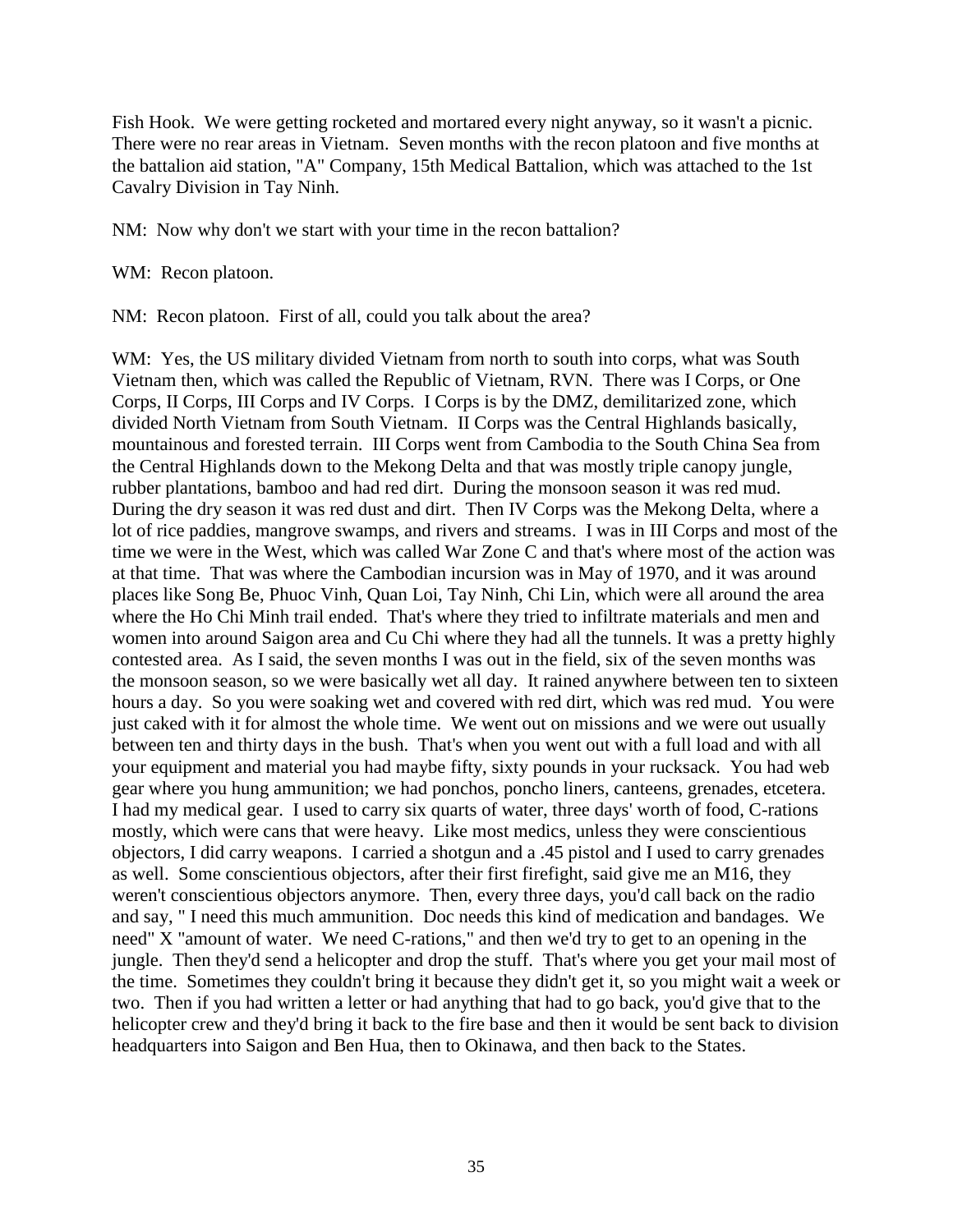Fish Hook. We were getting rocketed and mortared every night anyway, so it wasn't a picnic. There were no rear areas in Vietnam. Seven months with the recon platoon and five months at the battalion aid station, "A" Company, 15th Medical Battalion, which was attached to the 1st Cavalry Division in Tay Ninh.

NM: Now why don't we start with your time in the recon battalion?

WM: Recon platoon.

NM: Recon platoon. First of all, could you talk about the area?

WM: Yes, the US military divided Vietnam from north to south into corps, what was South Vietnam then, which was called the Republic of Vietnam, RVN. There was I Corps, or One Corps, II Corps, III Corps and IV Corps. I Corps is by the DMZ, demilitarized zone, which divided North Vietnam from South Vietnam. II Corps was the Central Highlands basically, mountainous and forested terrain. III Corps went from Cambodia to the South China Sea from the Central Highlands down to the Mekong Delta and that was mostly triple canopy jungle, rubber plantations, bamboo and had red dirt. During the monsoon season it was red mud. During the dry season it was red dust and dirt. Then IV Corps was the Mekong Delta, where a lot of rice paddies, mangrove swamps, and rivers and streams. I was in III Corps and most of the time we were in the West, which was called War Zone C and that's where most of the action was at that time. That was where the Cambodian incursion was in May of 1970, and it was around places like Song Be, Phuoc Vinh, Quan Loi, Tay Ninh, Chi Lin, which were all around the area where the Ho Chi Minh trail ended. That's where they tried to infiltrate materials and men and women into around Saigon area and Cu Chi where they had all the tunnels. It was a pretty highly contested area. As I said, the seven months I was out in the field, six of the seven months was the monsoon season, so we were basically wet all day. It rained anywhere between ten to sixteen hours a day. So you were soaking wet and covered with red dirt, which was red mud. You were just caked with it for almost the whole time. We went out on missions and we were out usually between ten and thirty days in the bush. That's when you went out with a full load and with all your equipment and material you had maybe fifty, sixty pounds in your rucksack. You had web gear where you hung ammunition; we had ponchos, poncho liners, canteens, grenades, etcetera. I had my medical gear. I used to carry six quarts of water, three days' worth of food, C-rations mostly, which were cans that were heavy. Like most medics, unless they were conscientious objectors, I did carry weapons. I carried a shotgun and a .45 pistol and I used to carry grenades as well. Some conscientious objectors, after their first firefight, said give me an M16, they weren't conscientious objectors anymore. Then, every three days, you'd call back on the radio and say, " I need this much ammunition. Doc needs this kind of medication and bandages. We need" X "amount of water. We need C-rations," and then we'd try to get to an opening in the jungle. Then they'd send a helicopter and drop the stuff. That's where you get your mail most of the time. Sometimes they couldn't bring it because they didn't get it, so you might wait a week or two. Then if you had written a letter or had anything that had to go back, you'd give that to the helicopter crew and they'd bring it back to the fire base and then it would be sent back to division headquarters into Saigon and Ben Hua, then to Okinawa, and then back to the States.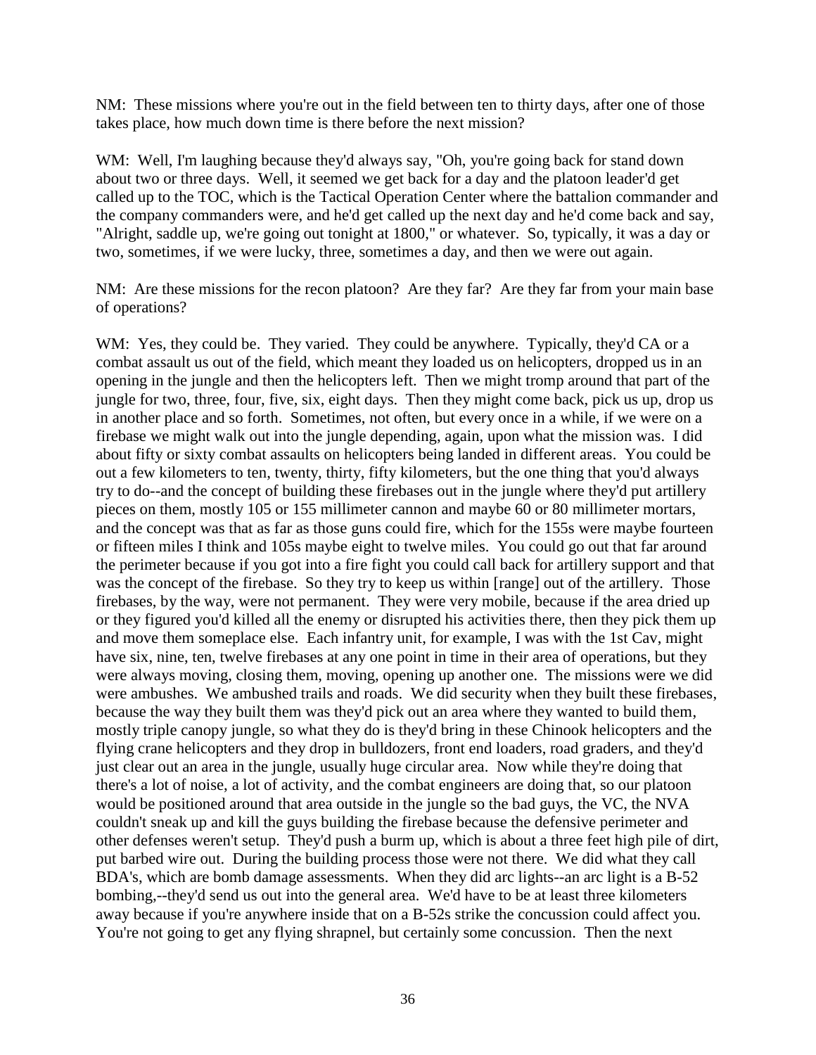NM: These missions where you're out in the field between ten to thirty days, after one of those takes place, how much down time is there before the next mission?

WM: Well, I'm laughing because they'd always say, "Oh, you're going back for stand down about two or three days. Well, it seemed we get back for a day and the platoon leader'd get called up to the TOC, which is the Tactical Operation Center where the battalion commander and the company commanders were, and he'd get called up the next day and he'd come back and say, "Alright, saddle up, we're going out tonight at 1800," or whatever. So, typically, it was a day or two, sometimes, if we were lucky, three, sometimes a day, and then we were out again.

NM: Are these missions for the recon platoon? Are they far? Are they far from your main base of operations?

WM: Yes, they could be. They varied. They could be anywhere. Typically, they'd CA or a combat assault us out of the field, which meant they loaded us on helicopters, dropped us in an opening in the jungle and then the helicopters left. Then we might tromp around that part of the jungle for two, three, four, five, six, eight days. Then they might come back, pick us up, drop us in another place and so forth. Sometimes, not often, but every once in a while, if we were on a firebase we might walk out into the jungle depending, again, upon what the mission was. I did about fifty or sixty combat assaults on helicopters being landed in different areas. You could be out a few kilometers to ten, twenty, thirty, fifty kilometers, but the one thing that you'd always try to do--and the concept of building these firebases out in the jungle where they'd put artillery pieces on them, mostly 105 or 155 millimeter cannon and maybe 60 or 80 millimeter mortars, and the concept was that as far as those guns could fire, which for the 155s were maybe fourteen or fifteen miles I think and 105s maybe eight to twelve miles. You could go out that far around the perimeter because if you got into a fire fight you could call back for artillery support and that was the concept of the firebase. So they try to keep us within [range] out of the artillery. Those firebases, by the way, were not permanent. They were very mobile, because if the area dried up or they figured you'd killed all the enemy or disrupted his activities there, then they pick them up and move them someplace else. Each infantry unit, for example, I was with the 1st Cav, might have six, nine, ten, twelve firebases at any one point in time in their area of operations, but they were always moving, closing them, moving, opening up another one. The missions were we did were ambushes. We ambushed trails and roads. We did security when they built these firebases, because the way they built them was they'd pick out an area where they wanted to build them, mostly triple canopy jungle, so what they do is they'd bring in these Chinook helicopters and the flying crane helicopters and they drop in bulldozers, front end loaders, road graders, and they'd just clear out an area in the jungle, usually huge circular area. Now while they're doing that there's a lot of noise, a lot of activity, and the combat engineers are doing that, so our platoon would be positioned around that area outside in the jungle so the bad guys, the VC, the NVA couldn't sneak up and kill the guys building the firebase because the defensive perimeter and other defenses weren't setup. They'd push a burm up, which is about a three feet high pile of dirt, put barbed wire out. During the building process those were not there. We did what they call BDA's, which are bomb damage assessments. When they did arc lights--an arc light is a B-52 bombing,--they'd send us out into the general area. We'd have to be at least three kilometers away because if you're anywhere inside that on a B-52s strike the concussion could affect you. You're not going to get any flying shrapnel, but certainly some concussion. Then the next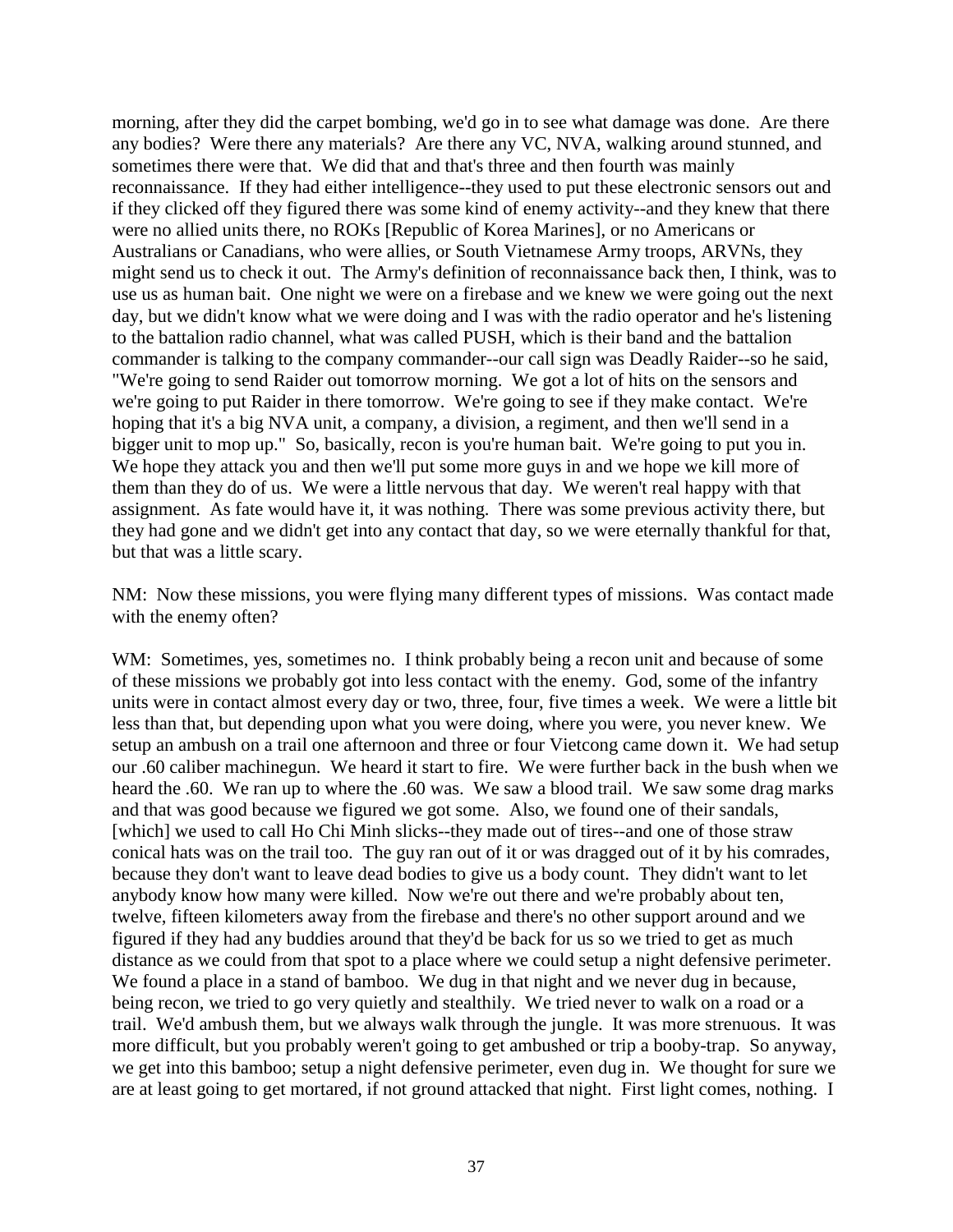morning, after they did the carpet bombing, we'd go in to see what damage was done. Are there any bodies? Were there any materials? Are there any VC, NVA, walking around stunned, and sometimes there were that. We did that and that's three and then fourth was mainly reconnaissance. If they had either intelligence--they used to put these electronic sensors out and if they clicked off they figured there was some kind of enemy activity--and they knew that there were no allied units there, no ROKs [Republic of Korea Marines], or no Americans or Australians or Canadians, who were allies, or South Vietnamese Army troops, ARVNs, they might send us to check it out. The Army's definition of reconnaissance back then, I think, was to use us as human bait. One night we were on a firebase and we knew we were going out the next day, but we didn't know what we were doing and I was with the radio operator and he's listening to the battalion radio channel, what was called PUSH, which is their band and the battalion commander is talking to the company commander--our call sign was Deadly Raider--so he said, "We're going to send Raider out tomorrow morning. We got a lot of hits on the sensors and we're going to put Raider in there tomorrow. We're going to see if they make contact. We're hoping that it's a big NVA unit, a company, a division, a regiment, and then we'll send in a bigger unit to mop up." So, basically, recon is you're human bait. We're going to put you in. We hope they attack you and then we'll put some more guys in and we hope we kill more of them than they do of us. We were a little nervous that day. We weren't real happy with that assignment. As fate would have it, it was nothing. There was some previous activity there, but they had gone and we didn't get into any contact that day, so we were eternally thankful for that, but that was a little scary.

NM: Now these missions, you were flying many different types of missions. Was contact made with the enemy often?

WM: Sometimes, yes, sometimes no. I think probably being a recon unit and because of some of these missions we probably got into less contact with the enemy. God, some of the infantry units were in contact almost every day or two, three, four, five times a week. We were a little bit less than that, but depending upon what you were doing, where you were, you never knew. We setup an ambush on a trail one afternoon and three or four Vietcong came down it. We had setup our .60 caliber machinegun. We heard it start to fire. We were further back in the bush when we heard the .60. We ran up to where the .60 was. We saw a blood trail. We saw some drag marks and that was good because we figured we got some. Also, we found one of their sandals, [which] we used to call Ho Chi Minh slicks--they made out of tires--and one of those straw conical hats was on the trail too. The guy ran out of it or was dragged out of it by his comrades, because they don't want to leave dead bodies to give us a body count. They didn't want to let anybody know how many were killed. Now we're out there and we're probably about ten, twelve, fifteen kilometers away from the firebase and there's no other support around and we figured if they had any buddies around that they'd be back for us so we tried to get as much distance as we could from that spot to a place where we could setup a night defensive perimeter. We found a place in a stand of bamboo. We dug in that night and we never dug in because, being recon, we tried to go very quietly and stealthily. We tried never to walk on a road or a trail. We'd ambush them, but we always walk through the jungle. It was more strenuous. It was more difficult, but you probably weren't going to get ambushed or trip a booby-trap. So anyway, we get into this bamboo; setup a night defensive perimeter, even dug in. We thought for sure we are at least going to get mortared, if not ground attacked that night. First light comes, nothing. I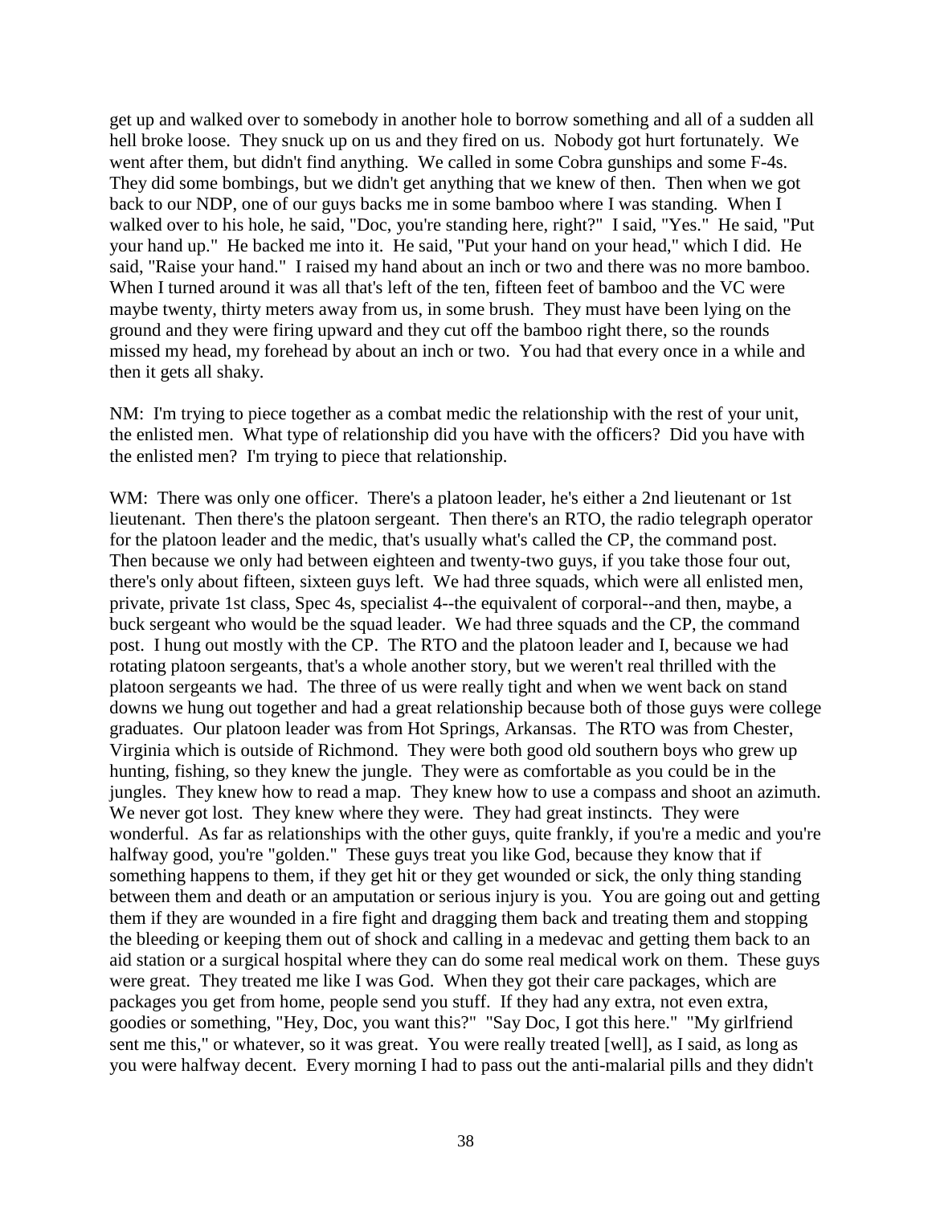get up and walked over to somebody in another hole to borrow something and all of a sudden all hell broke loose. They snuck up on us and they fired on us. Nobody got hurt fortunately. We went after them, but didn't find anything. We called in some Cobra gunships and some F-4s. They did some bombings, but we didn't get anything that we knew of then. Then when we got back to our NDP, one of our guys backs me in some bamboo where I was standing. When I walked over to his hole, he said, "Doc, you're standing here, right?" I said, "Yes." He said, "Put your hand up." He backed me into it. He said, "Put your hand on your head," which I did. He said, "Raise your hand." I raised my hand about an inch or two and there was no more bamboo. When I turned around it was all that's left of the ten, fifteen feet of bamboo and the VC were maybe twenty, thirty meters away from us, in some brush. They must have been lying on the ground and they were firing upward and they cut off the bamboo right there, so the rounds missed my head, my forehead by about an inch or two. You had that every once in a while and then it gets all shaky.

NM: I'm trying to piece together as a combat medic the relationship with the rest of your unit, the enlisted men. What type of relationship did you have with the officers? Did you have with the enlisted men? I'm trying to piece that relationship.

WM: There was only one officer. There's a platoon leader, he's either a 2nd lieutenant or 1st lieutenant. Then there's the platoon sergeant. Then there's an RTO, the radio telegraph operator for the platoon leader and the medic, that's usually what's called the CP, the command post. Then because we only had between eighteen and twenty-two guys, if you take those four out, there's only about fifteen, sixteen guys left. We had three squads, which were all enlisted men, private, private 1st class, Spec 4s, specialist 4--the equivalent of corporal--and then, maybe, a buck sergeant who would be the squad leader. We had three squads and the CP, the command post. I hung out mostly with the CP. The RTO and the platoon leader and I, because we had rotating platoon sergeants, that's a whole another story, but we weren't real thrilled with the platoon sergeants we had. The three of us were really tight and when we went back on stand downs we hung out together and had a great relationship because both of those guys were college graduates. Our platoon leader was from Hot Springs, Arkansas. The RTO was from Chester, Virginia which is outside of Richmond. They were both good old southern boys who grew up hunting, fishing, so they knew the jungle. They were as comfortable as you could be in the jungles. They knew how to read a map. They knew how to use a compass and shoot an azimuth. We never got lost. They knew where they were. They had great instincts. They were wonderful. As far as relationships with the other guys, quite frankly, if you're a medic and you're halfway good, you're "golden." These guys treat you like God, because they know that if something happens to them, if they get hit or they get wounded or sick, the only thing standing between them and death or an amputation or serious injury is you. You are going out and getting them if they are wounded in a fire fight and dragging them back and treating them and stopping the bleeding or keeping them out of shock and calling in a medevac and getting them back to an aid station or a surgical hospital where they can do some real medical work on them. These guys were great. They treated me like I was God. When they got their care packages, which are packages you get from home, people send you stuff. If they had any extra, not even extra, goodies or something, "Hey, Doc, you want this?" "Say Doc, I got this here." "My girlfriend sent me this," or whatever, so it was great. You were really treated [well], as I said, as long as you were halfway decent. Every morning I had to pass out the anti-malarial pills and they didn't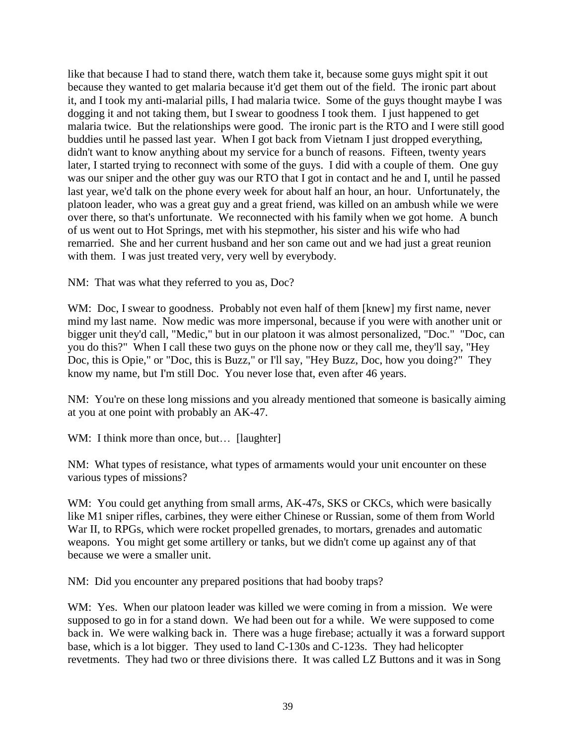like that because I had to stand there, watch them take it, because some guys might spit it out because they wanted to get malaria because it'd get them out of the field. The ironic part about it, and I took my anti-malarial pills, I had malaria twice. Some of the guys thought maybe I was dogging it and not taking them, but I swear to goodness I took them. I just happened to get malaria twice. But the relationships were good. The ironic part is the RTO and I were still good buddies until he passed last year. When I got back from Vietnam I just dropped everything, didn't want to know anything about my service for a bunch of reasons. Fifteen, twenty years later, I started trying to reconnect with some of the guys. I did with a couple of them. One guy was our sniper and the other guy was our RTO that I got in contact and he and I, until he passed last year, we'd talk on the phone every week for about half an hour, an hour. Unfortunately, the platoon leader, who was a great guy and a great friend, was killed on an ambush while we were over there, so that's unfortunate. We reconnected with his family when we got home. A bunch of us went out to Hot Springs, met with his stepmother, his sister and his wife who had remarried. She and her current husband and her son came out and we had just a great reunion with them. I was just treated very, very well by everybody.

NM: That was what they referred to you as, Doc?

WM: Doc, I swear to goodness. Probably not even half of them [knew] my first name, never mind my last name. Now medic was more impersonal, because if you were with another unit or bigger unit they'd call, "Medic," but in our platoon it was almost personalized, "Doc." "Doc, can you do this?" When I call these two guys on the phone now or they call me, they'll say, "Hey Doc, this is Opie," or "Doc, this is Buzz," or I'll say, "Hey Buzz, Doc, how you doing?" They know my name, but I'm still Doc. You never lose that, even after 46 years.

NM: You're on these long missions and you already mentioned that someone is basically aiming at you at one point with probably an AK-47.

WM: I think more than once, but… [laughter]

NM: What types of resistance, what types of armaments would your unit encounter on these various types of missions?

WM: You could get anything from small arms, AK-47s, SKS or CKCs, which were basically like M1 sniper rifles, carbines, they were either Chinese or Russian, some of them from World War II, to RPGs, which were rocket propelled grenades, to mortars, grenades and automatic weapons. You might get some artillery or tanks, but we didn't come up against any of that because we were a smaller unit.

NM: Did you encounter any prepared positions that had booby traps?

WM: Yes. When our platoon leader was killed we were coming in from a mission. We were supposed to go in for a stand down. We had been out for a while. We were supposed to come back in. We were walking back in. There was a huge firebase; actually it was a forward support base, which is a lot bigger. They used to land C-130s and C-123s. They had helicopter revetments. They had two or three divisions there. It was called LZ Buttons and it was in Song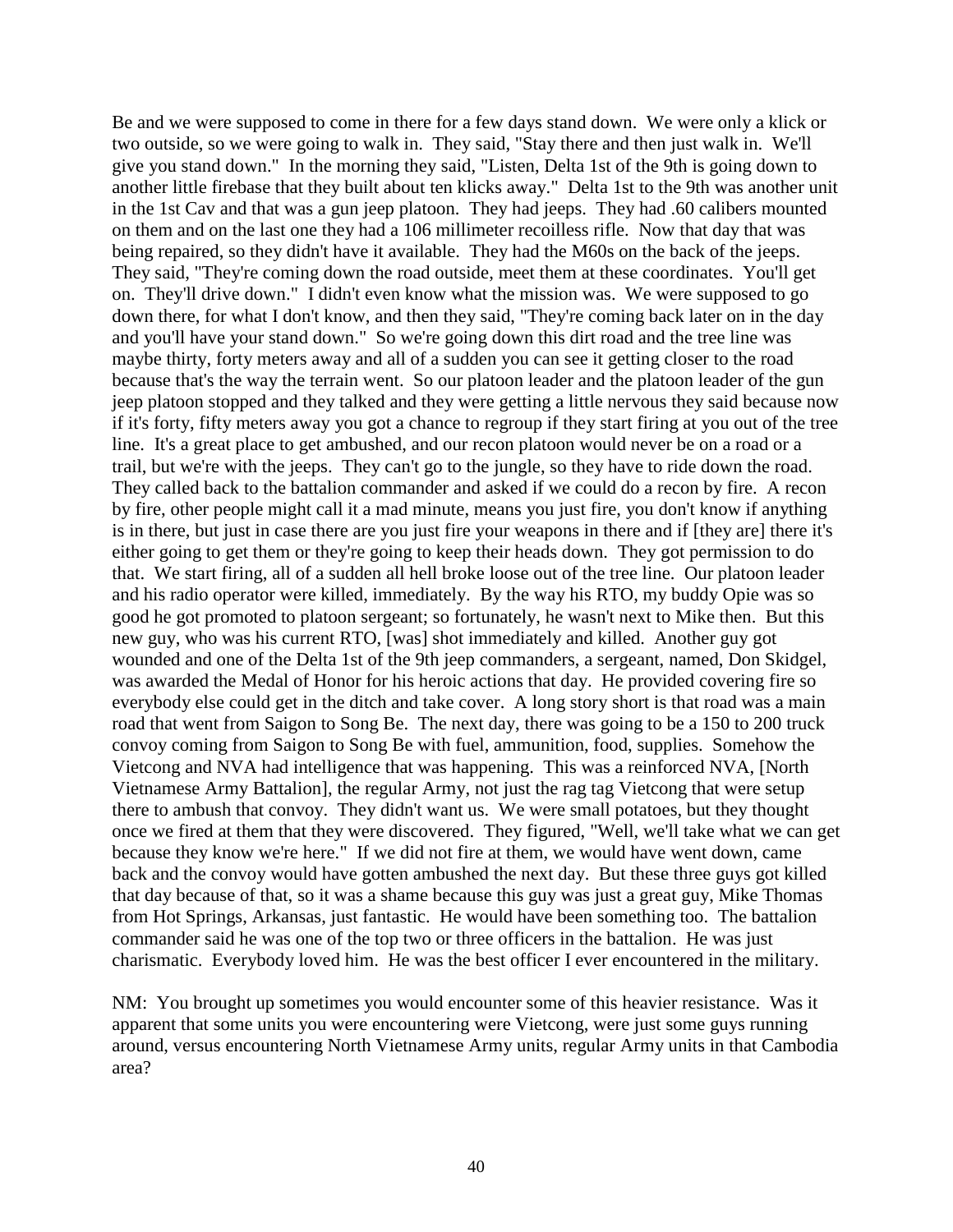Be and we were supposed to come in there for a few days stand down. We were only a klick or two outside, so we were going to walk in. They said, "Stay there and then just walk in. We'll give you stand down." In the morning they said, "Listen, Delta 1st of the 9th is going down to another little firebase that they built about ten klicks away." Delta 1st to the 9th was another unit in the 1st Cav and that was a gun jeep platoon. They had jeeps. They had .60 calibers mounted on them and on the last one they had a 106 millimeter recoilless rifle. Now that day that was being repaired, so they didn't have it available. They had the M60s on the back of the jeeps. They said, "They're coming down the road outside, meet them at these coordinates. You'll get on. They'll drive down." I didn't even know what the mission was. We were supposed to go down there, for what I don't know, and then they said, "They're coming back later on in the day and you'll have your stand down." So we're going down this dirt road and the tree line was maybe thirty, forty meters away and all of a sudden you can see it getting closer to the road because that's the way the terrain went. So our platoon leader and the platoon leader of the gun jeep platoon stopped and they talked and they were getting a little nervous they said because now if it's forty, fifty meters away you got a chance to regroup if they start firing at you out of the tree line. It's a great place to get ambushed, and our recon platoon would never be on a road or a trail, but we're with the jeeps. They can't go to the jungle, so they have to ride down the road. They called back to the battalion commander and asked if we could do a recon by fire. A recon by fire, other people might call it a mad minute, means you just fire, you don't know if anything is in there, but just in case there are you just fire your weapons in there and if [they are] there it's either going to get them or they're going to keep their heads down. They got permission to do that. We start firing, all of a sudden all hell broke loose out of the tree line. Our platoon leader and his radio operator were killed, immediately. By the way his RTO, my buddy Opie was so good he got promoted to platoon sergeant; so fortunately, he wasn't next to Mike then. But this new guy, who was his current RTO, [was] shot immediately and killed. Another guy got wounded and one of the Delta 1st of the 9th jeep commanders, a sergeant, named, Don Skidgel, was awarded the Medal of Honor for his heroic actions that day. He provided covering fire so everybody else could get in the ditch and take cover. A long story short is that road was a main road that went from Saigon to Song Be. The next day, there was going to be a 150 to 200 truck convoy coming from Saigon to Song Be with fuel, ammunition, food, supplies. Somehow the Vietcong and NVA had intelligence that was happening. This was a reinforced NVA, [North Vietnamese Army Battalion], the regular Army, not just the rag tag Vietcong that were setup there to ambush that convoy. They didn't want us. We were small potatoes, but they thought once we fired at them that they were discovered. They figured, "Well, we'll take what we can get because they know we're here." If we did not fire at them, we would have went down, came back and the convoy would have gotten ambushed the next day. But these three guys got killed that day because of that, so it was a shame because this guy was just a great guy, Mike Thomas from Hot Springs, Arkansas, just fantastic. He would have been something too. The battalion commander said he was one of the top two or three officers in the battalion. He was just charismatic. Everybody loved him. He was the best officer I ever encountered in the military.

NM: You brought up sometimes you would encounter some of this heavier resistance. Was it apparent that some units you were encountering were Vietcong, were just some guys running around, versus encountering North Vietnamese Army units, regular Army units in that Cambodia area?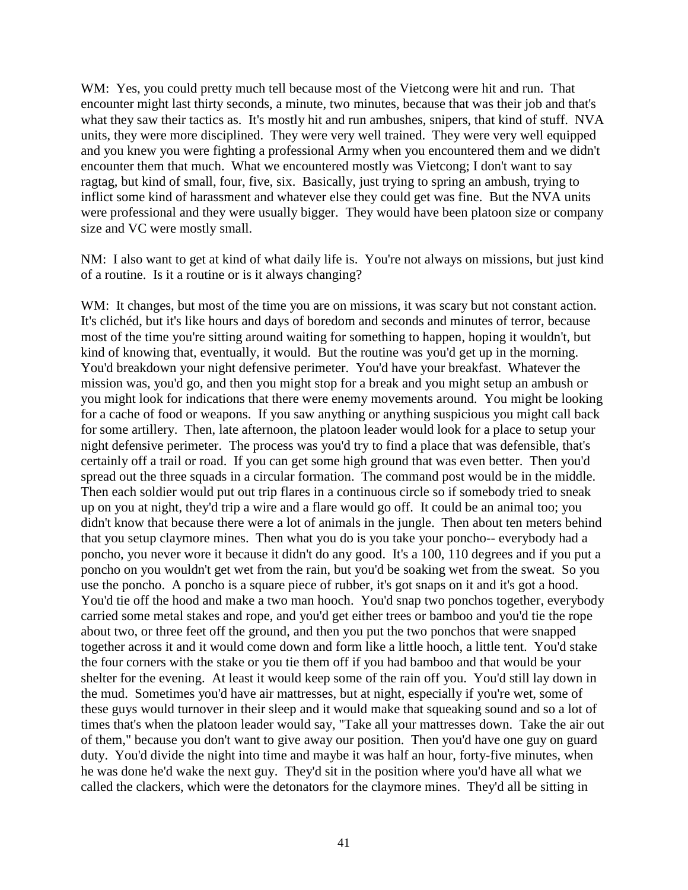WM: Yes, you could pretty much tell because most of the Vietcong were hit and run. That encounter might last thirty seconds, a minute, two minutes, because that was their job and that's what they saw their tactics as. It's mostly hit and run ambushes, snipers, that kind of stuff. NVA units, they were more disciplined. They were very well trained. They were very well equipped and you knew you were fighting a professional Army when you encountered them and we didn't encounter them that much. What we encountered mostly was Vietcong; I don't want to say ragtag, but kind of small, four, five, six. Basically, just trying to spring an ambush, trying to inflict some kind of harassment and whatever else they could get was fine. But the NVA units were professional and they were usually bigger. They would have been platoon size or company size and VC were mostly small.

NM: I also want to get at kind of what daily life is. You're not always on missions, but just kind of a routine. Is it a routine or is it always changing?

WM: It changes, but most of the time you are on missions, it was scary but not constant action. It's clichéd, but it's like hours and days of boredom and seconds and minutes of terror, because most of the time you're sitting around waiting for something to happen, hoping it wouldn't, but kind of knowing that, eventually, it would. But the routine was you'd get up in the morning. You'd breakdown your night defensive perimeter. You'd have your breakfast. Whatever the mission was, you'd go, and then you might stop for a break and you might setup an ambush or you might look for indications that there were enemy movements around. You might be looking for a cache of food or weapons. If you saw anything or anything suspicious you might call back for some artillery. Then, late afternoon, the platoon leader would look for a place to setup your night defensive perimeter. The process was you'd try to find a place that was defensible, that's certainly off a trail or road. If you can get some high ground that was even better. Then you'd spread out the three squads in a circular formation. The command post would be in the middle. Then each soldier would put out trip flares in a continuous circle so if somebody tried to sneak up on you at night, they'd trip a wire and a flare would go off. It could be an animal too; you didn't know that because there were a lot of animals in the jungle. Then about ten meters behind that you setup claymore mines. Then what you do is you take your poncho-- everybody had a poncho, you never wore it because it didn't do any good. It's a 100, 110 degrees and if you put a poncho on you wouldn't get wet from the rain, but you'd be soaking wet from the sweat. So you use the poncho. A poncho is a square piece of rubber, it's got snaps on it and it's got a hood. You'd tie off the hood and make a two man hooch. You'd snap two ponchos together, everybody carried some metal stakes and rope, and you'd get either trees or bamboo and you'd tie the rope about two, or three feet off the ground, and then you put the two ponchos that were snapped together across it and it would come down and form like a little hooch, a little tent. You'd stake the four corners with the stake or you tie them off if you had bamboo and that would be your shelter for the evening. At least it would keep some of the rain off you. You'd still lay down in the mud. Sometimes you'd have air mattresses, but at night, especially if you're wet, some of these guys would turnover in their sleep and it would make that squeaking sound and so a lot of times that's when the platoon leader would say, "Take all your mattresses down. Take the air out of them," because you don't want to give away our position. Then you'd have one guy on guard duty. You'd divide the night into time and maybe it was half an hour, forty-five minutes, when he was done he'd wake the next guy. They'd sit in the position where you'd have all what we called the clackers, which were the detonators for the claymore mines. They'd all be sitting in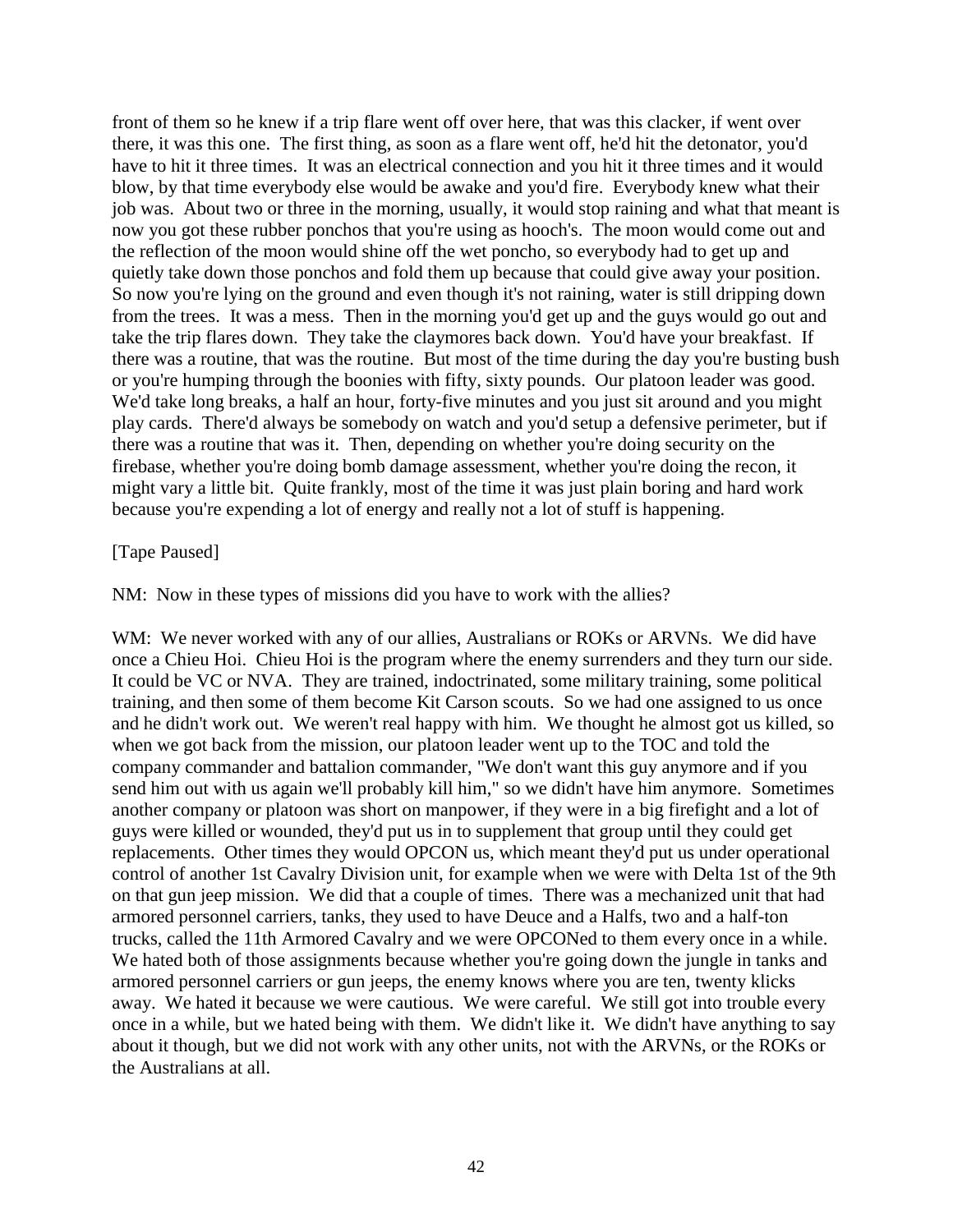front of them so he knew if a trip flare went off over here, that was this clacker, if went over there, it was this one. The first thing, as soon as a flare went off, he'd hit the detonator, you'd have to hit it three times. It was an electrical connection and you hit it three times and it would blow, by that time everybody else would be awake and you'd fire. Everybody knew what their job was. About two or three in the morning, usually, it would stop raining and what that meant is now you got these rubber ponchos that you're using as hooch's. The moon would come out and the reflection of the moon would shine off the wet poncho, so everybody had to get up and quietly take down those ponchos and fold them up because that could give away your position. So now you're lying on the ground and even though it's not raining, water is still dripping down from the trees. It was a mess. Then in the morning you'd get up and the guys would go out and take the trip flares down. They take the claymores back down. You'd have your breakfast. If there was a routine, that was the routine. But most of the time during the day you're busting bush or you're humping through the boonies with fifty, sixty pounds. Our platoon leader was good. We'd take long breaks, a half an hour, forty-five minutes and you just sit around and you might play cards. There'd always be somebody on watch and you'd setup a defensive perimeter, but if there was a routine that was it. Then, depending on whether you're doing security on the firebase, whether you're doing bomb damage assessment, whether you're doing the recon, it might vary a little bit. Quite frankly, most of the time it was just plain boring and hard work because you're expending a lot of energy and really not a lot of stuff is happening.

[Tape Paused]

NM: Now in these types of missions did you have to work with the allies?

WM: We never worked with any of our allies, Australians or ROKs or ARVNs. We did have once a Chieu Hoi. Chieu Hoi is the program where the enemy surrenders and they turn our side. It could be VC or NVA. They are trained, indoctrinated, some military training, some political training, and then some of them become Kit Carson scouts. So we had one assigned to us once and he didn't work out. We weren't real happy with him. We thought he almost got us killed, so when we got back from the mission, our platoon leader went up to the TOC and told the company commander and battalion commander, "We don't want this guy anymore and if you send him out with us again we'll probably kill him," so we didn't have him anymore. Sometimes another company or platoon was short on manpower, if they were in a big firefight and a lot of guys were killed or wounded, they'd put us in to supplement that group until they could get replacements. Other times they would OPCON us, which meant they'd put us under operational control of another 1st Cavalry Division unit, for example when we were with Delta 1st of the 9th on that gun jeep mission. We did that a couple of times. There was a mechanized unit that had armored personnel carriers, tanks, they used to have Deuce and a Halfs, two and a half-ton trucks, called the 11th Armored Cavalry and we were OPCONed to them every once in a while. We hated both of those assignments because whether you're going down the jungle in tanks and armored personnel carriers or gun jeeps, the enemy knows where you are ten, twenty klicks away. We hated it because we were cautious. We were careful. We still got into trouble every once in a while, but we hated being with them. We didn't like it. We didn't have anything to say about it though, but we did not work with any other units, not with the ARVNs, or the ROKs or the Australians at all.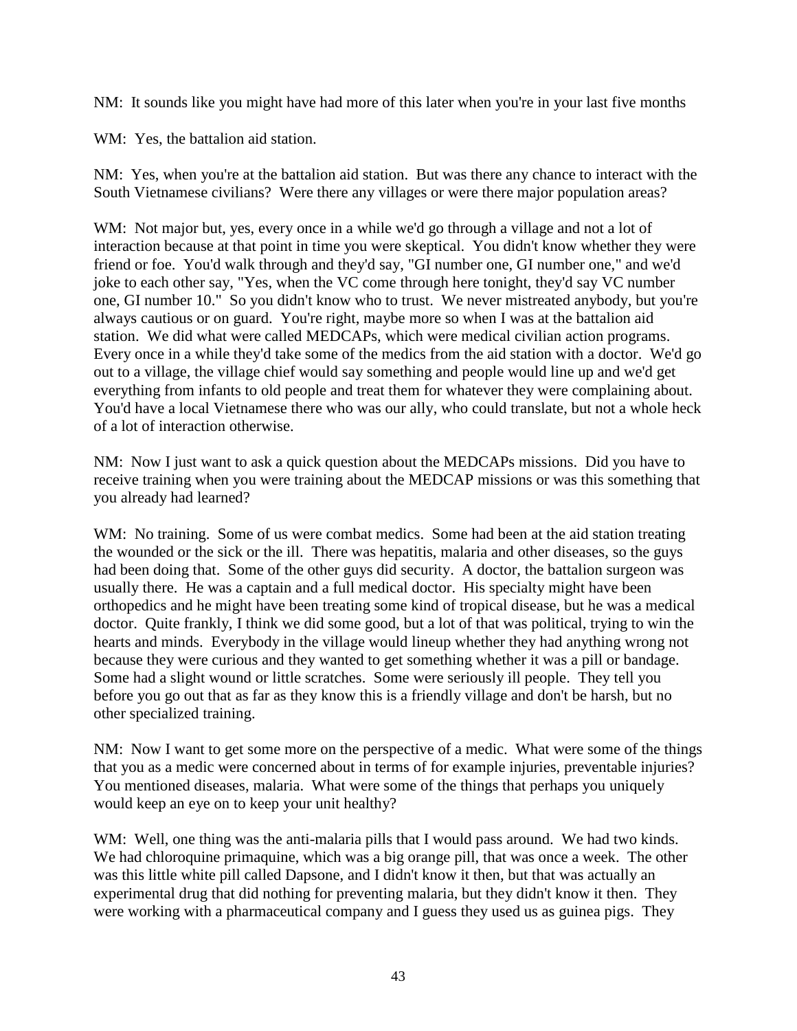NM: It sounds like you might have had more of this later when you're in your last five months

WM: Yes, the battalion aid station.

NM: Yes, when you're at the battalion aid station. But was there any chance to interact with the South Vietnamese civilians? Were there any villages or were there major population areas?

WM: Not major but, yes, every once in a while we'd go through a village and not a lot of interaction because at that point in time you were skeptical. You didn't know whether they were friend or foe. You'd walk through and they'd say, "GI number one, GI number one," and we'd joke to each other say, "Yes, when the VC come through here tonight, they'd say VC number one, GI number 10." So you didn't know who to trust. We never mistreated anybody, but you're always cautious or on guard. You're right, maybe more so when I was at the battalion aid station. We did what were called MEDCAPs, which were medical civilian action programs. Every once in a while they'd take some of the medics from the aid station with a doctor. We'd go out to a village, the village chief would say something and people would line up and we'd get everything from infants to old people and treat them for whatever they were complaining about. You'd have a local Vietnamese there who was our ally, who could translate, but not a whole heck of a lot of interaction otherwise.

NM: Now I just want to ask a quick question about the MEDCAPs missions. Did you have to receive training when you were training about the MEDCAP missions or was this something that you already had learned?

WM: No training. Some of us were combat medics. Some had been at the aid station treating the wounded or the sick or the ill. There was hepatitis, malaria and other diseases, so the guys had been doing that. Some of the other guys did security. A doctor, the battalion surgeon was usually there. He was a captain and a full medical doctor. His specialty might have been orthopedics and he might have been treating some kind of tropical disease, but he was a medical doctor. Quite frankly, I think we did some good, but a lot of that was political, trying to win the hearts and minds. Everybody in the village would lineup whether they had anything wrong not because they were curious and they wanted to get something whether it was a pill or bandage. Some had a slight wound or little scratches. Some were seriously ill people. They tell you before you go out that as far as they know this is a friendly village and don't be harsh, but no other specialized training.

NM: Now I want to get some more on the perspective of a medic. What were some of the things that you as a medic were concerned about in terms of for example injuries, preventable injuries? You mentioned diseases, malaria. What were some of the things that perhaps you uniquely would keep an eye on to keep your unit healthy?

WM: Well, one thing was the anti-malaria pills that I would pass around. We had two kinds. We had chloroquine primaquine, which was a big orange pill, that was once a week. The other was this little white pill called Dapsone, and I didn't know it then, but that was actually an experimental drug that did nothing for preventing malaria, but they didn't know it then. They were working with a pharmaceutical company and I guess they used us as guinea pigs. They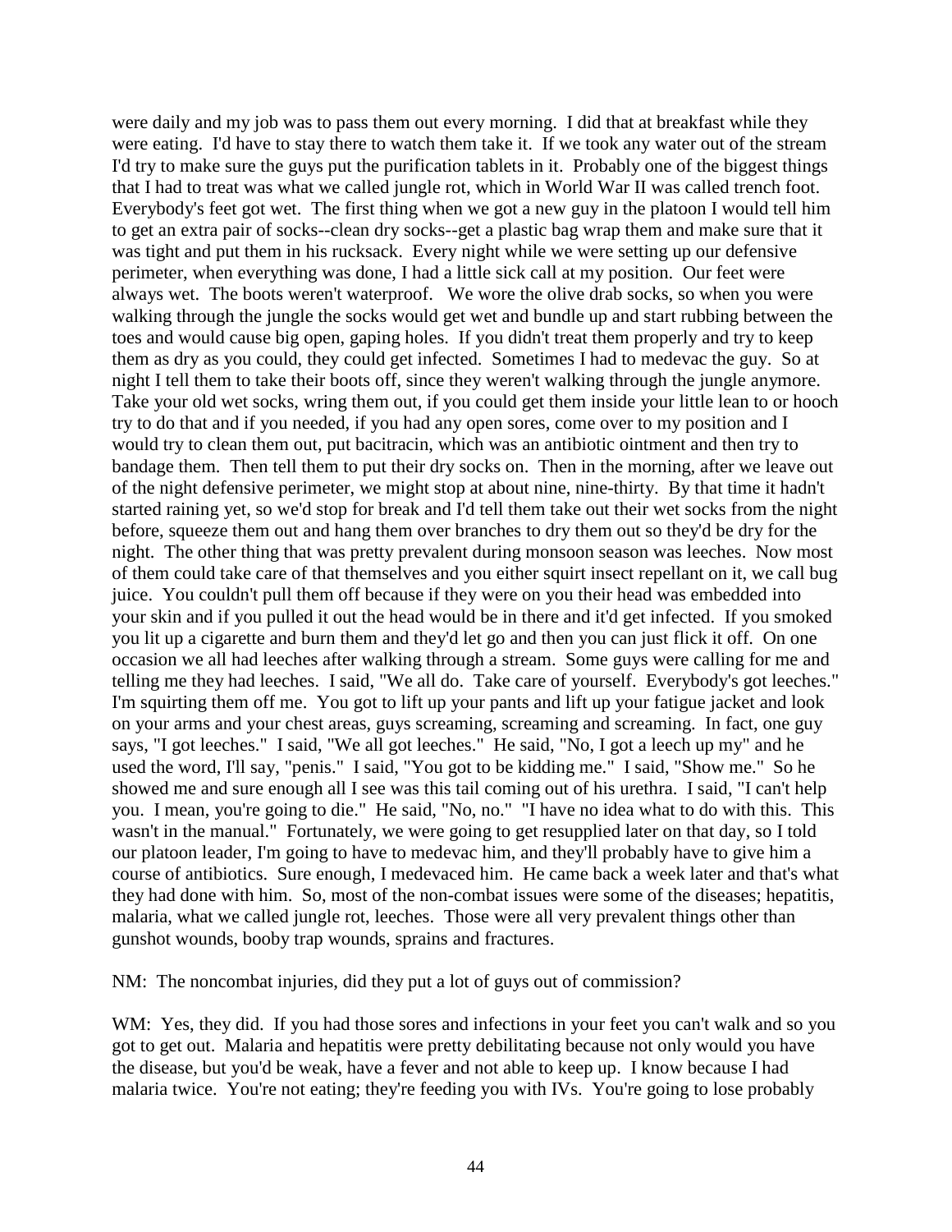were daily and my job was to pass them out every morning. I did that at breakfast while they were eating. I'd have to stay there to watch them take it. If we took any water out of the stream I'd try to make sure the guys put the purification tablets in it. Probably one of the biggest things that I had to treat was what we called jungle rot, which in World War II was called trench foot. Everybody's feet got wet. The first thing when we got a new guy in the platoon I would tell him to get an extra pair of socks--clean dry socks--get a plastic bag wrap them and make sure that it was tight and put them in his rucksack. Every night while we were setting up our defensive perimeter, when everything was done, I had a little sick call at my position. Our feet were always wet. The boots weren't waterproof. We wore the olive drab socks, so when you were walking through the jungle the socks would get wet and bundle up and start rubbing between the toes and would cause big open, gaping holes. If you didn't treat them properly and try to keep them as dry as you could, they could get infected. Sometimes I had to medevac the guy. So at night I tell them to take their boots off, since they weren't walking through the jungle anymore. Take your old wet socks, wring them out, if you could get them inside your little lean to or hooch try to do that and if you needed, if you had any open sores, come over to my position and I would try to clean them out, put bacitracin, which was an antibiotic ointment and then try to bandage them. Then tell them to put their dry socks on. Then in the morning, after we leave out of the night defensive perimeter, we might stop at about nine, nine-thirty. By that time it hadn't started raining yet, so we'd stop for break and I'd tell them take out their wet socks from the night before, squeeze them out and hang them over branches to dry them out so they'd be dry for the night. The other thing that was pretty prevalent during monsoon season was leeches. Now most of them could take care of that themselves and you either squirt insect repellant on it, we call bug juice. You couldn't pull them off because if they were on you their head was embedded into your skin and if you pulled it out the head would be in there and it'd get infected. If you smoked you lit up a cigarette and burn them and they'd let go and then you can just flick it off. On one occasion we all had leeches after walking through a stream. Some guys were calling for me and telling me they had leeches. I said, "We all do. Take care of yourself. Everybody's got leeches." I'm squirting them off me. You got to lift up your pants and lift up your fatigue jacket and look on your arms and your chest areas, guys screaming, screaming and screaming. In fact, one guy says, "I got leeches." I said, "We all got leeches." He said, "No, I got a leech up my" and he used the word, I'll say, "penis." I said, "You got to be kidding me." I said, "Show me." So he showed me and sure enough all I see was this tail coming out of his urethra. I said, "I can't help you. I mean, you're going to die." He said, "No, no." "I have no idea what to do with this. This wasn't in the manual." Fortunately, we were going to get resupplied later on that day, so I told our platoon leader, I'm going to have to medevac him, and they'll probably have to give him a course of antibiotics. Sure enough, I medevaced him. He came back a week later and that's what they had done with him. So, most of the non-combat issues were some of the diseases; hepatitis, malaria, what we called jungle rot, leeches. Those were all very prevalent things other than gunshot wounds, booby trap wounds, sprains and fractures.

NM: The noncombat injuries, did they put a lot of guys out of commission?

WM: Yes, they did. If you had those sores and infections in your feet you can't walk and so you got to get out. Malaria and hepatitis were pretty debilitating because not only would you have the disease, but you'd be weak, have a fever and not able to keep up. I know because I had malaria twice. You're not eating; they're feeding you with IVs. You're going to lose probably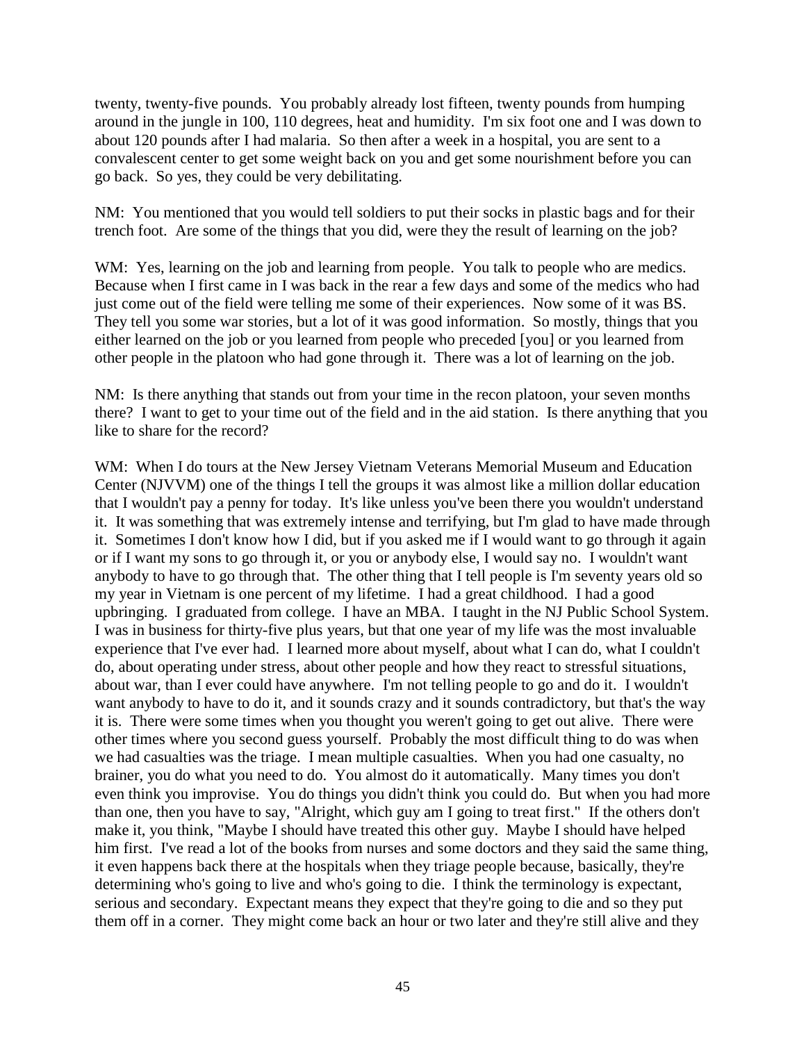twenty, twenty-five pounds. You probably already lost fifteen, twenty pounds from humping around in the jungle in 100, 110 degrees, heat and humidity. I'm six foot one and I was down to about 120 pounds after I had malaria. So then after a week in a hospital, you are sent to a convalescent center to get some weight back on you and get some nourishment before you can go back. So yes, they could be very debilitating.

NM: You mentioned that you would tell soldiers to put their socks in plastic bags and for their trench foot. Are some of the things that you did, were they the result of learning on the job?

WM: Yes, learning on the job and learning from people. You talk to people who are medics. Because when I first came in I was back in the rear a few days and some of the medics who had just come out of the field were telling me some of their experiences. Now some of it was BS. They tell you some war stories, but a lot of it was good information. So mostly, things that you either learned on the job or you learned from people who preceded [you] or you learned from other people in the platoon who had gone through it. There was a lot of learning on the job.

NM: Is there anything that stands out from your time in the recon platoon, your seven months there? I want to get to your time out of the field and in the aid station. Is there anything that you like to share for the record?

WM: When I do tours at the New Jersey Vietnam Veterans Memorial Museum and Education Center (NJVVM) one of the things I tell the groups it was almost like a million dollar education that I wouldn't pay a penny for today. It's like unless you've been there you wouldn't understand it. It was something that was extremely intense and terrifying, but I'm glad to have made through it. Sometimes I don't know how I did, but if you asked me if I would want to go through it again or if I want my sons to go through it, or you or anybody else, I would say no. I wouldn't want anybody to have to go through that. The other thing that I tell people is I'm seventy years old so my year in Vietnam is one percent of my lifetime. I had a great childhood. I had a good upbringing. I graduated from college. I have an MBA. I taught in the NJ Public School System. I was in business for thirty-five plus years, but that one year of my life was the most invaluable experience that I've ever had. I learned more about myself, about what I can do, what I couldn't do, about operating under stress, about other people and how they react to stressful situations, about war, than I ever could have anywhere. I'm not telling people to go and do it. I wouldn't want anybody to have to do it, and it sounds crazy and it sounds contradictory, but that's the way it is. There were some times when you thought you weren't going to get out alive. There were other times where you second guess yourself. Probably the most difficult thing to do was when we had casualties was the triage. I mean multiple casualties. When you had one casualty, no brainer, you do what you need to do. You almost do it automatically. Many times you don't even think you improvise. You do things you didn't think you could do. But when you had more than one, then you have to say, "Alright, which guy am I going to treat first." If the others don't make it, you think, "Maybe I should have treated this other guy. Maybe I should have helped him first. I've read a lot of the books from nurses and some doctors and they said the same thing, it even happens back there at the hospitals when they triage people because, basically, they're determining who's going to live and who's going to die. I think the terminology is expectant, serious and secondary. Expectant means they expect that they're going to die and so they put them off in a corner. They might come back an hour or two later and they're still alive and they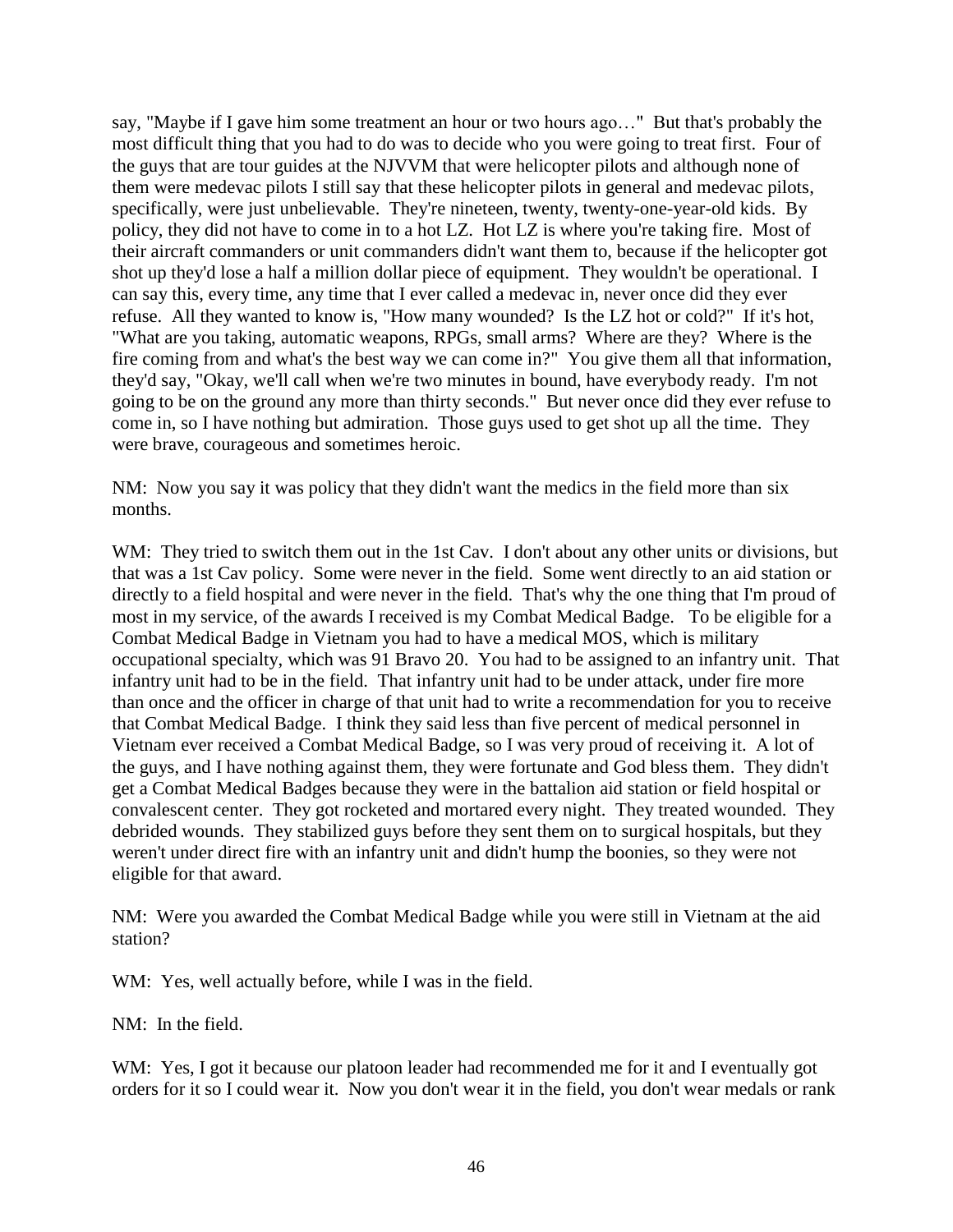say, "Maybe if I gave him some treatment an hour or two hours ago…" But that's probably the most difficult thing that you had to do was to decide who you were going to treat first. Four of the guys that are tour guides at the NJVVM that were helicopter pilots and although none of them were medevac pilots I still say that these helicopter pilots in general and medevac pilots, specifically, were just unbelievable. They're nineteen, twenty, twenty-one-year-old kids. By policy, they did not have to come in to a hot LZ. Hot LZ is where you're taking fire. Most of their aircraft commanders or unit commanders didn't want them to, because if the helicopter got shot up they'd lose a half a million dollar piece of equipment. They wouldn't be operational. I can say this, every time, any time that I ever called a medevac in, never once did they ever refuse. All they wanted to know is, "How many wounded? Is the LZ hot or cold?" If it's hot, "What are you taking, automatic weapons, RPGs, small arms? Where are they? Where is the fire coming from and what's the best way we can come in?" You give them all that information, they'd say, "Okay, we'll call when we're two minutes in bound, have everybody ready. I'm not going to be on the ground any more than thirty seconds." But never once did they ever refuse to come in, so I have nothing but admiration. Those guys used to get shot up all the time. They were brave, courageous and sometimes heroic.

NM: Now you say it was policy that they didn't want the medics in the field more than six months.

WM: They tried to switch them out in the 1st Cav. I don't about any other units or divisions, but that was a 1st Cav policy. Some were never in the field. Some went directly to an aid station or directly to a field hospital and were never in the field. That's why the one thing that I'm proud of most in my service, of the awards I received is my Combat Medical Badge. To be eligible for a Combat Medical Badge in Vietnam you had to have a medical MOS, which is military occupational specialty, which was 91 Bravo 20. You had to be assigned to an infantry unit. That infantry unit had to be in the field. That infantry unit had to be under attack, under fire more than once and the officer in charge of that unit had to write a recommendation for you to receive that Combat Medical Badge. I think they said less than five percent of medical personnel in Vietnam ever received a Combat Medical Badge, so I was very proud of receiving it. A lot of the guys, and I have nothing against them, they were fortunate and God bless them. They didn't get a Combat Medical Badges because they were in the battalion aid station or field hospital or convalescent center. They got rocketed and mortared every night. They treated wounded. They debrided wounds. They stabilized guys before they sent them on to surgical hospitals, but they weren't under direct fire with an infantry unit and didn't hump the boonies, so they were not eligible for that award.

NM: Were you awarded the Combat Medical Badge while you were still in Vietnam at the aid station?

WM: Yes, well actually before, while I was in the field.

NM: In the field.

WM: Yes, I got it because our platoon leader had recommended me for it and I eventually got orders for it so I could wear it. Now you don't wear it in the field, you don't wear medals or rank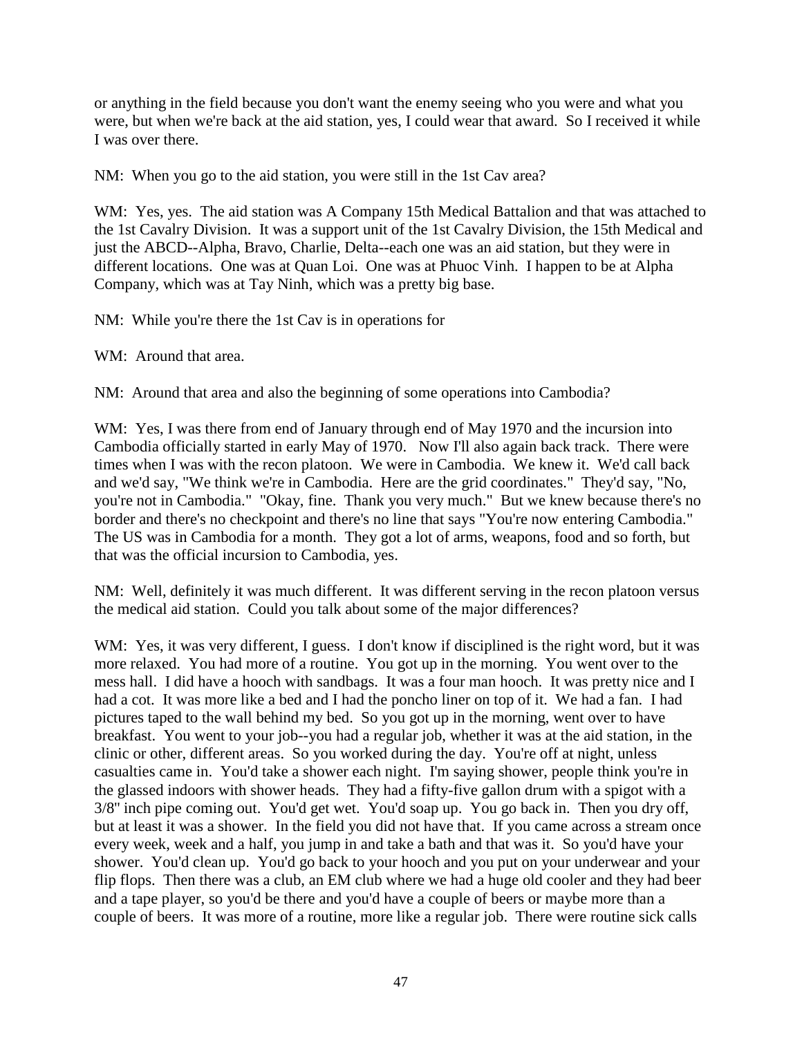or anything in the field because you don't want the enemy seeing who you were and what you were, but when we're back at the aid station, yes, I could wear that award. So I received it while I was over there.

NM: When you go to the aid station, you were still in the 1st Cav area?

WM: Yes, yes. The aid station was A Company 15th Medical Battalion and that was attached to the 1st Cavalry Division. It was a support unit of the 1st Cavalry Division, the 15th Medical and just the ABCD--Alpha, Bravo, Charlie, Delta--each one was an aid station, but they were in different locations. One was at Quan Loi. One was at Phuoc Vinh. I happen to be at Alpha Company, which was at Tay Ninh, which was a pretty big base.

NM: While you're there the 1st Cav is in operations for

WM: Around that area.

NM: Around that area and also the beginning of some operations into Cambodia?

WM: Yes, I was there from end of January through end of May 1970 and the incursion into Cambodia officially started in early May of 1970. Now I'll also again back track. There were times when I was with the recon platoon. We were in Cambodia. We knew it. We'd call back and we'd say, "We think we're in Cambodia. Here are the grid coordinates." They'd say, "No, you're not in Cambodia." "Okay, fine. Thank you very much." But we knew because there's no border and there's no checkpoint and there's no line that says "You're now entering Cambodia." The US was in Cambodia for a month. They got a lot of arms, weapons, food and so forth, but that was the official incursion to Cambodia, yes.

NM: Well, definitely it was much different. It was different serving in the recon platoon versus the medical aid station. Could you talk about some of the major differences?

WM: Yes, it was very different, I guess. I don't know if disciplined is the right word, but it was more relaxed. You had more of a routine. You got up in the morning. You went over to the mess hall. I did have a hooch with sandbags. It was a four man hooch. It was pretty nice and I had a cot. It was more like a bed and I had the poncho liner on top of it. We had a fan. I had pictures taped to the wall behind my bed. So you got up in the morning, went over to have breakfast. You went to your job--you had a regular job, whether it was at the aid station, in the clinic or other, different areas. So you worked during the day. You're off at night, unless casualties came in. You'd take a shower each night. I'm saying shower, people think you're in the glassed indoors with shower heads. They had a fifty-five gallon drum with a spigot with a 3/8" inch pipe coming out. You'd get wet. You'd soap up. You go back in. Then you dry off, but at least it was a shower. In the field you did not have that. If you came across a stream once every week, week and a half, you jump in and take a bath and that was it. So you'd have your shower. You'd clean up. You'd go back to your hooch and you put on your underwear and your flip flops. Then there was a club, an EM club where we had a huge old cooler and they had beer and a tape player, so you'd be there and you'd have a couple of beers or maybe more than a couple of beers. It was more of a routine, more like a regular job. There were routine sick calls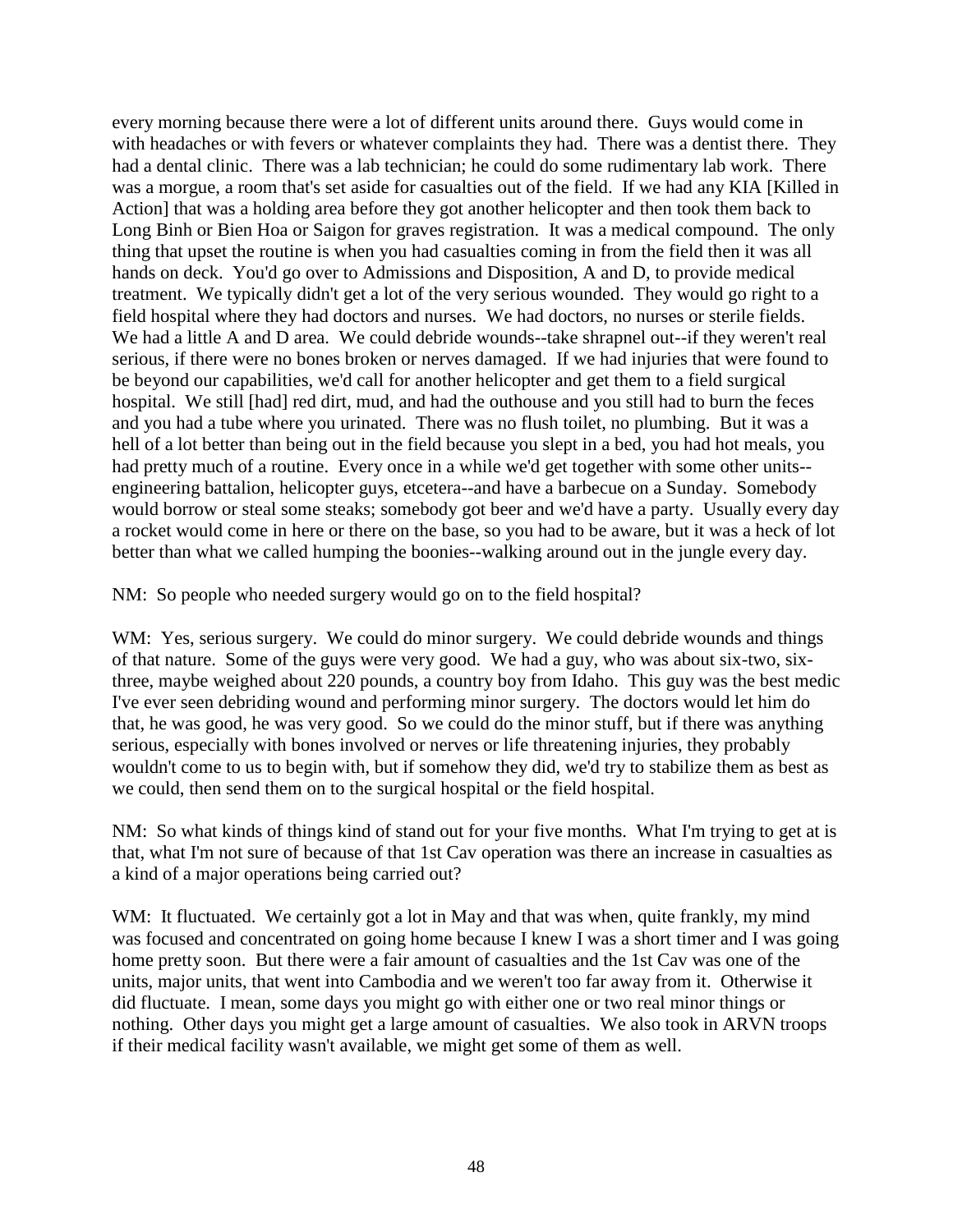every morning because there were a lot of different units around there. Guys would come in with headaches or with fevers or whatever complaints they had. There was a dentist there. They had a dental clinic. There was a lab technician; he could do some rudimentary lab work. There was a morgue, a room that's set aside for casualties out of the field. If we had any KIA [Killed in Action] that was a holding area before they got another helicopter and then took them back to Long Binh or Bien Hoa or Saigon for graves registration. It was a medical compound. The only thing that upset the routine is when you had casualties coming in from the field then it was all hands on deck. You'd go over to Admissions and Disposition, A and D, to provide medical treatment. We typically didn't get a lot of the very serious wounded. They would go right to a field hospital where they had doctors and nurses. We had doctors, no nurses or sterile fields. We had a little A and D area. We could debride wounds--take shrapnel out--if they weren't real serious, if there were no bones broken or nerves damaged. If we had injuries that were found to be beyond our capabilities, we'd call for another helicopter and get them to a field surgical hospital. We still [had] red dirt, mud, and had the outhouse and you still had to burn the feces and you had a tube where you urinated. There was no flush toilet, no plumbing. But it was a hell of a lot better than being out in the field because you slept in a bed, you had hot meals, you had pretty much of a routine. Every once in a while we'd get together with some other units--engineering battalion, helicopter guys, etcetera--and have a barbecue on a Sunday. Somebody would borrow or steal some steaks; somebody got beer and we'd have a party. Usually every day a rocket would come in here or there on the base, so you had to be aware, but it was a heck of lot better than what we called humping the boonies--walking around out in the jungle every day.

NM: So people who needed surgery would go on to the field hospital?

WM: Yes, serious surgery. We could do minor surgery. We could debride wounds and things of that nature. Some of the guys were very good. We had a guy, who was about six-two, six-three, maybe weighed about 220 pounds, a country boy from Idaho. This guy was the best medic I've ever seen debriding wound and performing minor surgery. The doctors would let him do that, he was good, he was very good. So we could do the minor stuff, but if there was anything serious, especially with bones involved or nerves or life threatening injuries, they probably wouldn't come to us to begin with, but if somehow they did, we'd try to stabilize them as best as we could, then send them on to the surgical hospital or the field hospital.

NM: So what kinds of things kind of stand out for your five months. What I'm trying to get at is that, what I'm not sure of because of that 1st Cav operation was there an increase in casualties as a kind of a major operations being carried out?

WM: It fluctuated. We certainly got a lot in May and that was when, quite frankly, my mind was focused and concentrated on going home because I knew I was a short timer and I was going home pretty soon. But there were a fair amount of casualties and the 1st Cav was one of the units, major units, that went into Cambodia and we weren't too far away from it. Otherwise it did fluctuate. I mean, some days you might go with either one or two real minor things or nothing. Other days you might get a large amount of casualties. We also took in ARVN troops if their medical facility wasn't available, we might get some of them as well.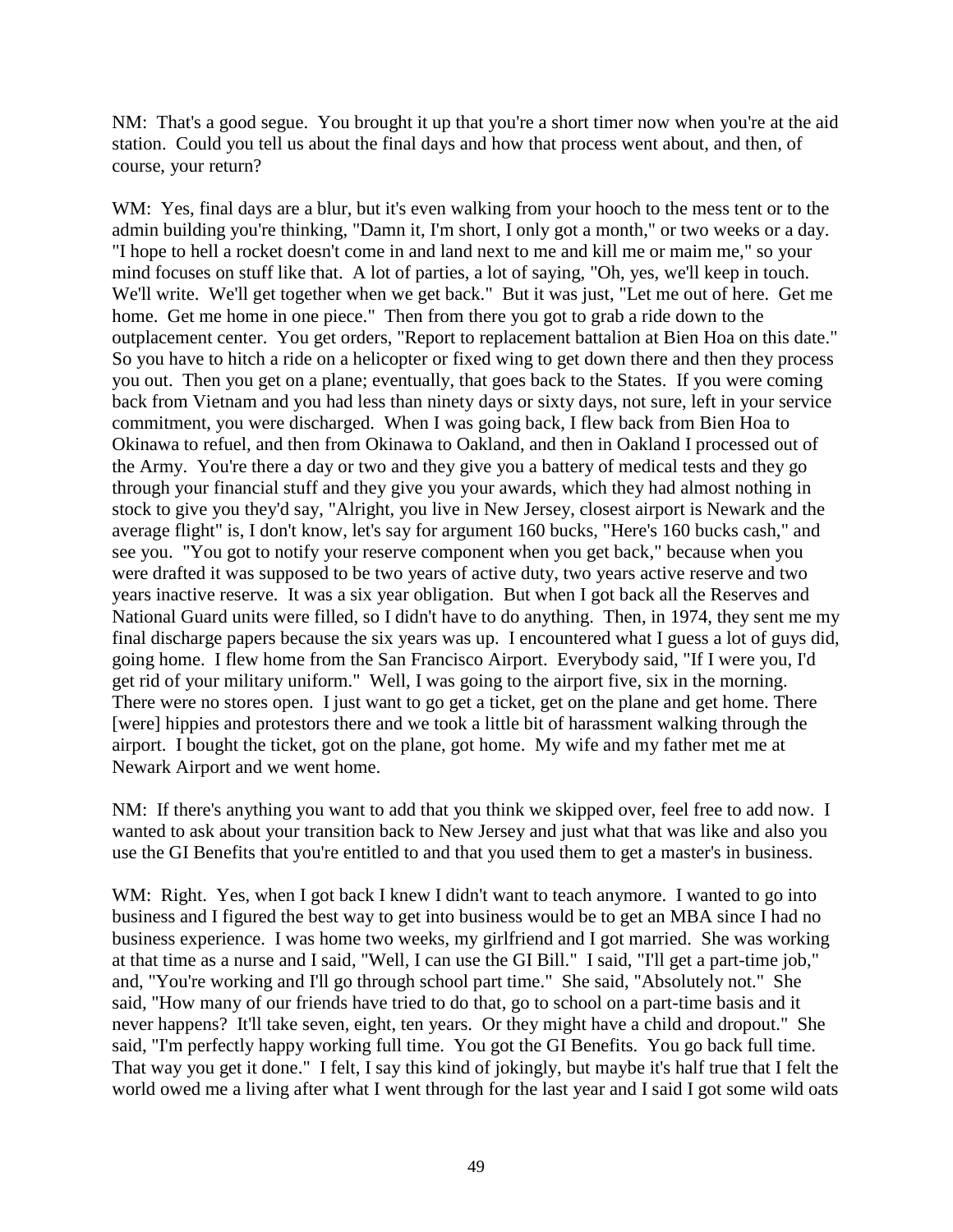NM: That's a good segue. You brought it up that you're a short timer now when you're at the aid station. Could you tell us about the final days and how that process went about, and then, of course, your return?

WM: Yes, final days are a blur, but it's even walking from your hooch to the mess tent or to the admin building you're thinking, "Damn it, I'm short, I only got a month," or two weeks or a day. "I hope to hell a rocket doesn't come in and land next to me and kill me or maim me," so your mind focuses on stuff like that. A lot of parties, a lot of saying, "Oh, yes, we'll keep in touch. We'll write. We'll get together when we get back." But it was just, "Let me out of here. Get me home. Get me home in one piece." Then from there you got to grab a ride down to the outplacement center. You get orders, "Report to replacement battalion at Bien Hoa on this date." So you have to hitch a ride on a helicopter or fixed wing to get down there and then they process you out. Then you get on a plane; eventually, that goes back to the States. If you were coming back from Vietnam and you had less than ninety days or sixty days, not sure, left in your service commitment, you were discharged. When I was going back, I flew back from Bien Hoa to Okinawa to refuel, and then from Okinawa to Oakland, and then in Oakland I processed out of the Army. You're there a day or two and they give you a battery of medical tests and they go through your financial stuff and they give you your awards, which they had almost nothing in stock to give you they'd say, "Alright, you live in New Jersey, closest airport is Newark and the average flight" is, I don't know, let's say for argument 160 bucks, "Here's 160 bucks cash," and see you. "You got to notify your reserve component when you get back," because when you were drafted it was supposed to be two years of active duty, two years active reserve and two years inactive reserve. It was a six year obligation. But when I got back all the Reserves and National Guard units were filled, so I didn't have to do anything. Then, in 1974, they sent me my final discharge papers because the six years was up. I encountered what I guess a lot of guys did, going home. I flew home from the San Francisco Airport. Everybody said, "If I were you, I'd get rid of your military uniform." Well, I was going to the airport five, six in the morning. There were no stores open. I just want to go get a ticket, get on the plane and get home. There [were] hippies and protestors there and we took a little bit of harassment walking through the airport. I bought the ticket, got on the plane, got home. My wife and my father met me at Newark Airport and we went home.

NM: If there's anything you want to add that you think we skipped over, feel free to add now. I wanted to ask about your transition back to New Jersey and just what that was like and also you use the GI Benefits that you're entitled to and that you used them to get a master's in business.

WM: Right. Yes, when I got back I knew I didn't want to teach anymore. I wanted to go into business and I figured the best way to get into business would be to get an MBA since I had no business experience. I was home two weeks, my girlfriend and I got married. She was working at that time as a nurse and I said, "Well, I can use the GI Bill." I said, "I'll get a part-time job," and, "You're working and I'll go through school part time." She said, "Absolutely not." She said, "How many of our friends have tried to do that, go to school on a part-time basis and it never happens? It'll take seven, eight, ten years. Or they might have a child and dropout." She said, "I'm perfectly happy working full time. You got the GI Benefits. You go back full time. That way you get it done." I felt, I say this kind of jokingly, but maybe it's half true that I felt the world owed me a living after what I went through for the last year and I said I got some wild oats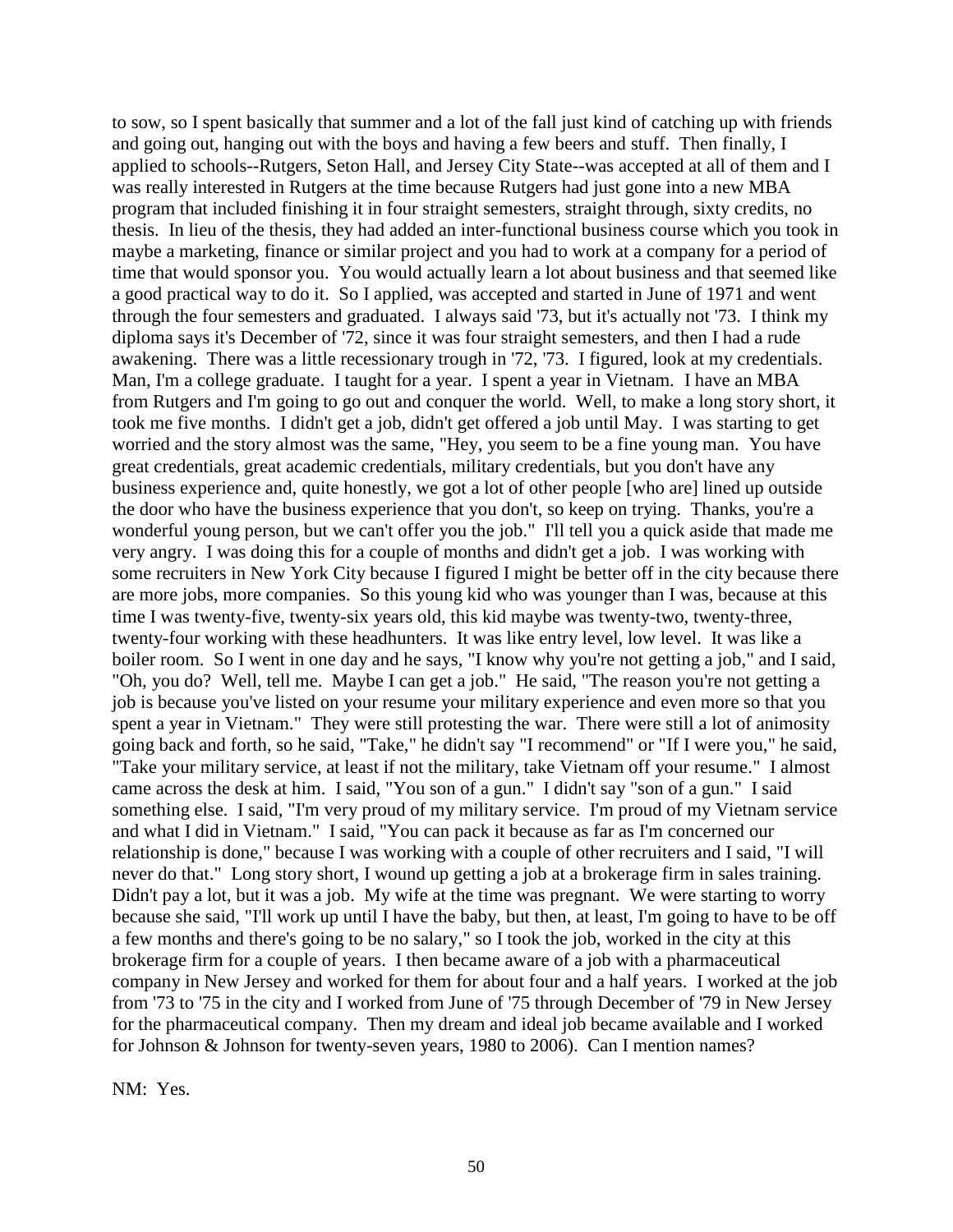to sow, so I spent basically that summer and a lot of the fall just kind of catching up with friends and going out, hanging out with the boys and having a few beers and stuff. Then finally, I applied to schools--Rutgers, Seton Hall, and Jersey City State--was accepted at all of them and I was really interested in Rutgers at the time because Rutgers had just gone into a new MBA program that included finishing it in four straight semesters, straight through, sixty credits, no thesis. In lieu of the thesis, they had added an inter-functional business course which you took in maybe a marketing, finance or similar project and you had to work at a company for a period of time that would sponsor you. You would actually learn a lot about business and that seemed like a good practical way to do it. So I applied, was accepted and started in June of 1971 and went through the four semesters and graduated. I always said '73, but it's actually not '73. I think my diploma says it's December of '72, since it was four straight semesters, and then I had a rude awakening. There was a little recessionary trough in '72, '73. I figured, look at my credentials. Man, I'm a college graduate. I taught for a year. I spent a year in Vietnam. I have an MBA from Rutgers and I'm going to go out and conquer the world. Well, to make a long story short, it took me five months. I didn't get a job, didn't get offered a job until May. I was starting to get worried and the story almost was the same, "Hey, you seem to be a fine young man. You have great credentials, great academic credentials, military credentials, but you don't have any business experience and, quite honestly, we got a lot of other people [who are] lined up outside the door who have the business experience that you don't, so keep on trying. Thanks, you're a wonderful young person, but we can't offer you the job." I'll tell you a quick aside that made me very angry. I was doing this for a couple of months and didn't get a job. I was working with some recruiters in New York City because I figured I might be better off in the city because there are more jobs, more companies. So this young kid who was younger than I was, because at this time I was twenty-five, twenty-six years old, this kid maybe was twenty-two, twenty-three, twenty-four working with these headhunters. It was like entry level, low level. It was like a boiler room. So I went in one day and he says, "I know why you're not getting a job," and I said, "Oh, you do? Well, tell me. Maybe I can get a job." He said, "The reason you're not getting a job is because you've listed on your resume your military experience and even more so that you spent a year in Vietnam." They were still protesting the war. There were still a lot of animosity going back and forth, so he said, "Take," he didn't say "I recommend" or "If I were you," he said, "Take your military service, at least if not the military, take Vietnam off your resume." I almost came across the desk at him. I said, "You son of a gun." I didn't say "son of a gun." I said something else. I said, "I'm very proud of my military service. I'm proud of my Vietnam service and what I did in Vietnam." I said, "You can pack it because as far as I'm concerned our relationship is done," because I was working with a couple of other recruiters and I said, "I will never do that." Long story short, I wound up getting a job at a brokerage firm in sales training. Didn't pay a lot, but it was a job. My wife at the time was pregnant. We were starting to worry because she said, "I'll work up until I have the baby, but then, at least, I'm going to have to be off a few months and there's going to be no salary," so I took the job, worked in the city at this brokerage firm for a couple of years. I then became aware of a job with a pharmaceutical company in New Jersey and worked for them for about four and a half years. I worked at the job from '73 to '75 in the city and I worked from June of '75 through December of '79 in New Jersey for the pharmaceutical company. Then my dream and ideal job became available and I worked for Johnson & Johnson for twenty-seven years, 1980 to 2006). Can I mention names?

NM: Yes.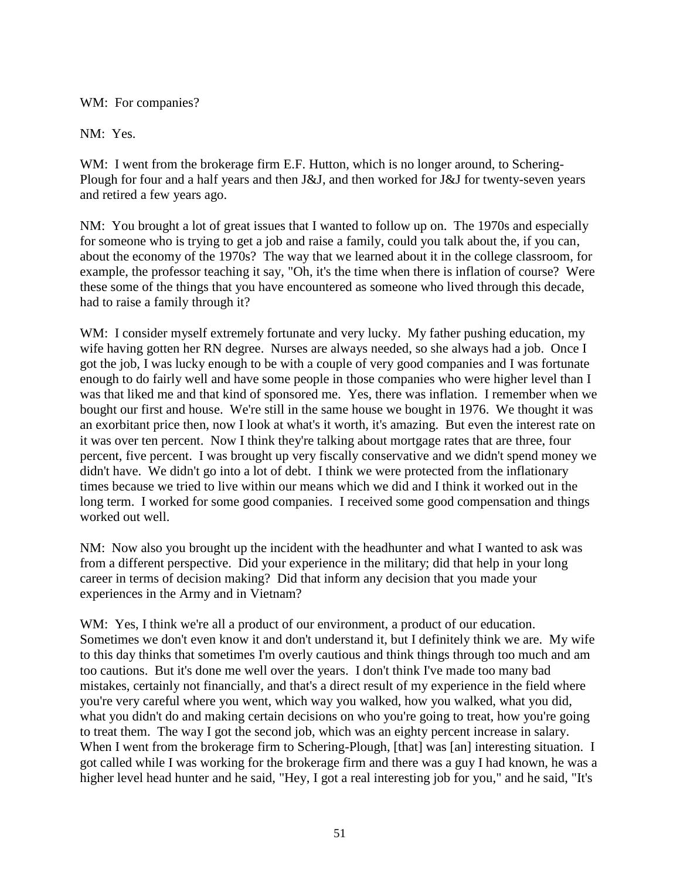WM: For companies?

NM: Yes.

WM: I went from the brokerage firm E.F. Hutton, which is no longer around, to Schering-Plough for four and a half years and then J&J, and then worked for J&J for twenty-seven years and retired a few years ago.

NM: You brought a lot of great issues that I wanted to follow up on. The 1970s and especially for someone who is trying to get a job and raise a family, could you talk about the, if you can, about the economy of the 1970s? The way that we learned about it in the college classroom, for example, the professor teaching it say, "Oh, it's the time when there is inflation of course? Were these some of the things that you have encountered as someone who lived through this decade, had to raise a family through it?

WM: I consider myself extremely fortunate and very lucky. My father pushing education, my wife having gotten her RN degree. Nurses are always needed, so she always had a job. Once I got the job, I was lucky enough to be with a couple of very good companies and I was fortunate enough to do fairly well and have some people in those companies who were higher level than I was that liked me and that kind of sponsored me. Yes, there was inflation. I remember when we bought our first and house. We're still in the same house we bought in 1976. We thought it was an exorbitant price then, now I look at what's it worth, it's amazing. But even the interest rate on it was over ten percent. Now I think they're talking about mortgage rates that are three, four percent, five percent. I was brought up very fiscally conservative and we didn't spend money we didn't have. We didn't go into a lot of debt. I think we were protected from the inflationary times because we tried to live within our means which we did and I think it worked out in the long term. I worked for some good companies. I received some good compensation and things worked out well.

NM: Now also you brought up the incident with the headhunter and what I wanted to ask was from a different perspective. Did your experience in the military; did that help in your long career in terms of decision making? Did that inform any decision that you made your experiences in the Army and in Vietnam?

WM: Yes, I think we're all a product of our environment, a product of our education. Sometimes we don't even know it and don't understand it, but I definitely think we are. My wife to this day thinks that sometimes I'm overly cautious and think things through too much and am too cautions. But it's done me well over the years. I don't think I've made too many bad mistakes, certainly not financially, and that's a direct result of my experience in the field where you're very careful where you went, which way you walked, how you walked, what you did, what you didn't do and making certain decisions on who you're going to treat, how you're going to treat them. The way I got the second job, which was an eighty percent increase in salary. When I went from the brokerage firm to Schering-Plough, [that] was [an] interesting situation. I got called while I was working for the brokerage firm and there was a guy I had known, he was a higher level head hunter and he said, "Hey, I got a real interesting job for you," and he said, "It's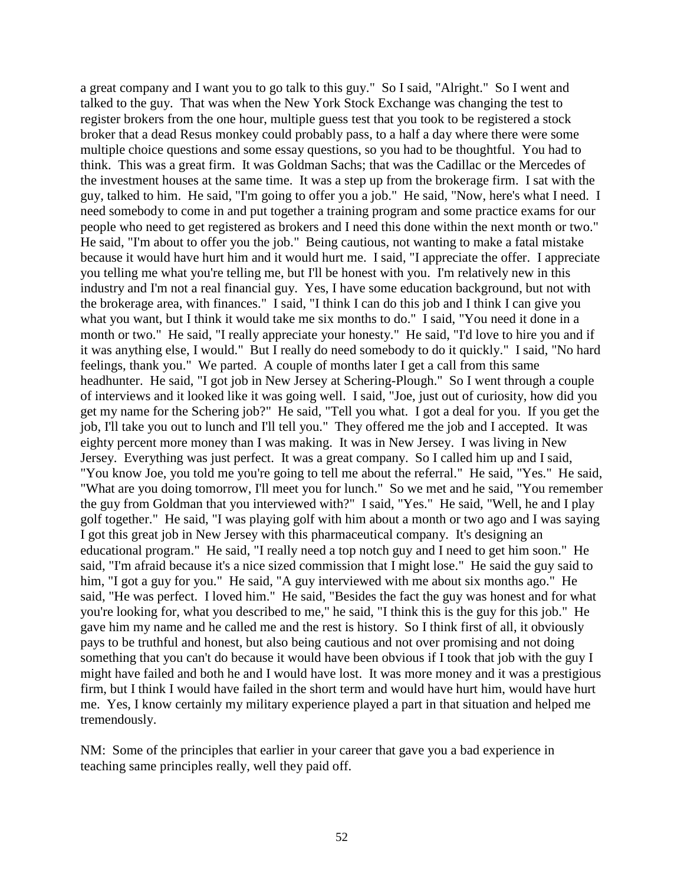a great company and I want you to go talk to this guy." So I said, "Alright." So I went and talked to the guy. That was when the New York Stock Exchange was changing the test to register brokers from the one hour, multiple guess test that you took to be registered a stock broker that a dead Resus monkey could probably pass, to a half a day where there were some multiple choice questions and some essay questions, so you had to be thoughtful. You had to think. This was a great firm. It was Goldman Sachs; that was the Cadillac or the Mercedes of the investment houses at the same time. It was a step up from the brokerage firm. I sat with the guy, talked to him. He said, "I'm going to offer you a job." He said, "Now, here's what I need. I need somebody to come in and put together a training program and some practice exams for our people who need to get registered as brokers and I need this done within the next month or two." He said, "I'm about to offer you the job." Being cautious, not wanting to make a fatal mistake because it would have hurt him and it would hurt me. I said, "I appreciate the offer. I appreciate you telling me what you're telling me, but I'll be honest with you. I'm relatively new in this industry and I'm not a real financial guy. Yes, I have some education background, but not with the brokerage area, with finances." I said, "I think I can do this job and I think I can give you what you want, but I think it would take me six months to do." I said, "You need it done in a month or two." He said, "I really appreciate your honesty." He said, "I'd love to hire you and if it was anything else, I would." But I really do need somebody to do it quickly." I said, "No hard feelings, thank you." We parted. A couple of months later I get a call from this same headhunter. He said, "I got job in New Jersey at Schering-Plough." So I went through a couple of interviews and it looked like it was going well. I said, "Joe, just out of curiosity, how did you get my name for the Schering job?" He said, "Tell you what. I got a deal for you. If you get the job, I'll take you out to lunch and I'll tell you." They offered me the job and I accepted. It was eighty percent more money than I was making. It was in New Jersey. I was living in New Jersey. Everything was just perfect. It was a great company. So I called him up and I said, "You know Joe, you told me you're going to tell me about the referral." He said, "Yes." He said, "What are you doing tomorrow, I'll meet you for lunch." So we met and he said, "You remember the guy from Goldman that you interviewed with?" I said, "Yes." He said, "Well, he and I play golf together." He said, "I was playing golf with him about a month or two ago and I was saying I got this great job in New Jersey with this pharmaceutical company. It's designing an educational program." He said, "I really need a top notch guy and I need to get him soon." He said, "I'm afraid because it's a nice sized commission that I might lose." He said the guy said to him, "I got a guy for you." He said, "A guy interviewed with me about six months ago." He said, "He was perfect. I loved him." He said, "Besides the fact the guy was honest and for what you're looking for, what you described to me," he said, "I think this is the guy for this job." He gave him my name and he called me and the rest is history. So I think first of all, it obviously pays to be truthful and honest, but also being cautious and not over promising and not doing something that you can't do because it would have been obvious if I took that job with the guy I might have failed and both he and I would have lost. It was more money and it was a prestigious firm, but I think I would have failed in the short term and would have hurt him, would have hurt me. Yes, I know certainly my military experience played a part in that situation and helped me tremendously.

NM: Some of the principles that earlier in your career that gave you a bad experience in teaching same principles really, well they paid off.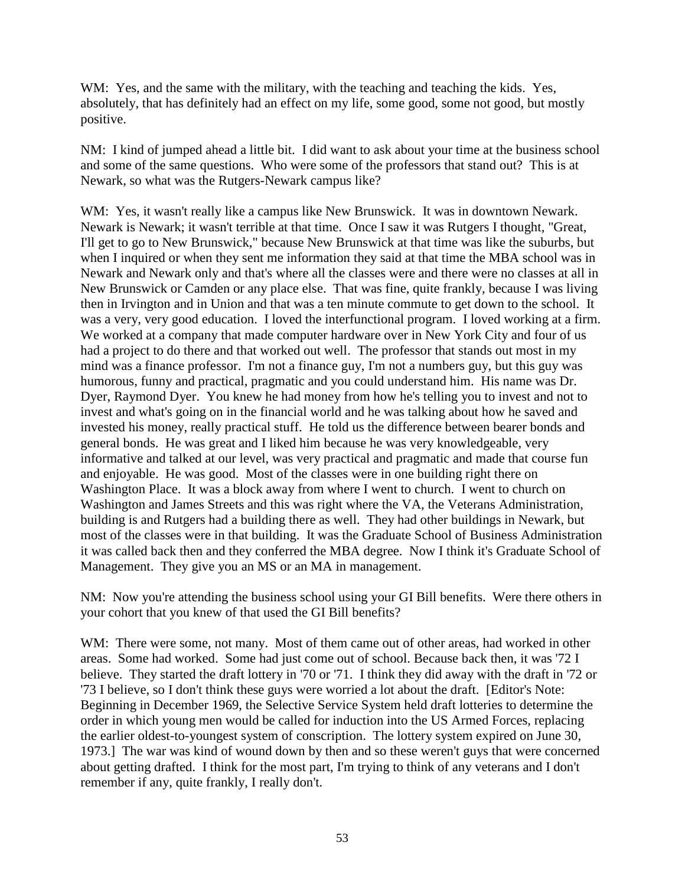WM: Yes, and the same with the military, with the teaching and teaching the kids. Yes, absolutely, that has definitely had an effect on my life, some good, some not good, but mostly positive.

NM: I kind of jumped ahead a little bit. I did want to ask about your time at the business school and some of the same questions. Who were some of the professors that stand out? This is at Newark, so what was the Rutgers-Newark campus like?

WM: Yes, it wasn't really like a campus like New Brunswick. It was in downtown Newark. Newark is Newark; it wasn't terrible at that time. Once I saw it was Rutgers I thought, "Great, I'll get to go to New Brunswick," because New Brunswick at that time was like the suburbs, but when I inquired or when they sent me information they said at that time the MBA school was in Newark and Newark only and that's where all the classes were and there were no classes at all in New Brunswick or Camden or any place else. That was fine, quite frankly, because I was living then in Irvington and in Union and that was a ten minute commute to get down to the school. It was a very, very good education. I loved the interfunctional program. I loved working at a firm. We worked at a company that made computer hardware over in New York City and four of us had a project to do there and that worked out well. The professor that stands out most in my mind was a finance professor. I'm not a finance guy, I'm not a numbers guy, but this guy was humorous, funny and practical, pragmatic and you could understand him. His name was Dr. Dyer, Raymond Dyer. You knew he had money from how he's telling you to invest and not to invest and what's going on in the financial world and he was talking about how he saved and invested his money, really practical stuff. He told us the difference between bearer bonds and general bonds. He was great and I liked him because he was very knowledgeable, very informative and talked at our level, was very practical and pragmatic and made that course fun and enjoyable. He was good. Most of the classes were in one building right there on Washington Place. It was a block away from where I went to church. I went to church on Washington and James Streets and this was right where the VA, the Veterans Administration, building is and Rutgers had a building there as well. They had other buildings in Newark, but most of the classes were in that building. It was the Graduate School of Business Administration it was called back then and they conferred the MBA degree. Now I think it's Graduate School of Management. They give you an MS or an MA in management.

NM: Now you're attending the business school using your GI Bill benefits. Were there others in your cohort that you knew of that used the GI Bill benefits?

WM: There were some, not many. Most of them came out of other areas, had worked in other areas. Some had worked. Some had just come out of school. Because back then, it was '72 I believe. They started the draft lottery in '70 or '71. I think they did away with the draft in '72 or '73 I believe, so I don't think these guys were worried a lot about the draft. [Editor's Note: Beginning in December 1969, the Selective Service System held draft lotteries to determine the order in which young men would be called for induction into the US Armed Forces, replacing the earlier oldest-to-youngest system of conscription. The lottery system expired on June 30, 1973.] The war was kind of wound down by then and so these weren't guys that were concerned about getting drafted. I think for the most part, I'm trying to think of any veterans and I don't remember if any, quite frankly, I really don't.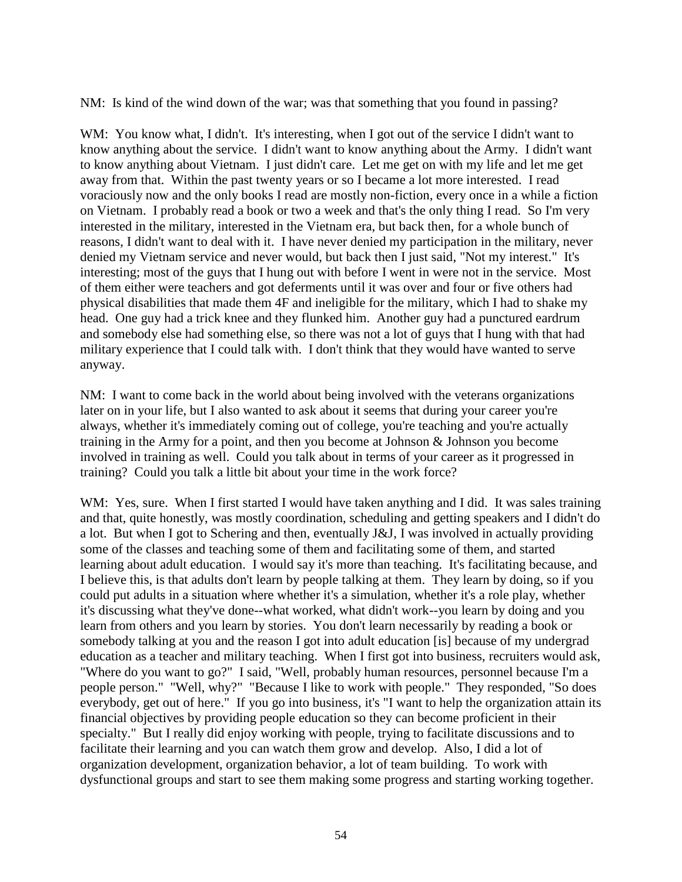NM: Is kind of the wind down of the war; was that something that you found in passing?

WM: You know what, I didn't. It's interesting, when I got out of the service I didn't want to know anything about the service. I didn't want to know anything about the Army. I didn't want to know anything about Vietnam. I just didn't care. Let me get on with my life and let me get away from that. Within the past twenty years or so I became a lot more interested. I read voraciously now and the only books I read are mostly non-fiction, every once in a while a fiction on Vietnam. I probably read a book or two a week and that's the only thing I read. So I'm very interested in the military, interested in the Vietnam era, but back then, for a whole bunch of reasons, I didn't want to deal with it. I have never denied my participation in the military, never denied my Vietnam service and never would, but back then I just said, "Not my interest." It's interesting; most of the guys that I hung out with before I went in were not in the service. Most of them either were teachers and got deferments until it was over and four or five others had physical disabilities that made them 4F and ineligible for the military, which I had to shake my head. One guy had a trick knee and they flunked him. Another guy had a punctured eardrum and somebody else had something else, so there was not a lot of guys that I hung with that had military experience that I could talk with. I don't think that they would have wanted to serve anyway.

NM: I want to come back in the world about being involved with the veterans organizations later on in your life, but I also wanted to ask about it seems that during your career you're always, whether it's immediately coming out of college, you're teaching and you're actually training in the Army for a point, and then you become at Johnson & Johnson you become involved in training as well. Could you talk about in terms of your career as it progressed in training? Could you talk a little bit about your time in the work force?

WM: Yes, sure. When I first started I would have taken anything and I did. It was sales training and that, quite honestly, was mostly coordination, scheduling and getting speakers and I didn't do a lot. But when I got to Schering and then, eventually J&J, I was involved in actually providing some of the classes and teaching some of them and facilitating some of them, and started learning about adult education. I would say it's more than teaching. It's facilitating because, and I believe this, is that adults don't learn by people talking at them. They learn by doing, so if you could put adults in a situation where whether it's a simulation, whether it's a role play, whether it's discussing what they've done--what worked, what didn't work--you learn by doing and you learn from others and you learn by stories. You don't learn necessarily by reading a book or somebody talking at you and the reason I got into adult education [is] because of my undergrad education as a teacher and military teaching. When I first got into business, recruiters would ask, "Where do you want to go?" I said, "Well, probably human resources, personnel because I'm a people person." "Well, why?" "Because I like to work with people." They responded, "So does everybody, get out of here." If you go into business, it's "I want to help the organization attain its financial objectives by providing people education so they can become proficient in their specialty." But I really did enjoy working with people, trying to facilitate discussions and to facilitate their learning and you can watch them grow and develop. Also, I did a lot of organization development, organization behavior, a lot of team building. To work with dysfunctional groups and start to see them making some progress and starting working together.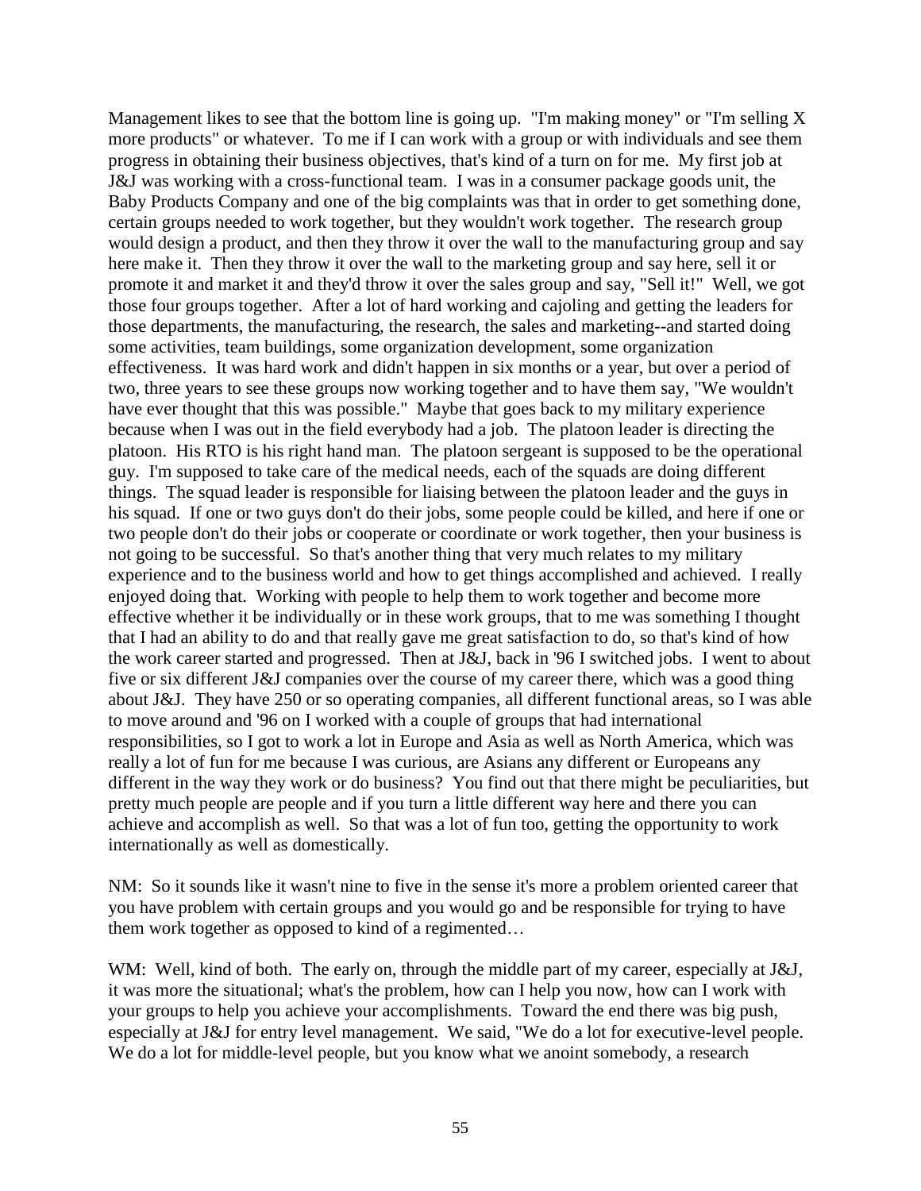Management likes to see that the bottom line is going up. "I'm making money" or "I'm selling X more products" or whatever. To me if I can work with a group or with individuals and see them progress in obtaining their business objectives, that's kind of a turn on for me. My first job at J&J was working with a cross-functional team. I was in a consumer package goods unit, the Baby Products Company and one of the big complaints was that in order to get something done, certain groups needed to work together, but they wouldn't work together. The research group would design a product, and then they throw it over the wall to the manufacturing group and say here make it. Then they throw it over the wall to the marketing group and say here, sell it or promote it and market it and they'd throw it over the sales group and say, "Sell it!" Well, we got those four groups together. After a lot of hard working and cajoling and getting the leaders for those departments, the manufacturing, the research, the sales and marketing--and started doing some activities, team buildings, some organization development, some organization effectiveness. It was hard work and didn't happen in six months or a year, but over a period of two, three years to see these groups now working together and to have them say, "We wouldn't have ever thought that this was possible." Maybe that goes back to my military experience because when I was out in the field everybody had a job. The platoon leader is directing the platoon. His RTO is his right hand man. The platoon sergeant is supposed to be the operational guy. I'm supposed to take care of the medical needs, each of the squads are doing different things. The squad leader is responsible for liaising between the platoon leader and the guys in his squad. If one or two guys don't do their jobs, some people could be killed, and here if one or two people don't do their jobs or cooperate or coordinate or work together, then your business is not going to be successful. So that's another thing that very much relates to my military experience and to the business world and how to get things accomplished and achieved. I really enjoyed doing that. Working with people to help them to work together and become more effective whether it be individually or in these work groups, that to me was something I thought that I had an ability to do and that really gave me great satisfaction to do, so that's kind of how the work career started and progressed. Then at J&J, back in '96 I switched jobs. I went to about five or six different J&J companies over the course of my career there, which was a good thing about J&J. They have 250 or so operating companies, all different functional areas, so I was able to move around and '96 on I worked with a couple of groups that had international responsibilities, so I got to work a lot in Europe and Asia as well as North America, which was really a lot of fun for me because I was curious, are Asians any different or Europeans any different in the way they work or do business? You find out that there might be peculiarities, but pretty much people are people and if you turn a little different way here and there you can achieve and accomplish as well. So that was a lot of fun too, getting the opportunity to work internationally as well as domestically.

NM: So it sounds like it wasn't nine to five in the sense it's more a problem oriented career that you have problem with certain groups and you would go and be responsible for trying to have them work together as opposed to kind of a regimented…

WM: Well, kind of both. The early on, through the middle part of my career, especially at J&J, it was more the situational; what's the problem, how can I help you now, how can I work with your groups to help you achieve your accomplishments. Toward the end there was big push, especially at J&J for entry level management. We said, "We do a lot for executive-level people. We do a lot for middle-level people, but you know what we anoint somebody, a research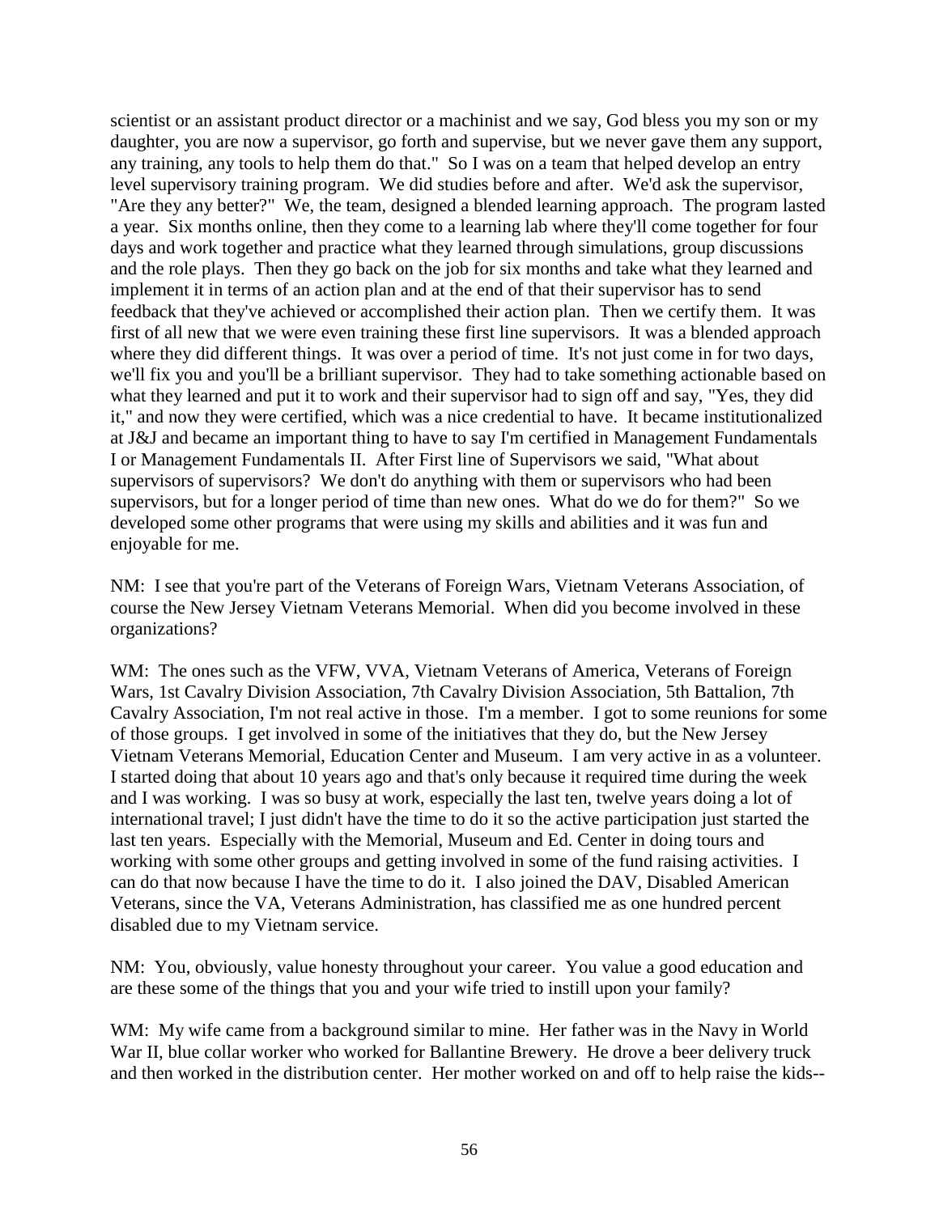scientist or an assistant product director or a machinist and we say, God bless you my son or my daughter, you are now a supervisor, go forth and supervise, but we never gave them any support, any training, any tools to help them do that." So I was on a team that helped develop an entry level supervisory training program. We did studies before and after. We'd ask the supervisor, "Are they any better?" We, the team, designed a blended learning approach. The program lasted a year. Six months online, then they come to a learning lab where they'll come together for four days and work together and practice what they learned through simulations, group discussions and the role plays. Then they go back on the job for six months and take what they learned and implement it in terms of an action plan and at the end of that their supervisor has to send feedback that they've achieved or accomplished their action plan. Then we certify them. It was first of all new that we were even training these first line supervisors. It was a blended approach where they did different things. It was over a period of time. It's not just come in for two days, we'll fix you and you'll be a brilliant supervisor. They had to take something actionable based on what they learned and put it to work and their supervisor had to sign off and say, "Yes, they did it," and now they were certified, which was a nice credential to have. It became institutionalized at J&J and became an important thing to have to say I'm certified in Management Fundamentals I or Management Fundamentals II. After First line of Supervisors we said, "What about supervisors of supervisors? We don't do anything with them or supervisors who had been supervisors, but for a longer period of time than new ones. What do we do for them?" So we developed some other programs that were using my skills and abilities and it was fun and enjoyable for me.

NM: I see that you're part of the Veterans of Foreign Wars, Vietnam Veterans Association, of course the New Jersey Vietnam Veterans Memorial. When did you become involved in these organizations?

WM: The ones such as the VFW, VVA, Vietnam Veterans of America, Veterans of Foreign Wars, 1st Cavalry Division Association, 7th Cavalry Division Association, 5th Battalion, 7th Cavalry Association, I'm not real active in those. I'm a member. I got to some reunions for some of those groups. I get involved in some of the initiatives that they do, but the New Jersey Vietnam Veterans Memorial, Education Center and Museum. I am very active in as a volunteer. I started doing that about 10 years ago and that's only because it required time during the week and I was working. I was so busy at work, especially the last ten, twelve years doing a lot of international travel; I just didn't have the time to do it so the active participation just started the last ten years. Especially with the Memorial, Museum and Ed. Center in doing tours and working with some other groups and getting involved in some of the fund raising activities. I can do that now because I have the time to do it. I also joined the DAV, Disabled American Veterans, since the VA, Veterans Administration, has classified me as one hundred percent disabled due to my Vietnam service.

NM: You, obviously, value honesty throughout your career. You value a good education and are these some of the things that you and your wife tried to instill upon your family?

WM: My wife came from a background similar to mine. Her father was in the Navy in World War II, blue collar worker who worked for Ballantine Brewery. He drove a beer delivery truck and then worked in the distribution center. Her mother worked on and off to help raise the kids--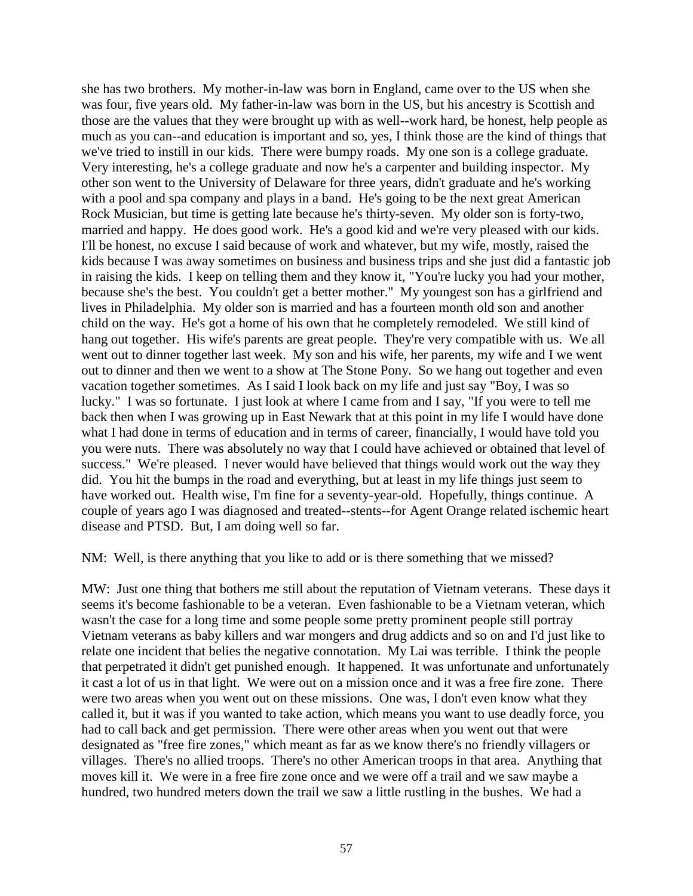she has two brothers. My mother-in-law was born in England, came over to the US when she was four, five years old. My father-in-law was born in the US, but his ancestry is Scottish and those are the values that they were brought up with as well--work hard, be honest, help people as much as you can--and education is important and so, yes, I think those are the kind of things that we've tried to instill in our kids. There were bumpy roads. My one son is a college graduate. Very interesting, he's a college graduate and now he's a carpenter and building inspector. My other son went to the University of Delaware for three years, didn't graduate and he's working with a pool and spa company and plays in a band. He's going to be the next great American Rock Musician, but time is getting late because he's thirty-seven. My older son is forty-two, married and happy. He does good work. He's a good kid and we're very pleased with our kids. I'll be honest, no excuse I said because of work and whatever, but my wife, mostly, raised the kids because I was away sometimes on business and business trips and she just did a fantastic job in raising the kids. I keep on telling them and they know it, "You're lucky you had your mother, because she's the best. You couldn't get a better mother." My youngest son has a girlfriend and lives in Philadelphia. My older son is married and has a fourteen month old son and another child on the way. He's got a home of his own that he completely remodeled. We still kind of hang out together. His wife's parents are great people. They're very compatible with us. We all went out to dinner together last week. My son and his wife, her parents, my wife and I we went out to dinner and then we went to a show at The Stone Pony. So we hang out together and even vacation together sometimes. As I said I look back on my life and just say "Boy, I was so lucky." I was so fortunate. I just look at where I came from and I say, "If you were to tell me back then when I was growing up in East Newark that at this point in my life I would have done what I had done in terms of education and in terms of career, financially, I would have told you you were nuts. There was absolutely no way that I could have achieved or obtained that level of success." We're pleased. I never would have believed that things would work out the way they did. You hit the bumps in the road and everything, but at least in my life things just seem to have worked out. Health wise, I'm fine for a seventy-year-old. Hopefully, things continue. A couple of years ago I was diagnosed and treated--stents--for Agent Orange related ischemic heart disease and PTSD. But, I am doing well so far.

NM: Well, is there anything that you like to add or is there something that we missed?

MW: Just one thing that bothers me still about the reputation of Vietnam veterans. These days it seems it's become fashionable to be a veteran. Even fashionable to be a Vietnam veteran, which wasn't the case for a long time and some people some pretty prominent people still portray Vietnam veterans as baby killers and war mongers and drug addicts and so on and I'd just like to relate one incident that belies the negative connotation. My Lai was terrible. I think the people that perpetrated it didn't get punished enough. It happened. It was unfortunate and unfortunately it cast a lot of us in that light. We were out on a mission once and it was a free fire zone. There were two areas when you went out on these missions. One was, I don't even know what they called it, but it was if you wanted to take action, which means you want to use deadly force, you had to call back and get permission. There were other areas when you went out that were designated as "free fire zones," which meant as far as we know there's no friendly villagers or villages. There's no allied troops. There's no other American troops in that area. Anything that moves kill it. We were in a free fire zone once and we were off a trail and we saw maybe a hundred, two hundred meters down the trail we saw a little rustling in the bushes. We had a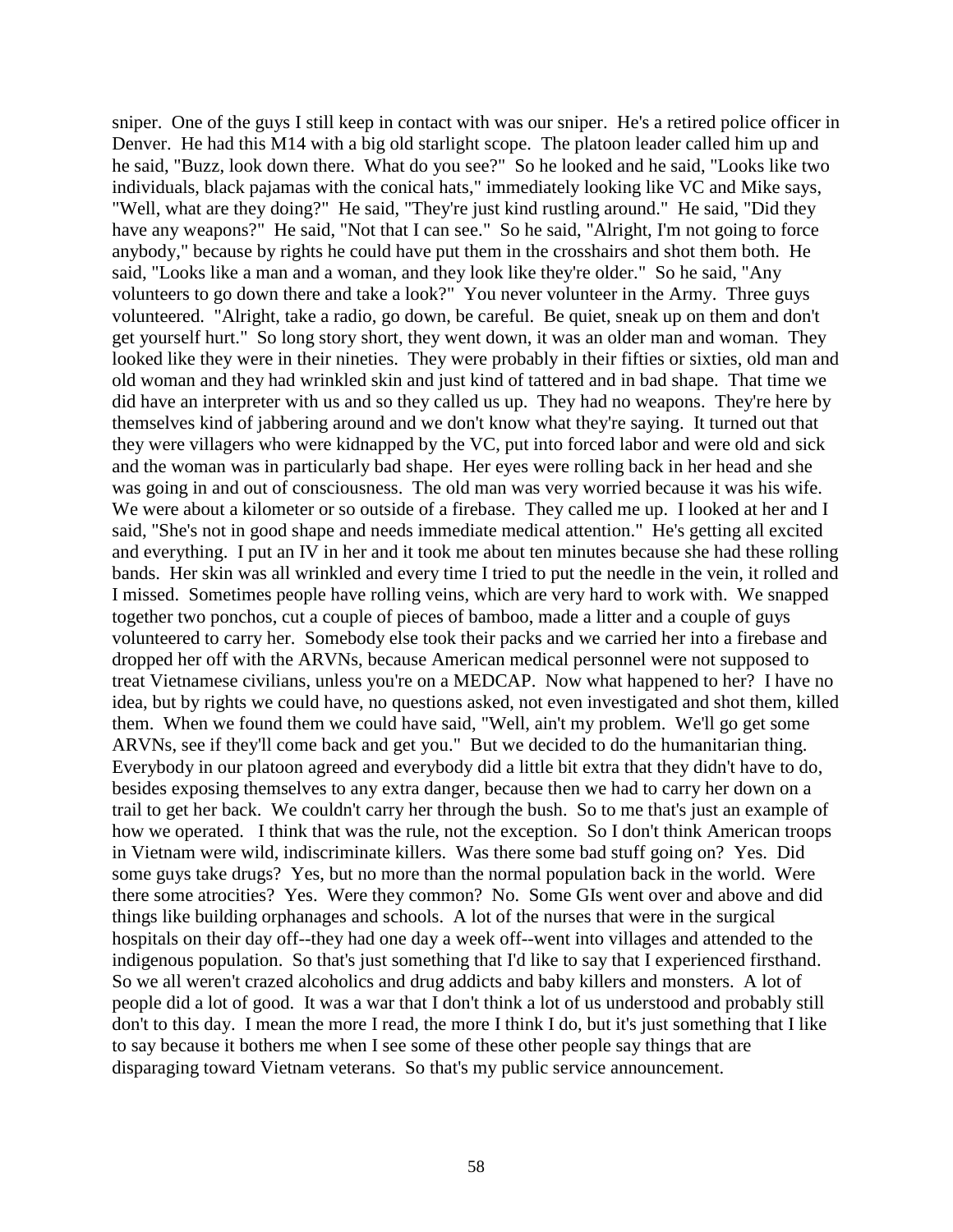sniper. One of the guys I still keep in contact with was our sniper. He's a retired police officer in Denver. He had this M14 with a big old starlight scope. The platoon leader called him up and he said, "Buzz, look down there. What do you see?" So he looked and he said, "Looks like two individuals, black pajamas with the conical hats," immediately looking like VC and Mike says, "Well, what are they doing?" He said, "They're just kind rustling around." He said, "Did they have any weapons?" He said, "Not that I can see." So he said, "Alright, I'm not going to force anybody," because by rights he could have put them in the crosshairs and shot them both. He said, "Looks like a man and a woman, and they look like they're older." So he said, "Any volunteers to go down there and take a look?" You never volunteer in the Army. Three guys volunteered. "Alright, take a radio, go down, be careful. Be quiet, sneak up on them and don't get yourself hurt." So long story short, they went down, it was an older man and woman. They looked like they were in their nineties. They were probably in their fifties or sixties, old man and old woman and they had wrinkled skin and just kind of tattered and in bad shape. That time we did have an interpreter with us and so they called us up. They had no weapons. They're here by themselves kind of jabbering around and we don't know what they're saying. It turned out that they were villagers who were kidnapped by the VC, put into forced labor and were old and sick and the woman was in particularly bad shape. Her eyes were rolling back in her head and she was going in and out of consciousness. The old man was very worried because it was his wife. We were about a kilometer or so outside of a firebase. They called me up. I looked at her and I said, "She's not in good shape and needs immediate medical attention." He's getting all excited and everything. I put an IV in her and it took me about ten minutes because she had these rolling bands. Her skin was all wrinkled and every time I tried to put the needle in the vein, it rolled and I missed. Sometimes people have rolling veins, which are very hard to work with. We snapped together two ponchos, cut a couple of pieces of bamboo, made a litter and a couple of guys volunteered to carry her. Somebody else took their packs and we carried her into a firebase and dropped her off with the ARVNs, because American medical personnel were not supposed to treat Vietnamese civilians, unless you're on a MEDCAP. Now what happened to her? I have no idea, but by rights we could have, no questions asked, not even investigated and shot them, killed them. When we found them we could have said, "Well, ain't my problem. We'll go get some ARVNs, see if they'll come back and get you." But we decided to do the humanitarian thing. Everybody in our platoon agreed and everybody did a little bit extra that they didn't have to do, besides exposing themselves to any extra danger, because then we had to carry her down on a trail to get her back. We couldn't carry her through the bush. So to me that's just an example of how we operated. I think that was the rule, not the exception. So I don't think American troops in Vietnam were wild, indiscriminate killers. Was there some bad stuff going on? Yes. Did some guys take drugs? Yes, but no more than the normal population back in the world. Were there some atrocities? Yes. Were they common? No. Some GIs went over and above and did things like building orphanages and schools. A lot of the nurses that were in the surgical hospitals on their day off--they had one day a week off--went into villages and attended to the indigenous population. So that's just something that I'd like to say that I experienced firsthand. So we all weren't crazed alcoholics and drug addicts and baby killers and monsters. A lot of people did a lot of good. It was a war that I don't think a lot of us understood and probably still don't to this day. I mean the more I read, the more I think I do, but it's just something that I like to say because it bothers me when I see some of these other people say things that are disparaging toward Vietnam veterans. So that's my public service announcement.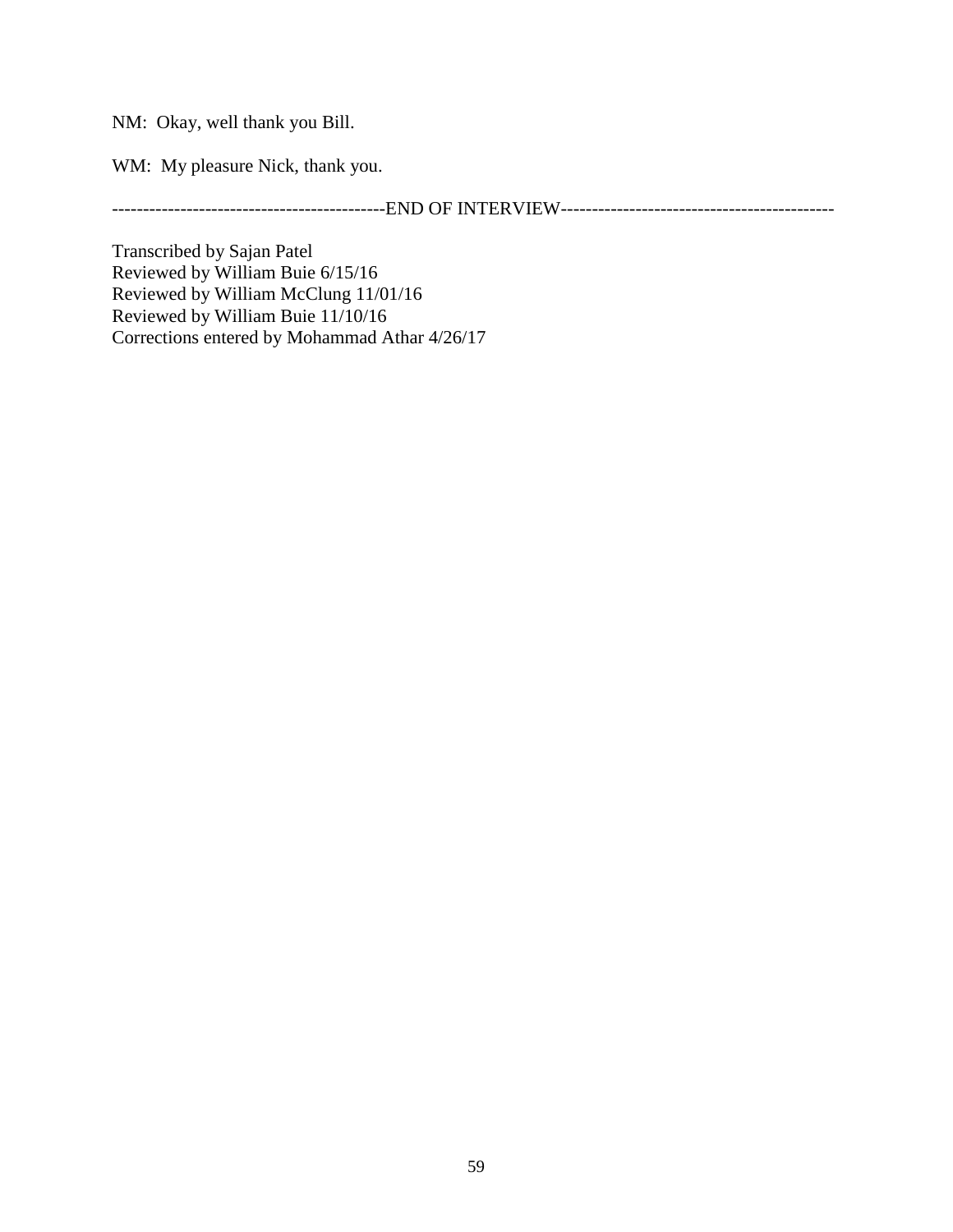NM: Okay, well thank you Bill.

WM: My pleasure Nick, thank you.

--------------------------------------------END OF INTERVIEW--------------------------------------------

Transcribed by Sajan Patel
Reviewed by William Buie 6/15/16
Reviewed by William McClung 11/01/16
Reviewed by William Buie 11/10/16
Corrections entered by Mohammad Athar 4/26/17